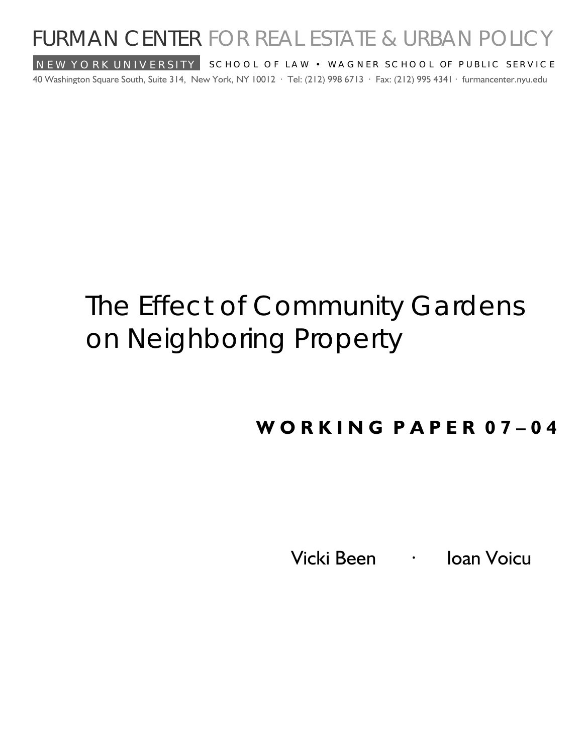FURMAN CENTER FOR REAL ESTATE & URBAN POLICY

NEW YORK UNIVERSITY SCHOOL OF LAW • WAGNER SCHOOL OF PUBLIC SERVICE

40 Washington Square South, Suite 314, New York, NY 10012 · Tel: (212) 998 6713 · Fax: (212) 995 4341 · furmancenter.nyu.edu

# The Effect of Community Gardens on Neighboring Property

## WORKING PAPER 07–04

Vicki Been · Ioan Voicu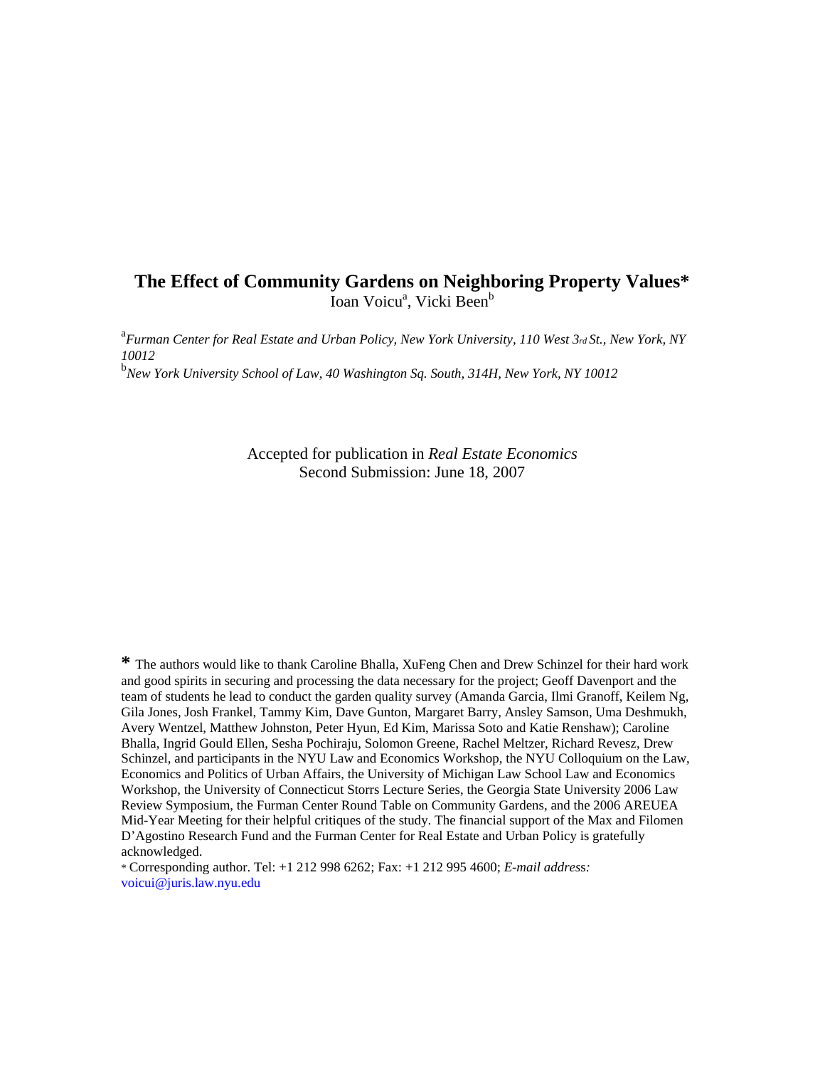# The Effect of Community Gardens on Neighboring Property Values*

Ioan Voicu[a], Vicki Been[b]

[a]*Furman Center for Real Estate and Urban Policy, New York University, 110 West 3rd St., New York, NY 10012*

[b]*New York University School of Law, 40 Washington Sq. South, 314H, New York, NY 10012*

Accepted for publication in *Real Estate Economics*
Second Submission: June 18, 2007

* The authors would like to thank Caroline Bhalla, XuFeng Chen and Drew Schinzel for their hard work and good spirits in securing and processing the data necessary for the project; Geoff Davenport and the team of students he lead to conduct the garden quality survey (Amanda Garcia, Ilmi Granoff, Keilem Ng, Gila Jones, Josh Frankel, Tammy Kim, Dave Gunton, Margaret Barry, Ansley Samson, Uma Deshmukh, Avery Wentzel, Matthew Johnston, Peter Hyun, Ed Kim, Marissa Soto and Katie Renshaw); Caroline Bhalla, Ingrid Gould Ellen, Sesha Pochiraju, Solomon Greene, Rachel Meltzer, Richard Revesz, Drew Schinzel, and participants in the NYU Law and Economics Workshop, the NYU Colloquium on the Law, Economics and Politics of Urban Affairs, the University of Michigan Law School Law and Economics Workshop, the University of Connecticut Storrs Lecture Series, the Georgia State University 2006 Law Review Symposium, the Furman Center Round Table on Community Gardens, and the 2006 AREUEA Mid-Year Meeting for their helpful critiques of the study. The financial support of the Max and Filomen D'Agostino Research Fund and the Furman Center for Real Estate and Urban Policy is gratefully acknowledged.

* Corresponding author. Tel: +1 212 998 6262; Fax: +1 212 995 4600; *E-mail address:* voicui@juris.law.nyu.edu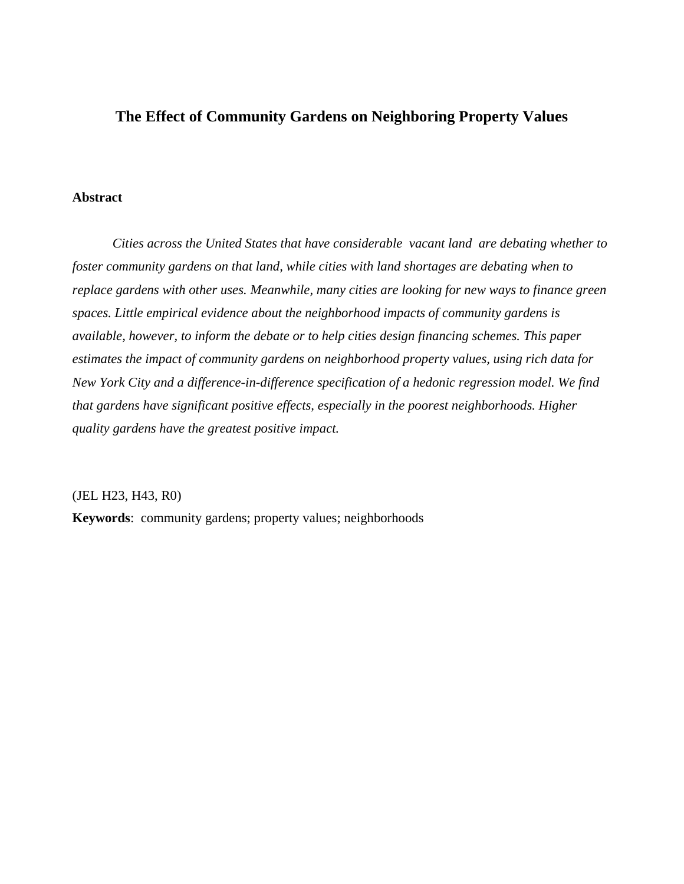# The Effect of Community Gardens on Neighboring Property Values

**Abstract**

*Cities across the United States that have considerable vacant land are debating whether to foster community gardens on that land, while cities with land shortages are debating when to replace gardens with other uses. Meanwhile, many cities are looking for new ways to finance green spaces. Little empirical evidence about the neighborhood impacts of community gardens is available, however, to inform the debate or to help cities design financing schemes. This paper estimates the impact of community gardens on neighborhood property values, using rich data for New York City and a difference-in-difference specification of a hedonic regression model. We find that gardens have significant positive effects, especially in the poorest neighborhoods. Higher quality gardens have the greatest positive impact.*

(JEL H23, H43, R0)

**Keywords**: community gardens; property values; neighborhoods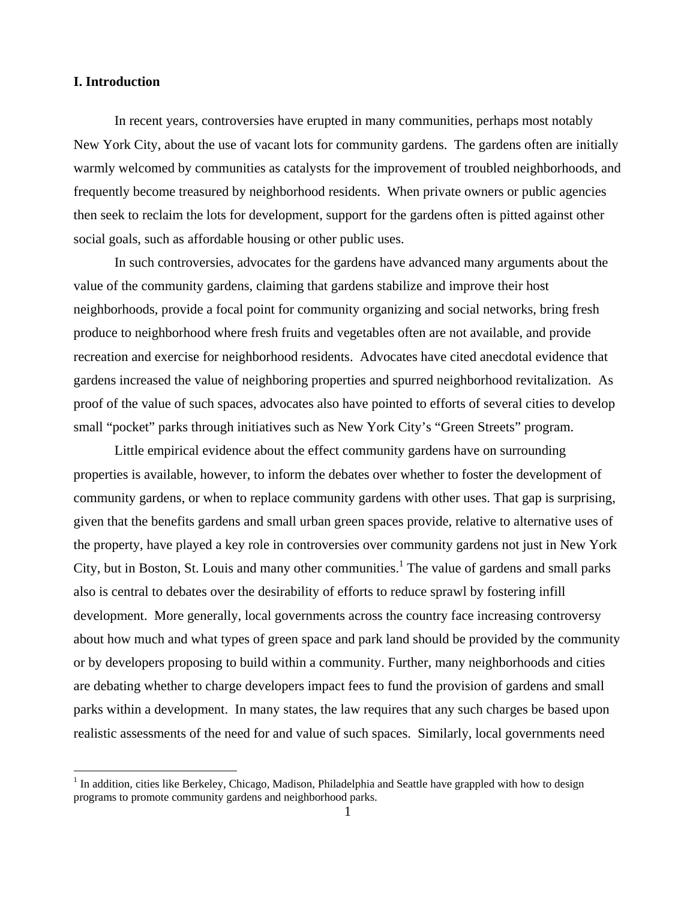## I. Introduction

In recent years, controversies have erupted in many communities, perhaps most notably New York City, about the use of vacant lots for community gardens. The gardens often are initially warmly welcomed by communities as catalysts for the improvement of troubled neighborhoods, and frequently become treasured by neighborhood residents. When private owners or public agencies then seek to reclaim the lots for development, support for the gardens often is pitted against other social goals, such as affordable housing or other public uses.

In such controversies, advocates for the gardens have advanced many arguments about the value of the community gardens, claiming that gardens stabilize and improve their host neighborhoods, provide a focal point for community organizing and social networks, bring fresh produce to neighborhood where fresh fruits and vegetables often are not available, and provide recreation and exercise for neighborhood residents. Advocates have cited anecdotal evidence that gardens increased the value of neighboring properties and spurred neighborhood revitalization. As proof of the value of such spaces, advocates also have pointed to efforts of several cities to develop small "pocket" parks through initiatives such as New York City's "Green Streets" program.

Little empirical evidence about the effect community gardens have on surrounding properties is available, however, to inform the debates over whether to foster the development of community gardens, or when to replace community gardens with other uses. That gap is surprising, given that the benefits gardens and small urban green spaces provide, relative to alternative uses of the property, have played a key role in controversies over community gardens not just in New York City, but in Boston, St. Louis and many other communities.[1] The value of gardens and small parks also is central to debates over the desirability of efforts to reduce sprawl by fostering infill development. More generally, local governments across the country face increasing controversy about how much and what types of green space and park land should be provided by the community or by developers proposing to build within a community. Further, many neighborhoods and cities are debating whether to charge developers impact fees to fund the provision of gardens and small parks within a development. In many states, the law requires that any such charges be based upon realistic assessments of the need for and value of such spaces. Similarly, local governments need

[1] In addition, cities like Berkeley, Chicago, Madison, Philadelphia and Seattle have grappled with how to design programs to promote community gardens and neighborhood parks.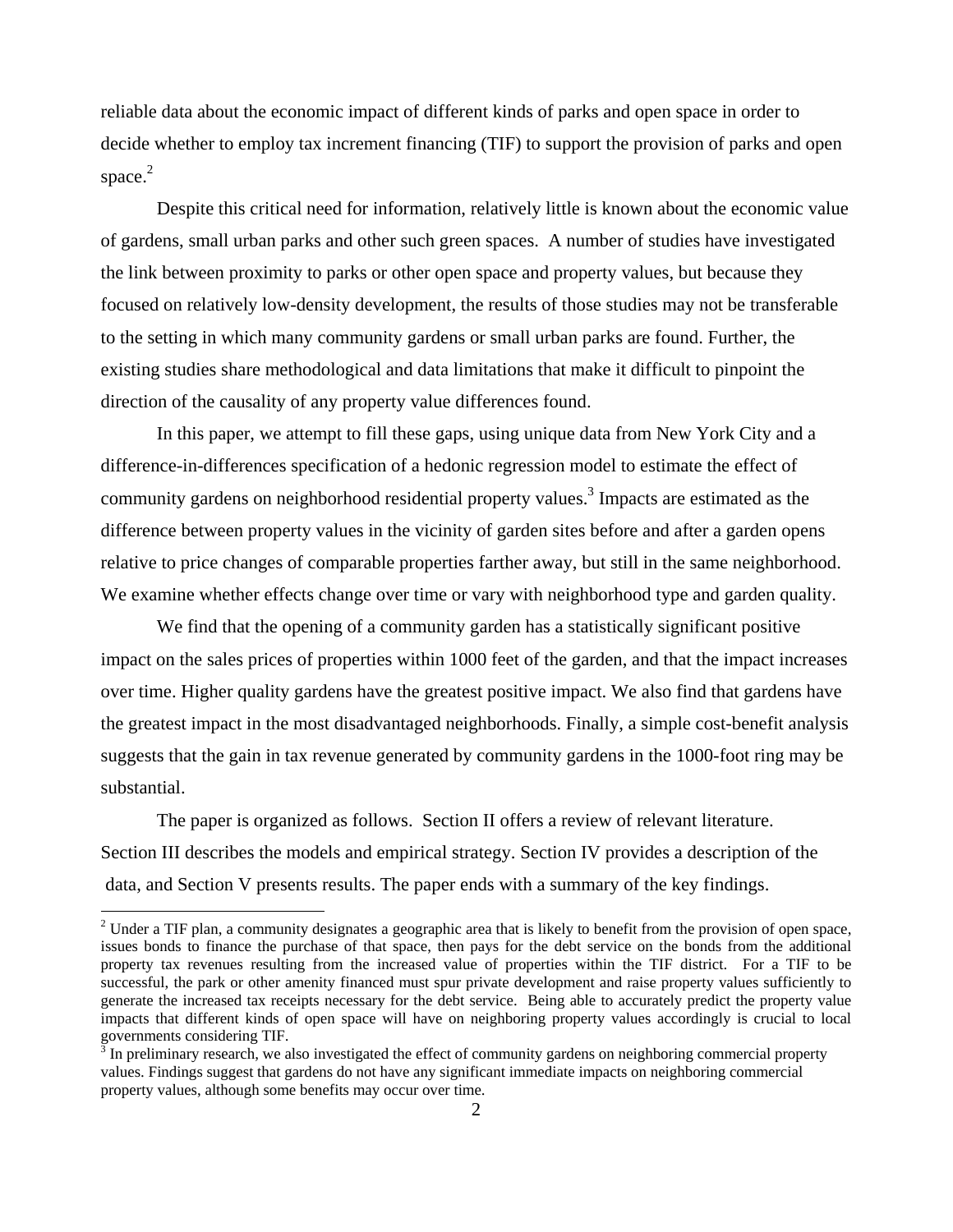reliable data about the economic impact of different kinds of parks and open space in order to decide whether to employ tax increment financing (TIF) to support the provision of parks and open space.[2]

Despite this critical need for information, relatively little is known about the economic value of gardens, small urban parks and other such green spaces. A number of studies have investigated the link between proximity to parks or other open space and property values, but because they focused on relatively low-density development, the results of those studies may not be transferable to the setting in which many community gardens or small urban parks are found. Further, the existing studies share methodological and data limitations that make it difficult to pinpoint the direction of the causality of any property value differences found.

In this paper, we attempt to fill these gaps, using unique data from New York City and a difference-in-differences specification of a hedonic regression model to estimate the effect of community gardens on neighborhood residential property values.[3] Impacts are estimated as the difference between property values in the vicinity of garden sites before and after a garden opens relative to price changes of comparable properties farther away, but still in the same neighborhood. We examine whether effects change over time or vary with neighborhood type and garden quality.

We find that the opening of a community garden has a statistically significant positive impact on the sales prices of properties within 1000 feet of the garden, and that the impact increases over time. Higher quality gardens have the greatest positive impact. We also find that gardens have the greatest impact in the most disadvantaged neighborhoods. Finally, a simple cost-benefit analysis suggests that the gain in tax revenue generated by community gardens in the 1000-foot ring may be substantial.

The paper is organized as follows. Section II offers a review of relevant literature. Section III describes the models and empirical strategy. Section IV provides a description of the data, and Section V presents results. The paper ends with a summary of the key findings.

---

[2] Under a TIF plan, a community designates a geographic area that is likely to benefit from the provision of open space, issues bonds to finance the purchase of that space, then pays for the debt service on the bonds from the additional property tax revenues resulting from the increased value of properties within the TIF district. For a TIF to be successful, the park or other amenity financed must spur private development and raise property values sufficiently to generate the increased tax receipts necessary for the debt service. Being able to accurately predict the property value impacts that different kinds of open space will have on neighboring property values accordingly is crucial to local governments considering TIF.

[3] In preliminary research, we also investigated the effect of community gardens on neighboring commercial property values. Findings suggest that gardens do not have any significant immediate impacts on neighboring commercial property values, although some benefits may occur over time.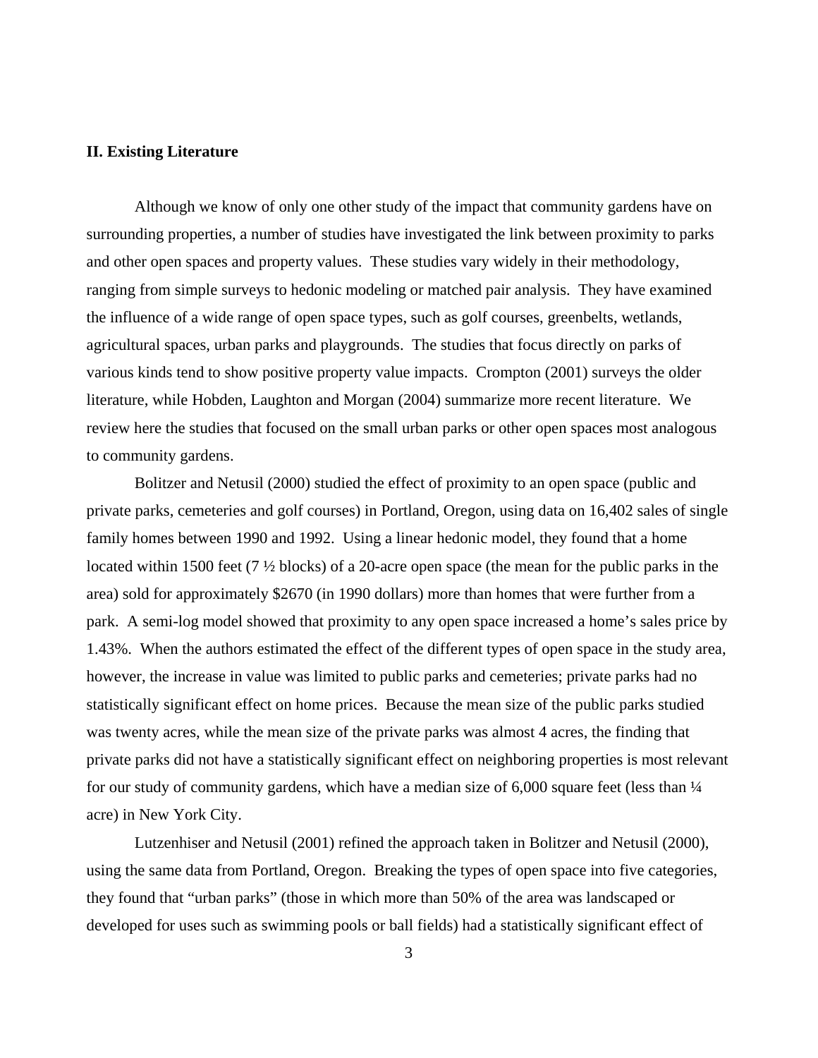## II. Existing Literature

Although we know of only one other study of the impact that community gardens have on surrounding properties, a number of studies have investigated the link between proximity to parks and other open spaces and property values. These studies vary widely in their methodology, ranging from simple surveys to hedonic modeling or matched pair analysis. They have examined the influence of a wide range of open space types, such as golf courses, greenbelts, wetlands, agricultural spaces, urban parks and playgrounds. The studies that focus directly on parks of various kinds tend to show positive property value impacts. Crompton (2001) surveys the older literature, while Hobden, Laughton and Morgan (2004) summarize more recent literature. We review here the studies that focused on the small urban parks or other open spaces most analogous to community gardens.

Bolitzer and Netusil (2000) studied the effect of proximity to an open space (public and private parks, cemeteries and golf courses) in Portland, Oregon, using data on 16,402 sales of single family homes between 1990 and 1992. Using a linear hedonic model, they found that a home located within 1500 feet (7 ½ blocks) of a 20-acre open space (the mean for the public parks in the area) sold for approximately $2670 (in 1990 dollars) more than homes that were further from a park. A semi-log model showed that proximity to any open space increased a home's sales price by 1.43%. When the authors estimated the effect of the different types of open space in the study area, however, the increase in value was limited to public parks and cemeteries; private parks had no statistically significant effect on home prices. Because the mean size of the public parks studied was twenty acres, while the mean size of the private parks was almost 4 acres, the finding that private parks did not have a statistically significant effect on neighboring properties is most relevant for our study of community gardens, which have a median size of 6,000 square feet (less than ¼ acre) in New York City.

Lutzenhiser and Netusil (2001) refined the approach taken in Bolitzer and Netusil (2000), using the same data from Portland, Oregon. Breaking the types of open space into five categories, they found that "urban parks" (those in which more than 50% of the area was landscaped or developed for uses such as swimming pools or ball fields) had a statistically significant effect of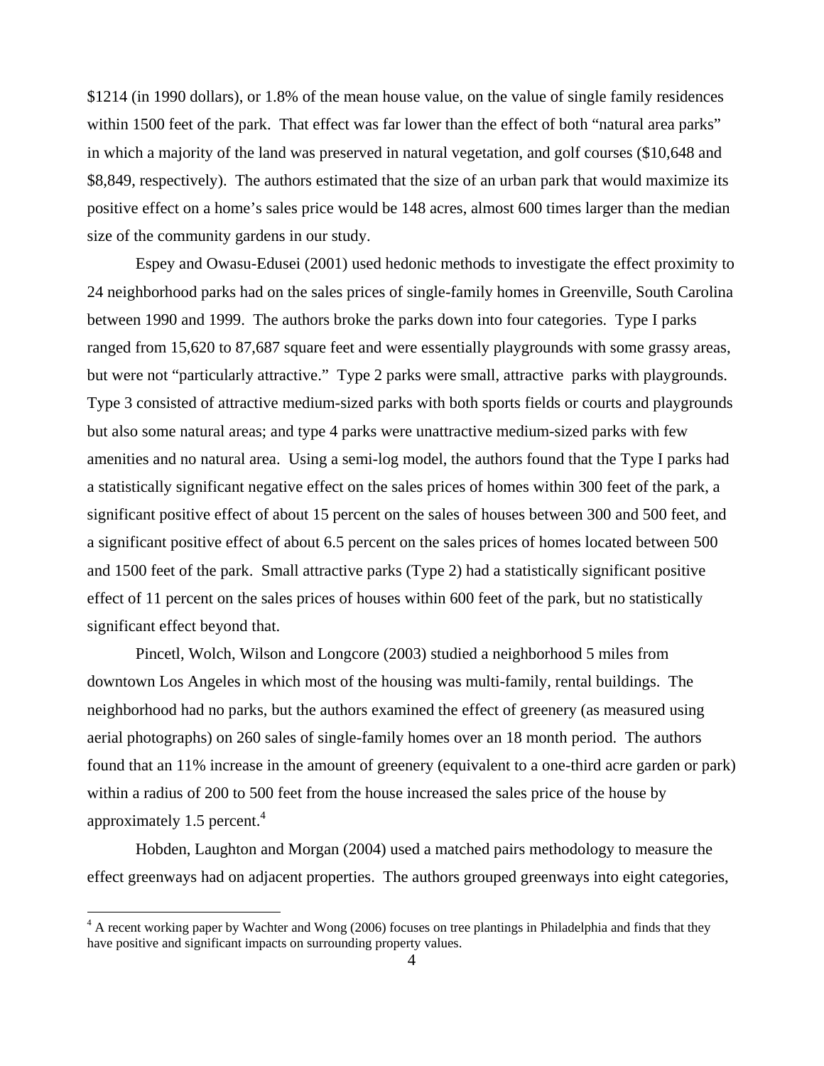$1214 (in 1990 dollars), or 1.8% of the mean house value, on the value of single family residences within 1500 feet of the park. That effect was far lower than the effect of both "natural area parks" in which a majority of the land was preserved in natural vegetation, and golf courses ($10,648 and $8,849, respectively). The authors estimated that the size of an urban park that would maximize its positive effect on a home's sales price would be 148 acres, almost 600 times larger than the median size of the community gardens in our study.

Espey and Owasu-Edusei (2001) used hedonic methods to investigate the effect proximity to 24 neighborhood parks had on the sales prices of single-family homes in Greenville, South Carolina between 1990 and 1999. The authors broke the parks down into four categories. Type I parks ranged from 15,620 to 87,687 square feet and were essentially playgrounds with some grassy areas, but were not "particularly attractive." Type 2 parks were small, attractive parks with playgrounds. Type 3 consisted of attractive medium-sized parks with both sports fields or courts and playgrounds but also some natural areas; and type 4 parks were unattractive medium-sized parks with few amenities and no natural area. Using a semi-log model, the authors found that the Type I parks had a statistically significant negative effect on the sales prices of homes within 300 feet of the park, a significant positive effect of about 15 percent on the sales of houses between 300 and 500 feet, and a significant positive effect of about 6.5 percent on the sales prices of homes located between 500 and 1500 feet of the park. Small attractive parks (Type 2) had a statistically significant positive effect of 11 percent on the sales prices of houses within 600 feet of the park, but no statistically significant effect beyond that.

Pincetl, Wolch, Wilson and Longcore (2003) studied a neighborhood 5 miles from downtown Los Angeles in which most of the housing was multi-family, rental buildings. The neighborhood had no parks, but the authors examined the effect of greenery (as measured using aerial photographs) on 260 sales of single-family homes over an 18 month period. The authors found that an 11% increase in the amount of greenery (equivalent to a one-third acre garden or park) within a radius of 200 to 500 feet from the house increased the sales price of the house by approximately 1.5 percent.[4]

Hobden, Laughton and Morgan (2004) used a matched pairs methodology to measure the effect greenways had on adjacent properties. The authors grouped greenways into eight categories,

[4] A recent working paper by Wachter and Wong (2006) focuses on tree plantings in Philadelphia and finds that they have positive and significant impacts on surrounding property values.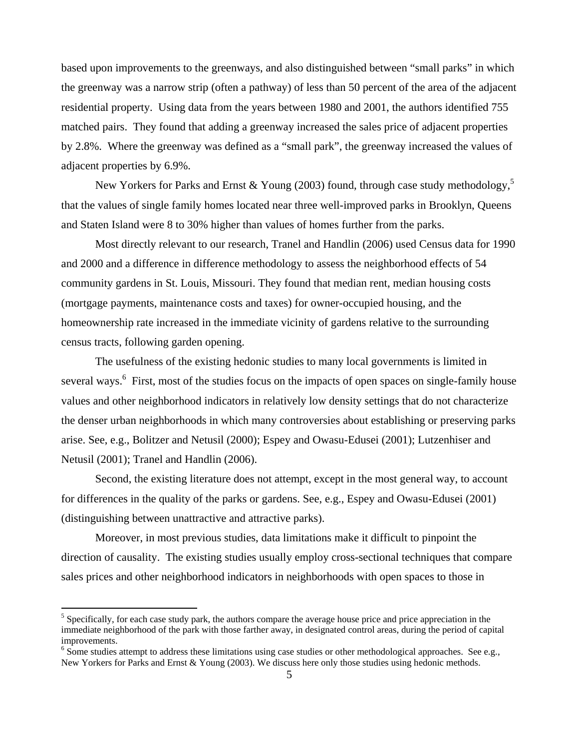based upon improvements to the greenways, and also distinguished between "small parks" in which the greenway was a narrow strip (often a pathway) of less than 50 percent of the area of the adjacent residential property. Using data from the years between 1980 and 2001, the authors identified 755 matched pairs. They found that adding a greenway increased the sales price of adjacent properties by 2.8%. Where the greenway was defined as a "small park", the greenway increased the values of adjacent properties by 6.9%.

New Yorkers for Parks and Ernst & Young (2003) found, through case study methodology,[5] that the values of single family homes located near three well-improved parks in Brooklyn, Queens and Staten Island were 8 to 30% higher than values of homes further from the parks.

Most directly relevant to our research, Tranel and Handlin (2006) used Census data for 1990 and 2000 and a difference in difference methodology to assess the neighborhood effects of 54 community gardens in St. Louis, Missouri. They found that median rent, median housing costs (mortgage payments, maintenance costs and taxes) for owner-occupied housing, and the homeownership rate increased in the immediate vicinity of gardens relative to the surrounding census tracts, following garden opening.

The usefulness of the existing hedonic studies to many local governments is limited in several ways.[6] First, most of the studies focus on the impacts of open spaces on single-family house values and other neighborhood indicators in relatively low density settings that do not characterize the denser urban neighborhoods in which many controversies about establishing or preserving parks arise. See, e.g., Bolitzer and Netusil (2000); Espey and Owasu-Edusei (2001); Lutzenhiser and Netusil (2001); Tranel and Handlin (2006).

Second, the existing literature does not attempt, except in the most general way, to account for differences in the quality of the parks or gardens. See, e.g., Espey and Owasu-Edusei (2001) (distinguishing between unattractive and attractive parks).

Moreover, in most previous studies, data limitations make it difficult to pinpoint the direction of causality. The existing studies usually employ cross-sectional techniques that compare sales prices and other neighborhood indicators in neighborhoods with open spaces to those in

[5] Specifically, for each case study park, the authors compare the average house price and price appreciation in the immediate neighborhood of the park with those farther away, in designated control areas, during the period of capital improvements.

[6] Some studies attempt to address these limitations using case studies or other methodological approaches. See e.g., New Yorkers for Parks and Ernst & Young (2003). We discuss here only those studies using hedonic methods.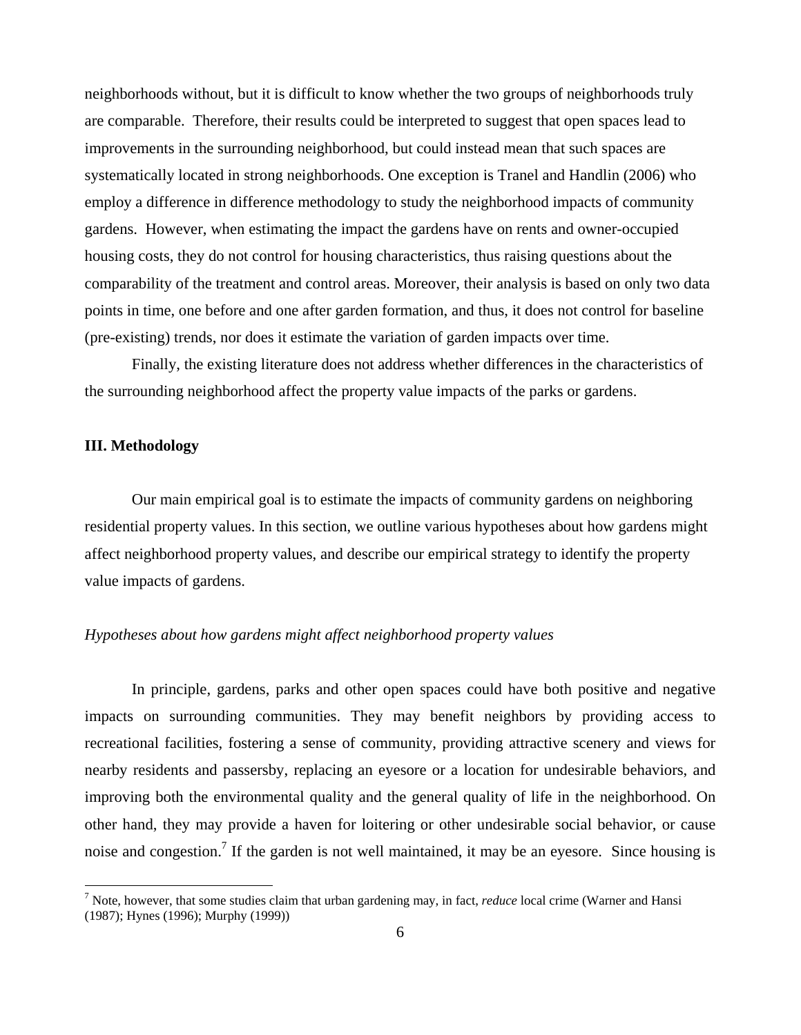neighborhoods without, but it is difficult to know whether the two groups of neighborhoods truly are comparable. Therefore, their results could be interpreted to suggest that open spaces lead to improvements in the surrounding neighborhood, but could instead mean that such spaces are systematically located in strong neighborhoods. One exception is Tranel and Handlin (2006) who employ a difference in difference methodology to study the neighborhood impacts of community gardens. However, when estimating the impact the gardens have on rents and owner-occupied housing costs, they do not control for housing characteristics, thus raising questions about the comparability of the treatment and control areas. Moreover, their analysis is based on only two data points in time, one before and one after garden formation, and thus, it does not control for baseline (pre-existing) trends, nor does it estimate the variation of garden impacts over time.

Finally, the existing literature does not address whether differences in the characteristics of the surrounding neighborhood affect the property value impacts of the parks or gardens.

## III. Methodology

Our main empirical goal is to estimate the impacts of community gardens on neighboring residential property values. In this section, we outline various hypotheses about how gardens might affect neighborhood property values, and describe our empirical strategy to identify the property value impacts of gardens.

### *Hypotheses about how gardens might affect neighborhood property values*

In principle, gardens, parks and other open spaces could have both positive and negative impacts on surrounding communities. They may benefit neighbors by providing access to recreational facilities, fostering a sense of community, providing attractive scenery and views for nearby residents and passersby, replacing an eyesore or a location for undesirable behaviors, and improving both the environmental quality and the general quality of life in the neighborhood. On other hand, they may provide a haven for loitering or other undesirable social behavior, or cause noise and congestion.[7] If the garden is not well maintained, it may be an eyesore. Since housing is

[7] Note, however, that some studies claim that urban gardening may, in fact, *reduce* local crime (Warner and Hansi (1987); Hynes (1996); Murphy (1999))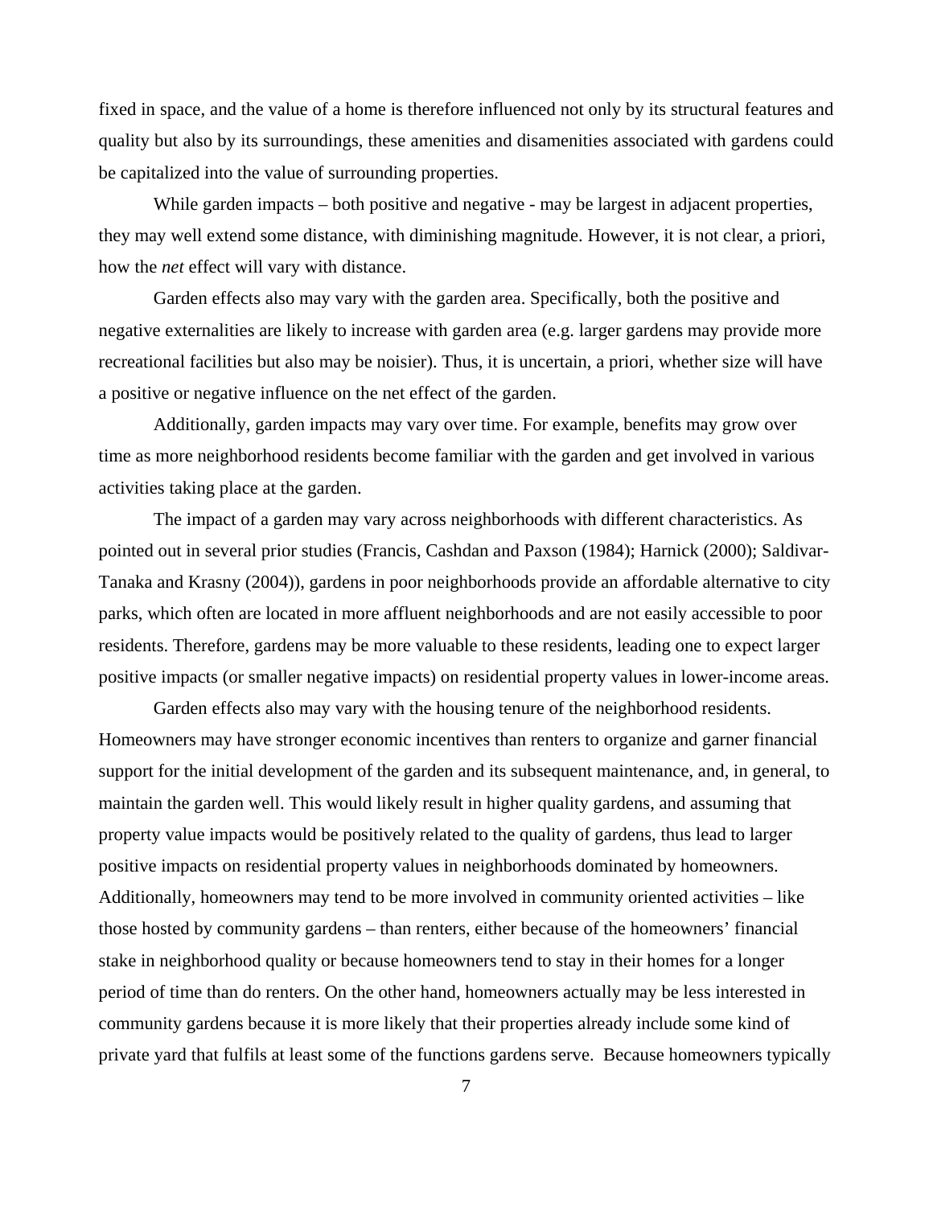fixed in space, and the value of a home is therefore influenced not only by its structural features and quality but also by its surroundings, these amenities and disamenities associated with gardens could be capitalized into the value of surrounding properties.

While garden impacts – both positive and negative - may be largest in adjacent properties, they may well extend some distance, with diminishing magnitude. However, it is not clear, a priori, how the *net* effect will vary with distance.

Garden effects also may vary with the garden area. Specifically, both the positive and negative externalities are likely to increase with garden area (e.g. larger gardens may provide more recreational facilities but also may be noisier). Thus, it is uncertain, a priori, whether size will have a positive or negative influence on the net effect of the garden.

Additionally, garden impacts may vary over time. For example, benefits may grow over time as more neighborhood residents become familiar with the garden and get involved in various activities taking place at the garden.

The impact of a garden may vary across neighborhoods with different characteristics. As pointed out in several prior studies (Francis, Cashdan and Paxson (1984); Harnick (2000); Saldivar-Tanaka and Krasny (2004)), gardens in poor neighborhoods provide an affordable alternative to city parks, which often are located in more affluent neighborhoods and are not easily accessible to poor residents. Therefore, gardens may be more valuable to these residents, leading one to expect larger positive impacts (or smaller negative impacts) on residential property values in lower-income areas.

Garden effects also may vary with the housing tenure of the neighborhood residents. Homeowners may have stronger economic incentives than renters to organize and garner financial support for the initial development of the garden and its subsequent maintenance, and, in general, to maintain the garden well. This would likely result in higher quality gardens, and assuming that property value impacts would be positively related to the quality of gardens, thus lead to larger positive impacts on residential property values in neighborhoods dominated by homeowners. Additionally, homeowners may tend to be more involved in community oriented activities – like those hosted by community gardens – than renters, either because of the homeowners' financial stake in neighborhood quality or because homeowners tend to stay in their homes for a longer period of time than do renters. On the other hand, homeowners actually may be less interested in community gardens because it is more likely that their properties already include some kind of private yard that fulfils at least some of the functions gardens serve. Because homeowners typically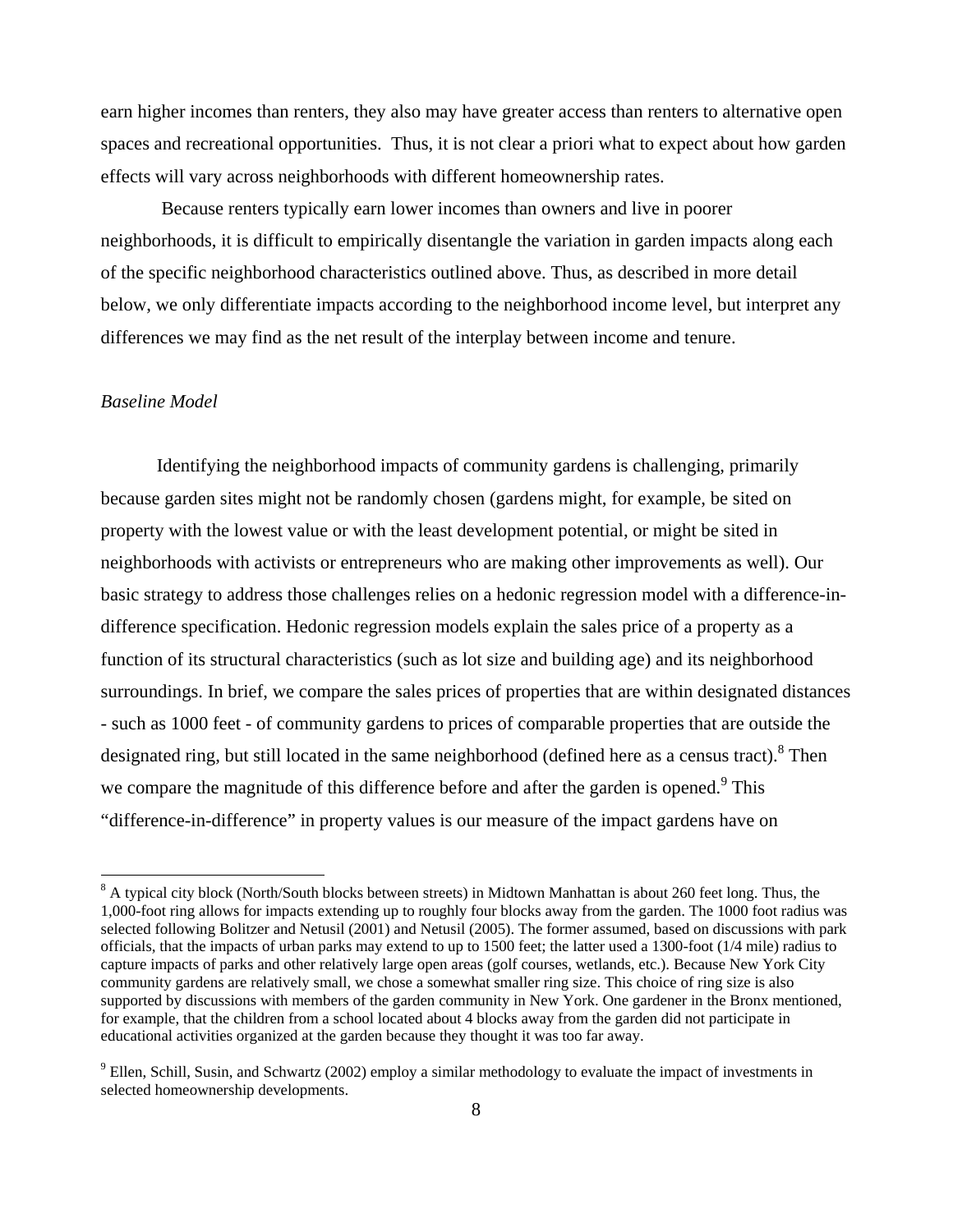earn higher incomes than renters, they also may have greater access than renters to alternative open spaces and recreational opportunities. Thus, it is not clear a priori what to expect about how garden effects will vary across neighborhoods with different homeownership rates.

Because renters typically earn lower incomes than owners and live in poorer neighborhoods, it is difficult to empirically disentangle the variation in garden impacts along each of the specific neighborhood characteristics outlined above. Thus, as described in more detail below, we only differentiate impacts according to the neighborhood income level, but interpret any differences we may find as the net result of the interplay between income and tenure.

### *Baseline Model*

Identifying the neighborhood impacts of community gardens is challenging, primarily because garden sites might not be randomly chosen (gardens might, for example, be sited on property with the lowest value or with the least development potential, or might be sited in neighborhoods with activists or entrepreneurs who are making other improvements as well). Our basic strategy to address those challenges relies on a hedonic regression model with a difference-in-difference specification. Hedonic regression models explain the sales price of a property as a function of its structural characteristics (such as lot size and building age) and its neighborhood surroundings. In brief, we compare the sales prices of properties that are within designated distances - such as 1000 feet - of community gardens to prices of comparable properties that are outside the designated ring, but still located in the same neighborhood (defined here as a census tract).[8] Then we compare the magnitude of this difference before and after the garden is opened.[9] This "difference-in-difference" in property values is our measure of the impact gardens have on

[8] A typical city block (North/South blocks between streets) in Midtown Manhattan is about 260 feet long. Thus, the 1,000-foot ring allows for impacts extending up to roughly four blocks away from the garden. The 1000 foot radius was selected following Bolitzer and Netusil (2001) and Netusil (2005). The former assumed, based on discussions with park officials, that the impacts of urban parks may extend to up to 1500 feet; the latter used a 1300-foot (1/4 mile) radius to capture impacts of parks and other relatively large open areas (golf courses, wetlands, etc.). Because New York City community gardens are relatively small, we chose a somewhat smaller ring size. This choice of ring size is also supported by discussions with members of the garden community in New York. One gardener in the Bronx mentioned, for example, that the children from a school located about 4 blocks away from the garden did not participate in educational activities organized at the garden because they thought it was too far away.

[9] Ellen, Schill, Susin, and Schwartz (2002) employ a similar methodology to evaluate the impact of investments in selected homeownership developments.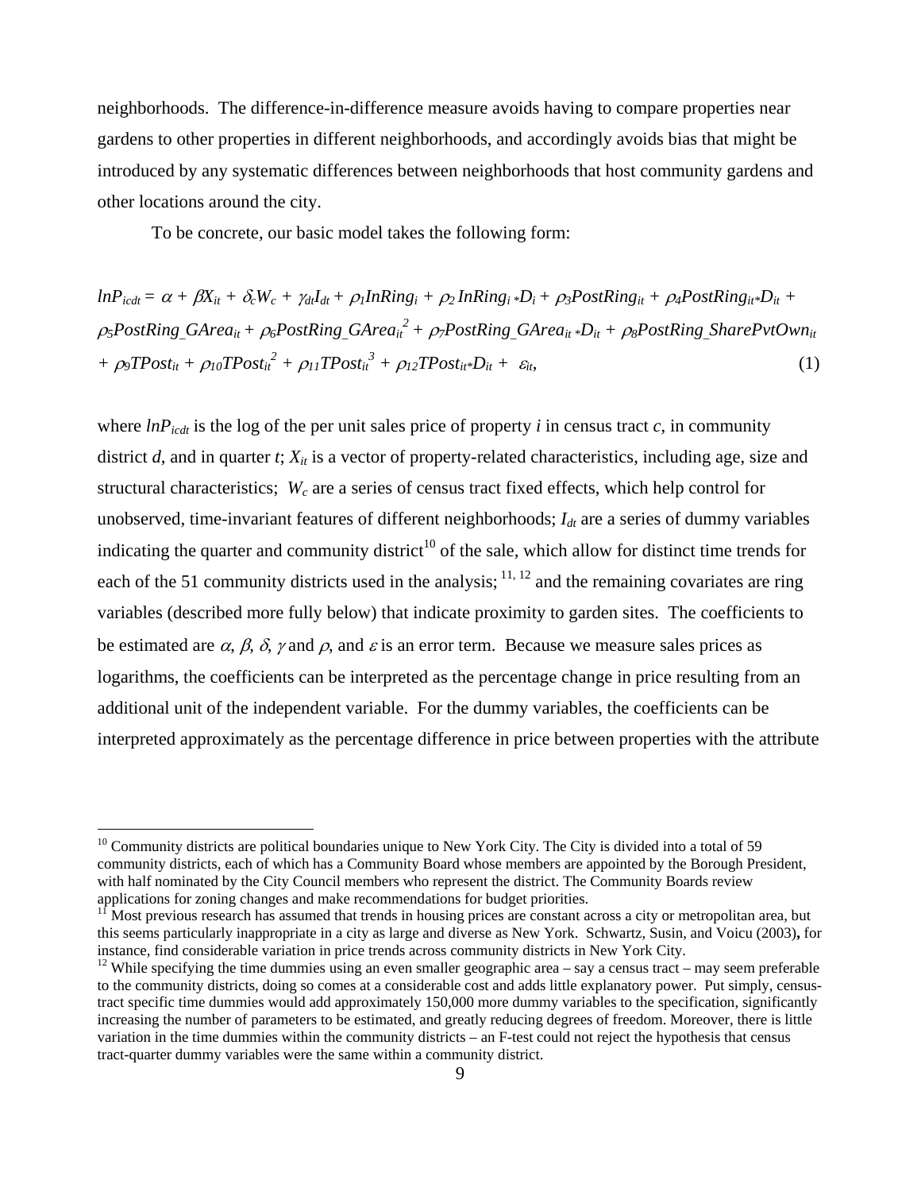neighborhoods. The difference-in-difference measure avoids having to compare properties near gardens to other properties in different neighborhoods, and accordingly avoids bias that might be introduced by any systematic differences between neighborhoods that host community gardens and other locations around the city.

To be concrete, our basic model takes the following form:

$$lnP_{icdt} = \alpha + \beta X_{it} + \delta_c W_c + \gamma_{dt} I_{dt} + \rho_1 InRing_i + \rho_2\, InRing_i * D_i + \rho_3 PostRing_{it} + \rho_4 PostRing_{it} * D_{it} +$$
$$\rho_5 PostRing\_GArea_{it} + \rho_6 PostRing\_GArea_{it}^2 + \rho_7 PostRing\_GArea_{it} * D_{it} + \rho_8 PostRing\_SharePvtOwn_{it}$$
$$+ \rho_9 TPost_{it} + \rho_{10} TPost_{it}^2 + \rho_{11} TPost_{it}^3 + \rho_{12} TPost_{it} * D_{it} + \varepsilon_{it}, \qquad (1)$$

where $lnP_{icdt}$ is the log of the per unit sales price of property *i* in census tract *c*, in community district *d*, and in quarter *t*; $X_{it}$ is a vector of property-related characteristics, including age, size and structural characteristics; $W_c$ are a series of census tract fixed effects, which help control for unobserved, time-invariant features of different neighborhoods; $I_{dt}$ are a series of dummy variables indicating the quarter and community district[10] of the sale, which allow for distinct time trends for each of the 51 community districts used in the analysis; [11, 12] and the remaining covariates are ring variables (described more fully below) that indicate proximity to garden sites. The coefficients to be estimated are $\alpha$, $\beta$, $\delta$, $\gamma$ and $\rho$, and $\varepsilon$ is an error term. Because we measure sales prices as logarithms, the coefficients can be interpreted as the percentage change in price resulting from an additional unit of the independent variable. For the dummy variables, the coefficients can be interpreted approximately as the percentage difference in price between properties with the attribute

---

[10] Community districts are political boundaries unique to New York City. The City is divided into a total of 59 community districts, each of which has a Community Board whose members are appointed by the Borough President, with half nominated by the City Council members who represent the district. The Community Boards review applications for zoning changes and make recommendations for budget priorities.

[11] Most previous research has assumed that trends in housing prices are constant across a city or metropolitan area, but this seems particularly inappropriate in a city as large and diverse as New York. Schwartz, Susin, and Voicu (2003), for instance, find considerable variation in price trends across community districts in New York City.

[12] While specifying the time dummies using an even smaller geographic area – say a census tract – may seem preferable to the community districts, doing so comes at a considerable cost and adds little explanatory power. Put simply, census-tract specific time dummies would add approximately 150,000 more dummy variables to the specification, significantly increasing the number of parameters to be estimated, and greatly reducing degrees of freedom. Moreover, there is little variation in the time dummies within the community districts – an F-test could not reject the hypothesis that census tract-quarter dummy variables were the same within a community district.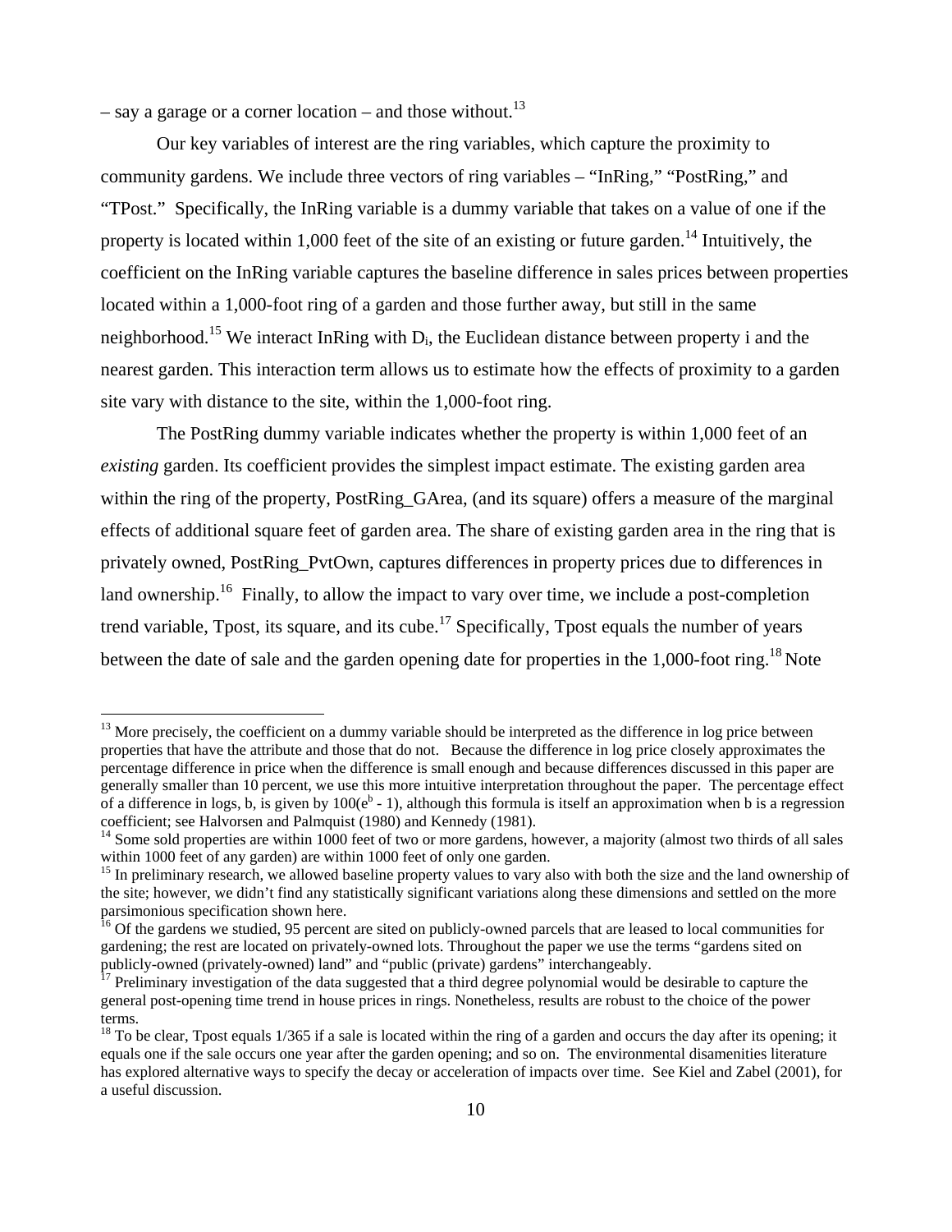– say a garage or a corner location – and those without.[13]

Our key variables of interest are the ring variables, which capture the proximity to community gardens. We include three vectors of ring variables – "InRing," "PostRing," and "TPost." Specifically, the InRing variable is a dummy variable that takes on a value of one if the property is located within 1,000 feet of the site of an existing or future garden.[14] Intuitively, the coefficient on the InRing variable captures the baseline difference in sales prices between properties located within a 1,000-foot ring of a garden and those further away, but still in the same neighborhood.[15] We interact InRing with $D_i$, the Euclidean distance between property i and the nearest garden. This interaction term allows us to estimate how the effects of proximity to a garden site vary with distance to the site, within the 1,000-foot ring.

The PostRing dummy variable indicates whether the property is within 1,000 feet of an *existing* garden. Its coefficient provides the simplest impact estimate. The existing garden area within the ring of the property, PostRing_GArea, (and its square) offers a measure of the marginal effects of additional square feet of garden area. The share of existing garden area in the ring that is privately owned, PostRing_PvtOwn, captures differences in property prices due to differences in land ownership.[16] Finally, to allow the impact to vary over time, we include a post-completion trend variable, Tpost, its square, and its cube.[17] Specifically, Tpost equals the number of years between the date of sale and the garden opening date for properties in the 1,000-foot ring.[18] Note

---

[13] More precisely, the coefficient on a dummy variable should be interpreted as the difference in log price between properties that have the attribute and those that do not. Because the difference in log price closely approximates the percentage difference in price when the difference is small enough and because differences discussed in this paper are generally smaller than 10 percent, we use this more intuitive interpretation throughout the paper. The percentage effect of a difference in logs, b, is given by $100(e^b - 1)$, although this formula is itself an approximation when b is a regression coefficient; see Halvorsen and Palmquist (1980) and Kennedy (1981).

[14] Some sold properties are within 1000 feet of two or more gardens, however, a majority (almost two thirds of all sales within 1000 feet of any garden) are within 1000 feet of only one garden.

[15] In preliminary research, we allowed baseline property values to vary also with both the size and the land ownership of the site; however, we didn't find any statistically significant variations along these dimensions and settled on the more parsimonious specification shown here.

[16] Of the gardens we studied, 95 percent are sited on publicly-owned parcels that are leased to local communities for gardening; the rest are located on privately-owned lots. Throughout the paper we use the terms "gardens sited on publicly-owned (privately-owned) land" and "public (private) gardens" interchangeably.

[17] Preliminary investigation of the data suggested that a third degree polynomial would be desirable to capture the general post-opening time trend in house prices in rings. Nonetheless, results are robust to the choice of the power terms.

[18] To be clear, Tpost equals 1/365 if a sale is located within the ring of a garden and occurs the day after its opening; it equals one if the sale occurs one year after the garden opening; and so on. The environmental disamenities literature has explored alternative ways to specify the decay or acceleration of impacts over time. See Kiel and Zabel (2001), for a useful discussion.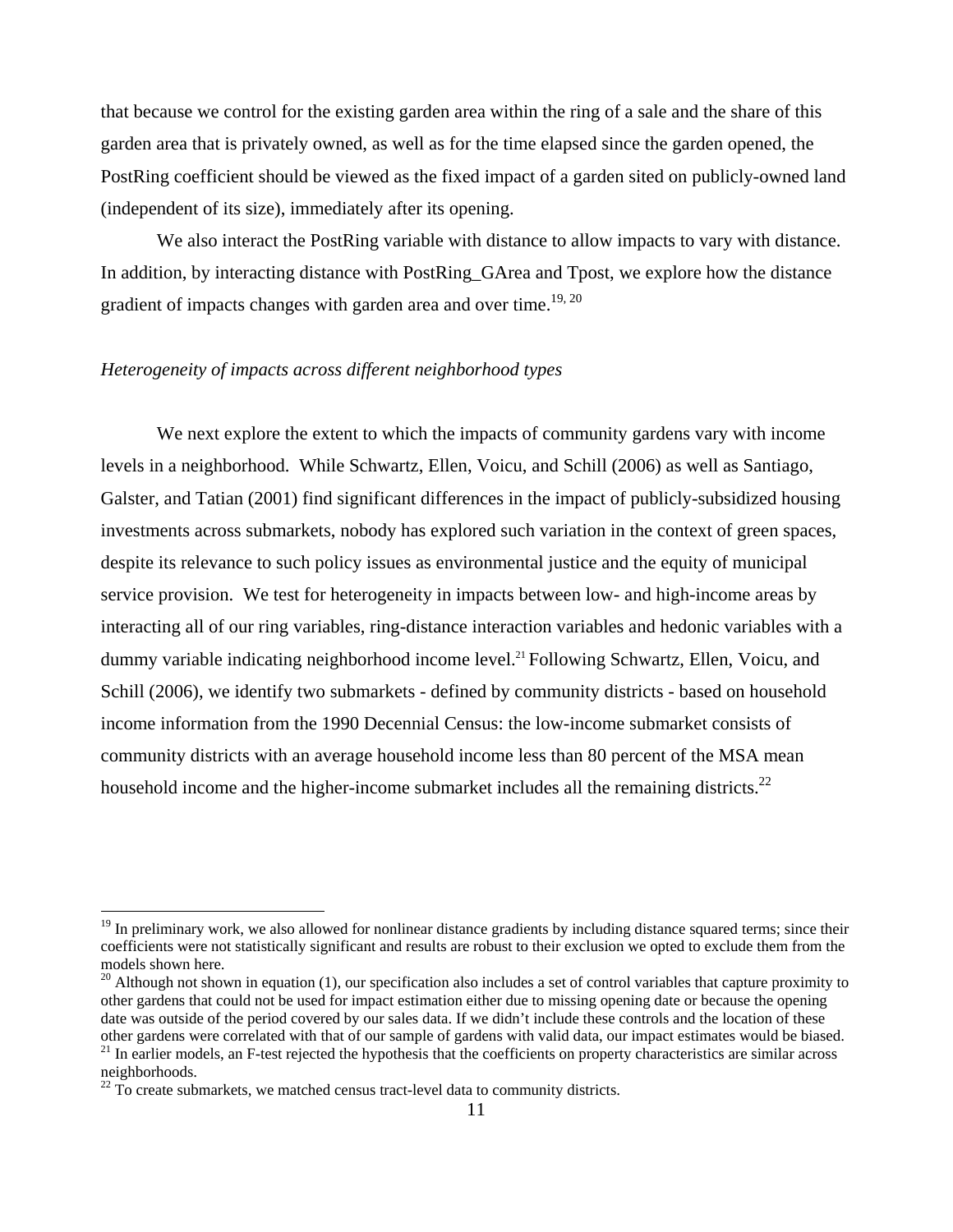that because we control for the existing garden area within the ring of a sale and the share of this garden area that is privately owned, as well as for the time elapsed since the garden opened, the PostRing coefficient should be viewed as the fixed impact of a garden sited on publicly-owned land (independent of its size), immediately after its opening.

We also interact the PostRing variable with distance to allow impacts to vary with distance. In addition, by interacting distance with PostRing_GArea and Tpost, we explore how the distance gradient of impacts changes with garden area and over time.[19, 20]

*Heterogeneity of impacts across different neighborhood types*

We next explore the extent to which the impacts of community gardens vary with income levels in a neighborhood. While Schwartz, Ellen, Voicu, and Schill (2006) as well as Santiago, Galster, and Tatian (2001) find significant differences in the impact of publicly-subsidized housing investments across submarkets, nobody has explored such variation in the context of green spaces, despite its relevance to such policy issues as environmental justice and the equity of municipal service provision. We test for heterogeneity in impacts between low- and high-income areas by interacting all of our ring variables, ring-distance interaction variables and hedonic variables with a dummy variable indicating neighborhood income level.[21] Following Schwartz, Ellen, Voicu, and Schill (2006), we identify two submarkets - defined by community districts - based on household income information from the 1990 Decennial Census: the low-income submarket consists of community districts with an average household income less than 80 percent of the MSA mean household income and the higher-income submarket includes all the remaining districts.[22]

---

[19] In preliminary work, we also allowed for nonlinear distance gradients by including distance squared terms; since their coefficients were not statistically significant and results are robust to their exclusion we opted to exclude them from the models shown here.

[20] Although not shown in equation (1), our specification also includes a set of control variables that capture proximity to other gardens that could not be used for impact estimation either due to missing opening date or because the opening date was outside of the period covered by our sales data. If we didn't include these controls and the location of these other gardens were correlated with that of our sample of gardens with valid data, our impact estimates would be biased.

[21] In earlier models, an F-test rejected the hypothesis that the coefficients on property characteristics are similar across neighborhoods.

[22] To create submarkets, we matched census tract-level data to community districts.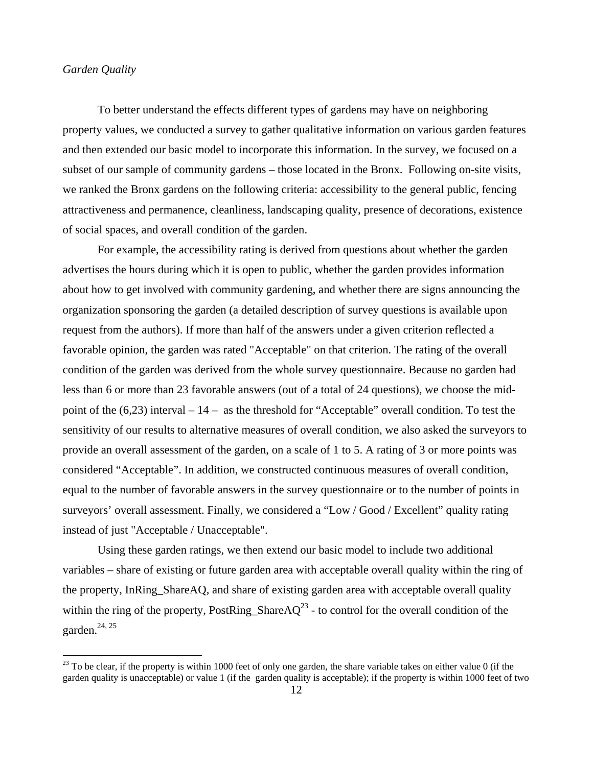*Garden Quality*

To better understand the effects different types of gardens may have on neighboring property values, we conducted a survey to gather qualitative information on various garden features and then extended our basic model to incorporate this information. In the survey, we focused on a subset of our sample of community gardens – those located in the Bronx. Following on-site visits, we ranked the Bronx gardens on the following criteria: accessibility to the general public, fencing attractiveness and permanence, cleanliness, landscaping quality, presence of decorations, existence of social spaces, and overall condition of the garden.

For example, the accessibility rating is derived from questions about whether the garden advertises the hours during which it is open to public, whether the garden provides information about how to get involved with community gardening, and whether there are signs announcing the organization sponsoring the garden (a detailed description of survey questions is available upon request from the authors). If more than half of the answers under a given criterion reflected a favorable opinion, the garden was rated "Acceptable" on that criterion. The rating of the overall condition of the garden was derived from the whole survey questionnaire. Because no garden had less than 6 or more than 23 favorable answers (out of a total of 24 questions), we choose the mid-point of the (6,23) interval – 14 – as the threshold for "Acceptable" overall condition. To test the sensitivity of our results to alternative measures of overall condition, we also asked the surveyors to provide an overall assessment of the garden, on a scale of 1 to 5. A rating of 3 or more points was considered "Acceptable". In addition, we constructed continuous measures of overall condition, equal to the number of favorable answers in the survey questionnaire or to the number of points in surveyors' overall assessment. Finally, we considered a "Low / Good / Excellent" quality rating instead of just "Acceptable / Unacceptable".

Using these garden ratings, we then extend our basic model to include two additional variables – share of existing or future garden area with acceptable overall quality within the ring of the property, InRing_ShareAQ, and share of existing garden area with acceptable overall quality within the ring of the property, PostRing_ShareAQ[23] - to control for the overall condition of the garden.[24, 25]

[23] To be clear, if the property is within 1000 feet of only one garden, the share variable takes on either value 0 (if the garden quality is unacceptable) or value 1 (if the garden quality is acceptable); if the property is within 1000 feet of two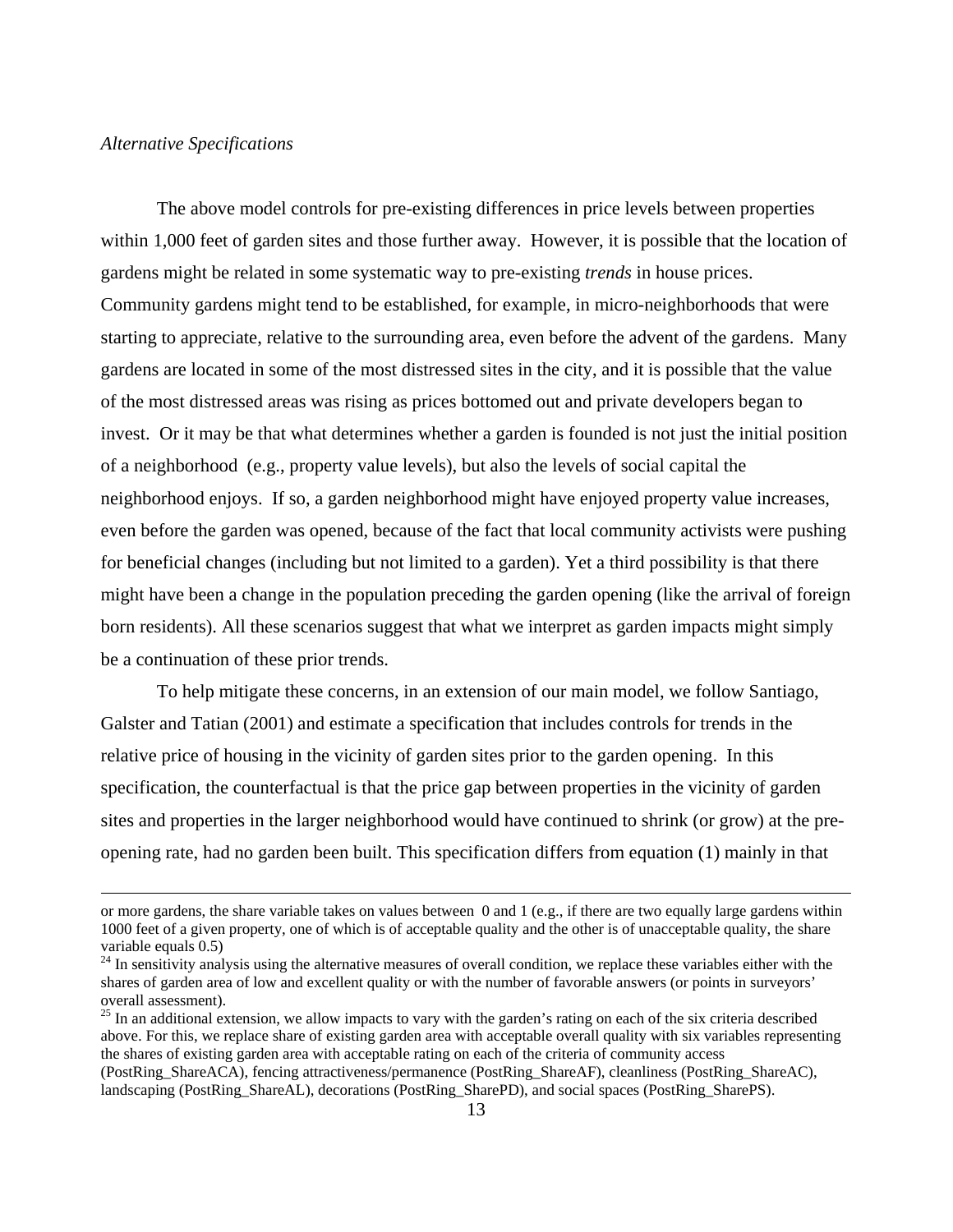*Alternative Specifications*

The above model controls for pre-existing differences in price levels between properties within 1,000 feet of garden sites and those further away. However, it is possible that the location of gardens might be related in some systematic way to pre-existing *trends* in house prices. Community gardens might tend to be established, for example, in micro-neighborhoods that were starting to appreciate, relative to the surrounding area, even before the advent of the gardens. Many gardens are located in some of the most distressed sites in the city, and it is possible that the value of the most distressed areas was rising as prices bottomed out and private developers began to invest. Or it may be that what determines whether a garden is founded is not just the initial position of a neighborhood (e.g., property value levels), but also the levels of social capital the neighborhood enjoys. If so, a garden neighborhood might have enjoyed property value increases, even before the garden was opened, because of the fact that local community activists were pushing for beneficial changes (including but not limited to a garden). Yet a third possibility is that there might have been a change in the population preceding the garden opening (like the arrival of foreign born residents). All these scenarios suggest that what we interpret as garden impacts might simply be a continuation of these prior trends.

To help mitigate these concerns, in an extension of our main model, we follow Santiago, Galster and Tatian (2001) and estimate a specification that includes controls for trends in the relative price of housing in the vicinity of garden sites prior to the garden opening. In this specification, the counterfactual is that the price gap between properties in the vicinity of garden sites and properties in the larger neighborhood would have continued to shrink (or grow) at the pre-opening rate, had no garden been built. This specification differs from equation (1) mainly in that

---

or more gardens, the share variable takes on values between 0 and 1 (e.g., if there are two equally large gardens within 1000 feet of a given property, one of which is of acceptable quality and the other is of unacceptable quality, the share variable equals 0.5)

[24] In sensitivity analysis using the alternative measures of overall condition, we replace these variables either with the shares of garden area of low and excellent quality or with the number of favorable answers (or points in surveyors' overall assessment).

[25] In an additional extension, we allow impacts to vary with the garden's rating on each of the six criteria described above. For this, we replace share of existing garden area with acceptable overall quality with six variables representing the shares of existing garden area with acceptable rating on each of the criteria of community access (PostRing_ShareACA), fencing attractiveness/permanence (PostRing_ShareAF), cleanliness (PostRing_ShareAC), landscaping (PostRing_ShareAL), decorations (PostRing_SharePD), and social spaces (PostRing_SharePS).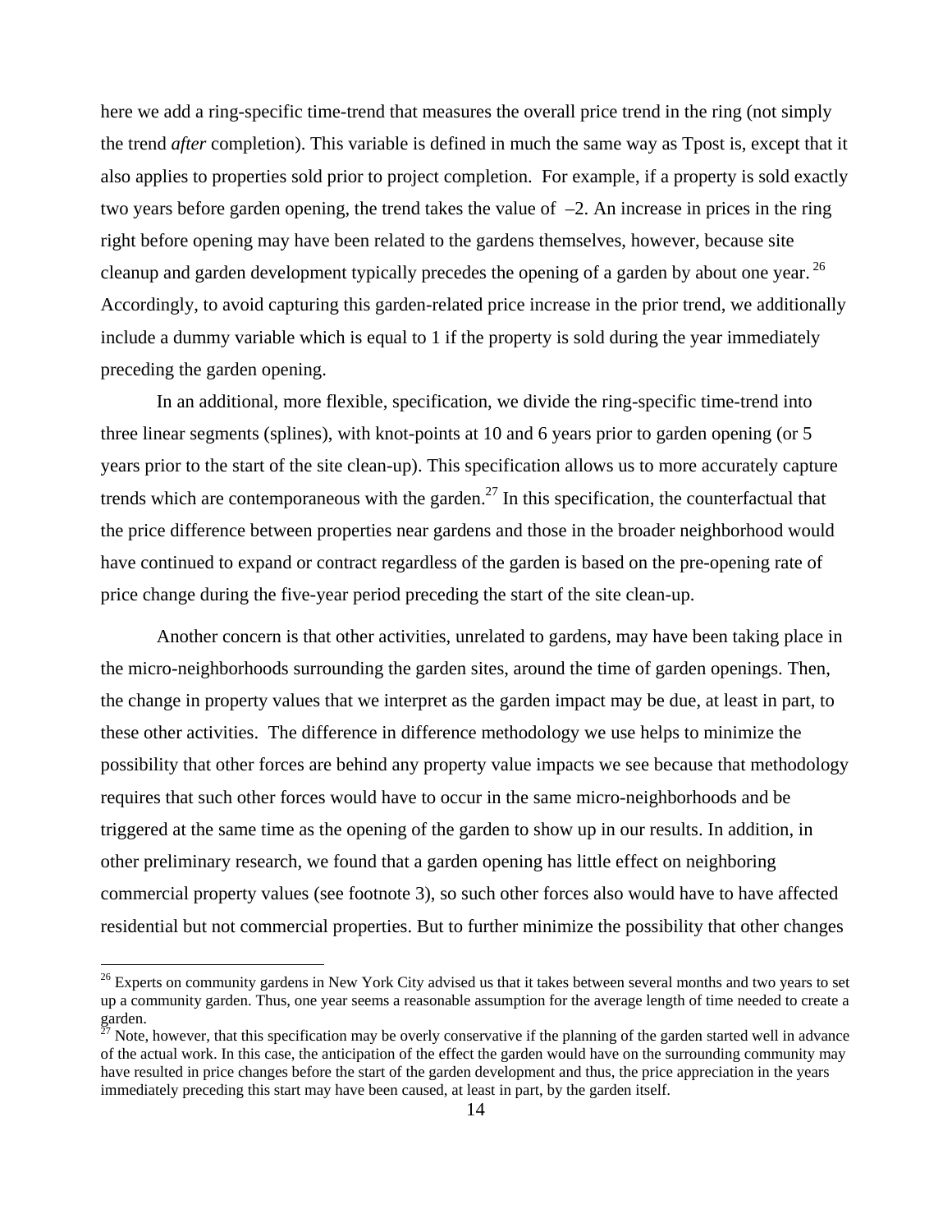here we add a ring-specific time-trend that measures the overall price trend in the ring (not simply the trend *after* completion). This variable is defined in much the same way as Tpost is, except that it also applies to properties sold prior to project completion. For example, if a property is sold exactly two years before garden opening, the trend takes the value of –2. An increase in prices in the ring right before opening may have been related to the gardens themselves, however, because site cleanup and garden development typically precedes the opening of a garden by about one year.[26] Accordingly, to avoid capturing this garden-related price increase in the prior trend, we additionally include a dummy variable which is equal to 1 if the property is sold during the year immediately preceding the garden opening.

In an additional, more flexible, specification, we divide the ring-specific time-trend into three linear segments (splines), with knot-points at 10 and 6 years prior to garden opening (or 5 years prior to the start of the site clean-up). This specification allows us to more accurately capture trends which are contemporaneous with the garden.[27] In this specification, the counterfactual that the price difference between properties near gardens and those in the broader neighborhood would have continued to expand or contract regardless of the garden is based on the pre-opening rate of price change during the five-year period preceding the start of the site clean-up.

Another concern is that other activities, unrelated to gardens, may have been taking place in the micro-neighborhoods surrounding the garden sites, around the time of garden openings. Then, the change in property values that we interpret as the garden impact may be due, at least in part, to these other activities. The difference in difference methodology we use helps to minimize the possibility that other forces are behind any property value impacts we see because that methodology requires that such other forces would have to occur in the same micro-neighborhoods and be triggered at the same time as the opening of the garden to show up in our results. In addition, in other preliminary research, we found that a garden opening has little effect on neighboring commercial property values (see footnote 3), so such other forces also would have to have affected residential but not commercial properties. But to further minimize the possibility that other changes

[26] Experts on community gardens in New York City advised us that it takes between several months and two years to set up a community garden. Thus, one year seems a reasonable assumption for the average length of time needed to create a garden.

[27] Note, however, that this specification may be overly conservative if the planning of the garden started well in advance of the actual work. In this case, the anticipation of the effect the garden would have on the surrounding community may have resulted in price changes before the start of the garden development and thus, the price appreciation in the years immediately preceding this start may have been caused, at least in part, by the garden itself.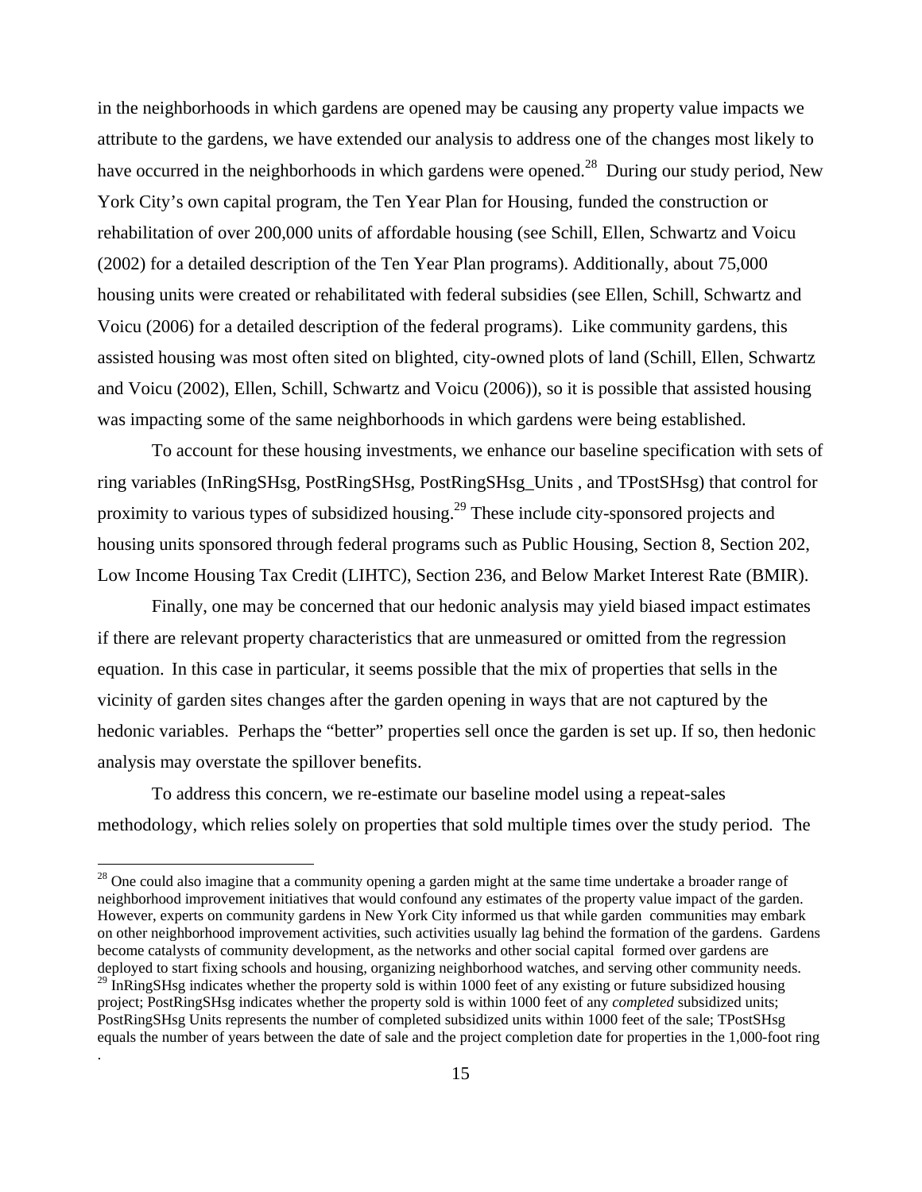in the neighborhoods in which gardens are opened may be causing any property value impacts we attribute to the gardens, we have extended our analysis to address one of the changes most likely to have occurred in the neighborhoods in which gardens were opened.[28] During our study period, New York City's own capital program, the Ten Year Plan for Housing, funded the construction or rehabilitation of over 200,000 units of affordable housing (see Schill, Ellen, Schwartz and Voicu (2002) for a detailed description of the Ten Year Plan programs). Additionally, about 75,000 housing units were created or rehabilitated with federal subsidies (see Ellen, Schill, Schwartz and Voicu (2006) for a detailed description of the federal programs). Like community gardens, this assisted housing was most often sited on blighted, city-owned plots of land (Schill, Ellen, Schwartz and Voicu (2002), Ellen, Schill, Schwartz and Voicu (2006)), so it is possible that assisted housing was impacting some of the same neighborhoods in which gardens were being established.

To account for these housing investments, we enhance our baseline specification with sets of ring variables (InRingSHsg, PostRingSHsg, PostRingSHsg_Units , and TPostSHsg) that control for proximity to various types of subsidized housing.[29] These include city-sponsored projects and housing units sponsored through federal programs such as Public Housing, Section 8, Section 202, Low Income Housing Tax Credit (LIHTC), Section 236, and Below Market Interest Rate (BMIR).

Finally, one may be concerned that our hedonic analysis may yield biased impact estimates if there are relevant property characteristics that are unmeasured or omitted from the regression equation. In this case in particular, it seems possible that the mix of properties that sells in the vicinity of garden sites changes after the garden opening in ways that are not captured by the hedonic variables. Perhaps the "better" properties sell once the garden is set up. If so, then hedonic analysis may overstate the spillover benefits.

To address this concern, we re-estimate our baseline model using a repeat-sales methodology, which relies solely on properties that sold multiple times over the study period. The

---

[28] One could also imagine that a community opening a garden might at the same time undertake a broader range of neighborhood improvement initiatives that would confound any estimates of the property value impact of the garden. However, experts on community gardens in New York City informed us that while garden communities may embark on other neighborhood improvement activities, such activities usually lag behind the formation of the gardens. Gardens become catalysts of community development, as the networks and other social capital formed over gardens are deployed to start fixing schools and housing, organizing neighborhood watches, and serving other community needs.

[29] InRingSHsg indicates whether the property sold is within 1000 feet of any existing or future subsidized housing project; PostRingSHsg indicates whether the property sold is within 1000 feet of any *completed* subsidized units; PostRingSHsg Units represents the number of completed subsidized units within 1000 feet of the sale; TPostSHsg equals the number of years between the date of sale and the project completion date for properties in the 1,000-foot ring .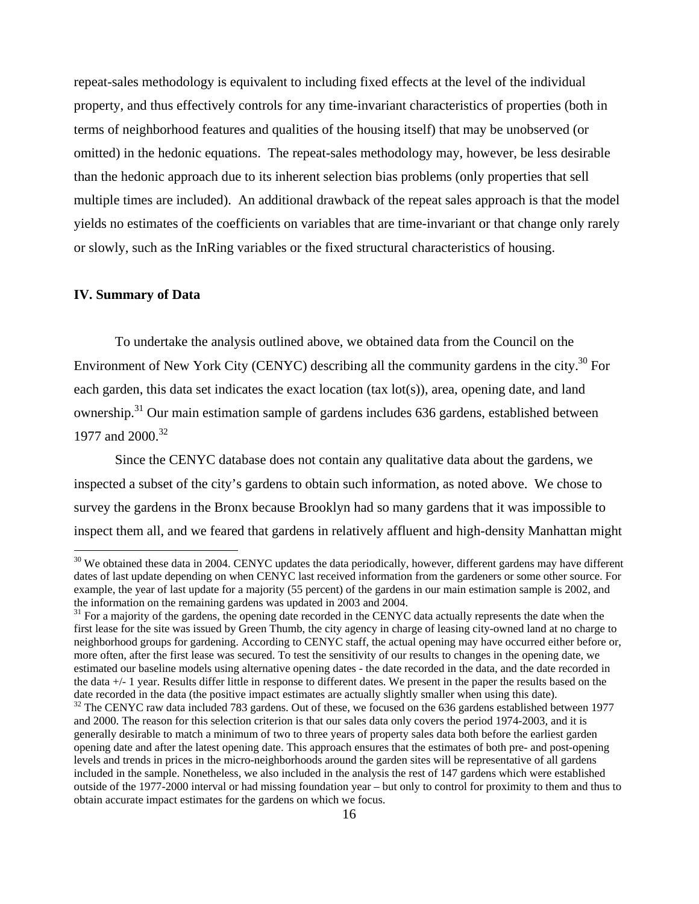repeat-sales methodology is equivalent to including fixed effects at the level of the individual property, and thus effectively controls for any time-invariant characteristics of properties (both in terms of neighborhood features and qualities of the housing itself) that may be unobserved (or omitted) in the hedonic equations. The repeat-sales methodology may, however, be less desirable than the hedonic approach due to its inherent selection bias problems (only properties that sell multiple times are included). An additional drawback of the repeat sales approach is that the model yields no estimates of the coefficients on variables that are time-invariant or that change only rarely or slowly, such as the InRing variables or the fixed structural characteristics of housing.

### IV. Summary of Data

To undertake the analysis outlined above, we obtained data from the Council on the Environment of New York City (CENYC) describing all the community gardens in the city.[30] For each garden, this data set indicates the exact location (tax lot(s)), area, opening date, and land ownership.[31] Our main estimation sample of gardens includes 636 gardens, established between 1977 and 2000.[32]

Since the CENYC database does not contain any qualitative data about the gardens, we inspected a subset of the city's gardens to obtain such information, as noted above. We chose to survey the gardens in the Bronx because Brooklyn had so many gardens that it was impossible to inspect them all, and we feared that gardens in relatively affluent and high-density Manhattan might

---

[30] We obtained these data in 2004. CENYC updates the data periodically, however, different gardens may have different dates of last update depending on when CENYC last received information from the gardeners or some other source. For example, the year of last update for a majority (55 percent) of the gardens in our main estimation sample is 2002, and the information on the remaining gardens was updated in 2003 and 2004.

[31] For a majority of the gardens, the opening date recorded in the CENYC data actually represents the date when the first lease for the site was issued by Green Thumb, the city agency in charge of leasing city-owned land at no charge to neighborhood groups for gardening. According to CENYC staff, the actual opening may have occurred either before or, more often, after the first lease was secured. To test the sensitivity of our results to changes in the opening date, we estimated our baseline models using alternative opening dates - the date recorded in the data, and the date recorded in the data +/- 1 year. Results differ little in response to different dates. We present in the paper the results based on the date recorded in the data (the positive impact estimates are actually slightly smaller when using this date).

[32] The CENYC raw data included 783 gardens. Out of these, we focused on the 636 gardens established between 1977 and 2000. The reason for this selection criterion is that our sales data only covers the period 1974-2003, and it is generally desirable to match a minimum of two to three years of property sales data both before the earliest garden opening date and after the latest opening date. This approach ensures that the estimates of both pre- and post-opening levels and trends in prices in the micro-neighborhoods around the garden sites will be representative of all gardens included in the sample. Nonetheless, we also included in the analysis the rest of 147 gardens which were established outside of the 1977-2000 interval or had missing foundation year – but only to control for proximity to them and thus to obtain accurate impact estimates for the gardens on which we focus.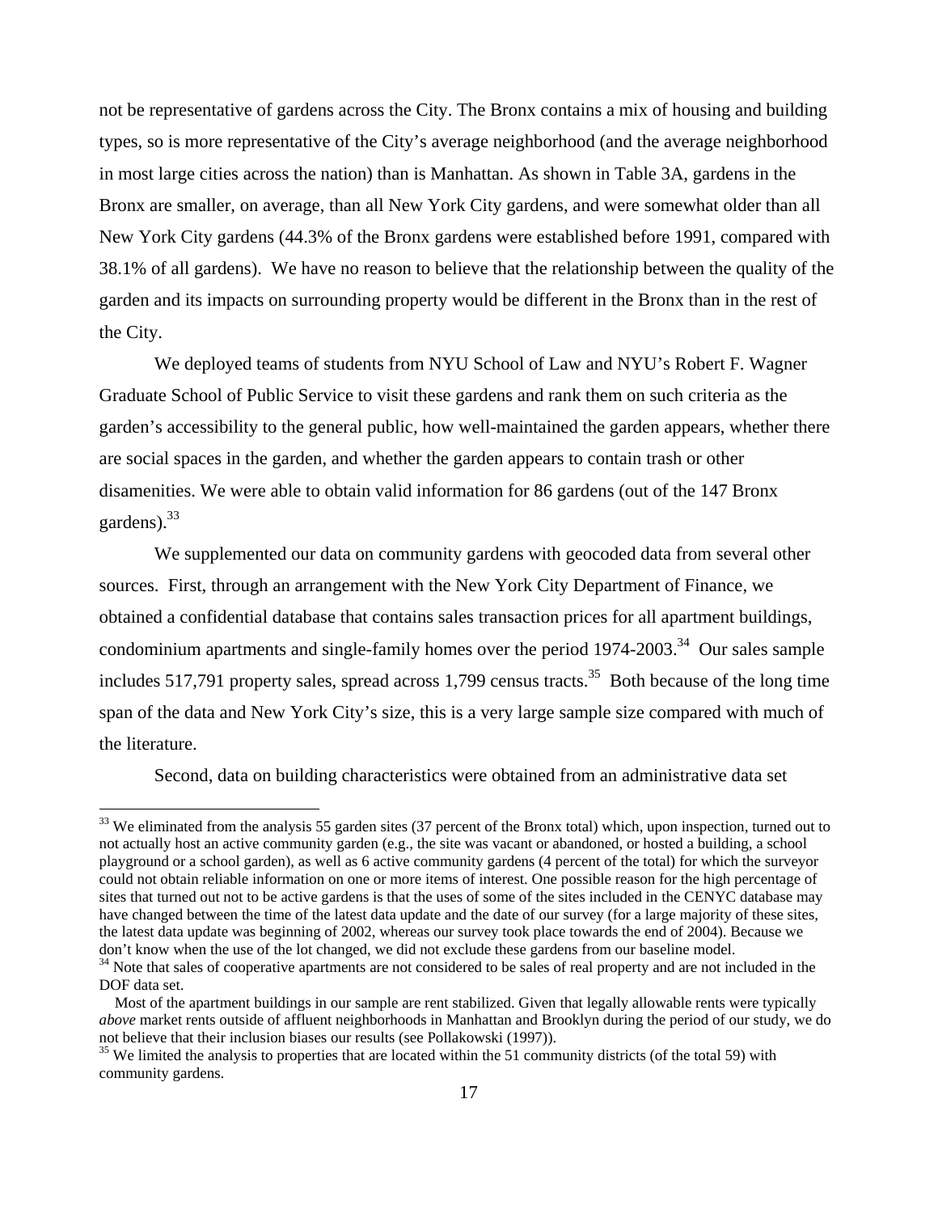not be representative of gardens across the City. The Bronx contains a mix of housing and building types, so is more representative of the City's average neighborhood (and the average neighborhood in most large cities across the nation) than is Manhattan. As shown in Table 3A, gardens in the Bronx are smaller, on average, than all New York City gardens, and were somewhat older than all New York City gardens (44.3% of the Bronx gardens were established before 1991, compared with 38.1% of all gardens). We have no reason to believe that the relationship between the quality of the garden and its impacts on surrounding property would be different in the Bronx than in the rest of the City.

We deployed teams of students from NYU School of Law and NYU's Robert F. Wagner Graduate School of Public Service to visit these gardens and rank them on such criteria as the garden's accessibility to the general public, how well-maintained the garden appears, whether there are social spaces in the garden, and whether the garden appears to contain trash or other disamenities. We were able to obtain valid information for 86 gardens (out of the 147 Bronx gardens).[33]

We supplemented our data on community gardens with geocoded data from several other sources. First, through an arrangement with the New York City Department of Finance, we obtained a confidential database that contains sales transaction prices for all apartment buildings, condominium apartments and single-family homes over the period 1974-2003.[34] Our sales sample includes 517,791 property sales, spread across 1,799 census tracts.[35] Both because of the long time span of the data and New York City's size, this is a very large sample size compared with much of the literature.

Second, data on building characteristics were obtained from an administrative data set

---

[33] We eliminated from the analysis 55 garden sites (37 percent of the Bronx total) which, upon inspection, turned out to not actually host an active community garden (e.g., the site was vacant or abandoned, or hosted a building, a school playground or a school garden), as well as 6 active community gardens (4 percent of the total) for which the surveyor could not obtain reliable information on one or more items of interest. One possible reason for the high percentage of sites that turned out not to be active gardens is that the uses of some of the sites included in the CENYC database may have changed between the time of the latest data update and the date of our survey (for a large majority of these sites, the latest data update was beginning of 2002, whereas our survey took place towards the end of 2004). Because we don't know when the use of the lot changed, we did not exclude these gardens from our baseline model.

[34] Note that sales of cooperative apartments are not considered to be sales of real property and are not included in the DOF data set.

Most of the apartment buildings in our sample are rent stabilized. Given that legally allowable rents were typically *above* market rents outside of affluent neighborhoods in Manhattan and Brooklyn during the period of our study, we do not believe that their inclusion biases our results (see Pollakowski (1997)).

[35] We limited the analysis to properties that are located within the 51 community districts (of the total 59) with community gardens.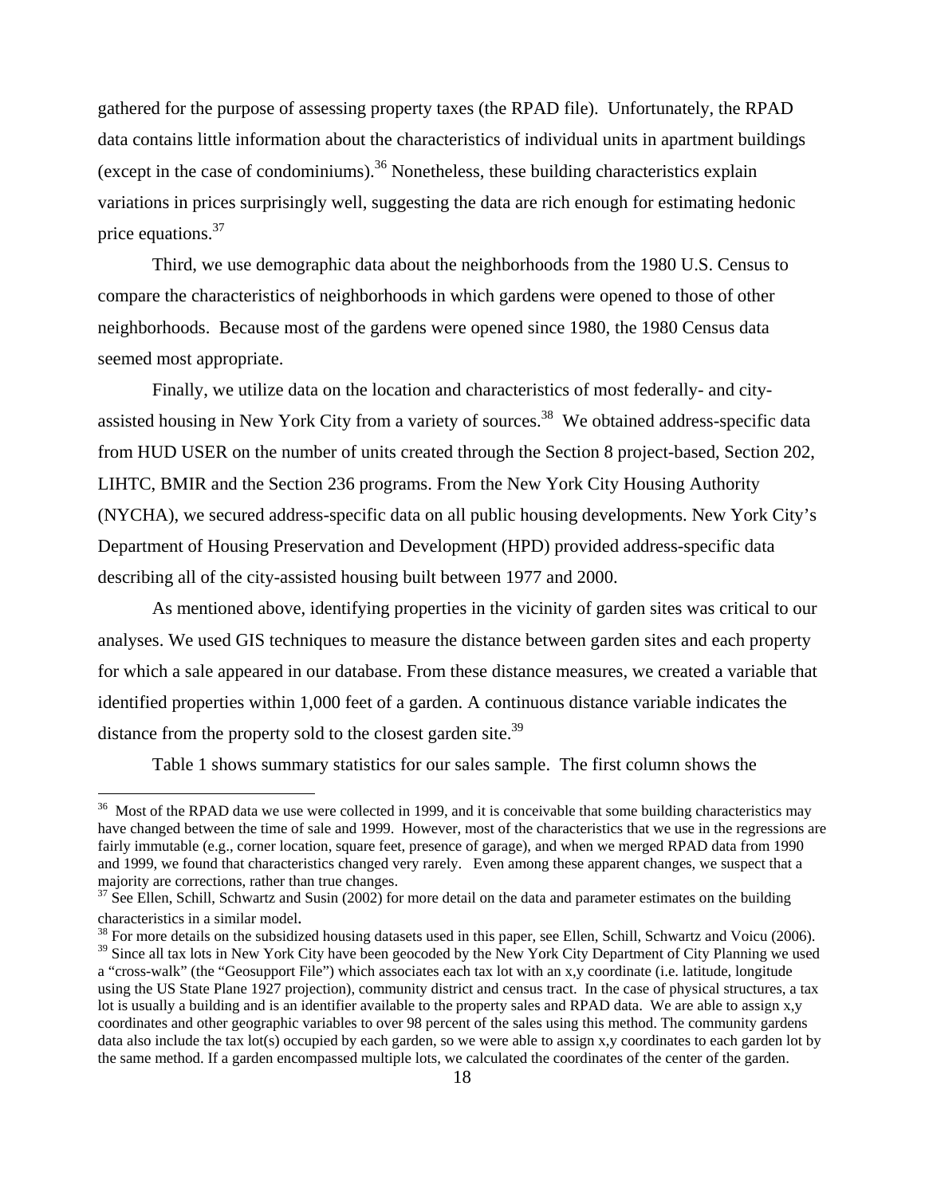gathered for the purpose of assessing property taxes (the RPAD file). Unfortunately, the RPAD data contains little information about the characteristics of individual units in apartment buildings (except in the case of condominiums).[36] Nonetheless, these building characteristics explain variations in prices surprisingly well, suggesting the data are rich enough for estimating hedonic price equations.[37]

Third, we use demographic data about the neighborhoods from the 1980 U.S. Census to compare the characteristics of neighborhoods in which gardens were opened to those of other neighborhoods. Because most of the gardens were opened since 1980, the 1980 Census data seemed most appropriate.

Finally, we utilize data on the location and characteristics of most federally- and city-assisted housing in New York City from a variety of sources.[38] We obtained address-specific data from HUD USER on the number of units created through the Section 8 project-based, Section 202, LIHTC, BMIR and the Section 236 programs. From the New York City Housing Authority (NYCHA), we secured address-specific data on all public housing developments. New York City's Department of Housing Preservation and Development (HPD) provided address-specific data describing all of the city-assisted housing built between 1977 and 2000.

As mentioned above, identifying properties in the vicinity of garden sites was critical to our analyses. We used GIS techniques to measure the distance between garden sites and each property for which a sale appeared in our database. From these distance measures, we created a variable that identified properties within 1,000 feet of a garden. A continuous distance variable indicates the distance from the property sold to the closest garden site.[39]

Table 1 shows summary statistics for our sales sample. The first column shows the

---

[36] Most of the RPAD data we use were collected in 1999, and it is conceivable that some building characteristics may have changed between the time of sale and 1999. However, most of the characteristics that we use in the regressions are fairly immutable (e.g., corner location, square feet, presence of garage), and when we merged RPAD data from 1990 and 1999, we found that characteristics changed very rarely. Even among these apparent changes, we suspect that a majority are corrections, rather than true changes.

[37] See Ellen, Schill, Schwartz and Susin (2002) for more detail on the data and parameter estimates on the building characteristics in a similar model.

[38] For more details on the subsidized housing datasets used in this paper, see Ellen, Schill, Schwartz and Voicu (2006).

[39] Since all tax lots in New York City have been geocoded by the New York City Department of City Planning we used a "cross-walk" (the "Geosupport File") which associates each tax lot with an x,y coordinate (i.e. latitude, longitude using the US State Plane 1927 projection), community district and census tract. In the case of physical structures, a tax lot is usually a building and is an identifier available to the property sales and RPAD data. We are able to assign x,y coordinates and other geographic variables to over 98 percent of the sales using this method. The community gardens data also include the tax lot(s) occupied by each garden, so we were able to assign x,y coordinates to each garden lot by the same method. If a garden encompassed multiple lots, we calculated the coordinates of the center of the garden.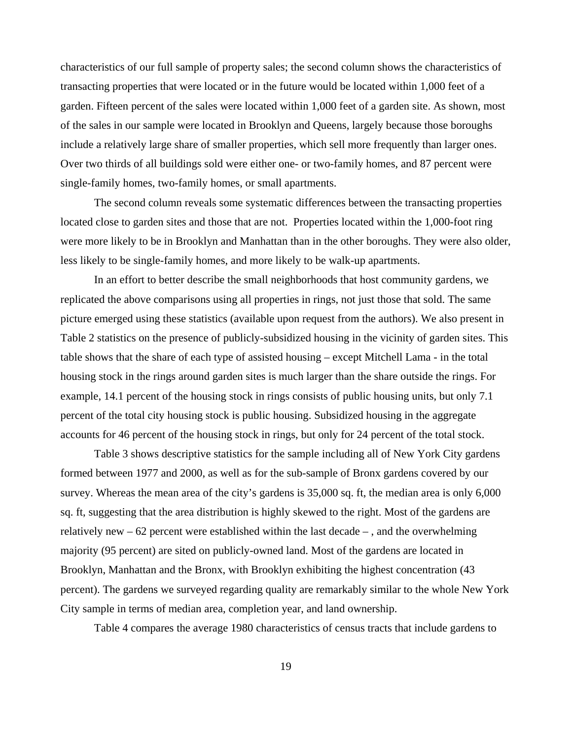characteristics of our full sample of property sales; the second column shows the characteristics of transacting properties that were located or in the future would be located within 1,000 feet of a garden. Fifteen percent of the sales were located within 1,000 feet of a garden site. As shown, most of the sales in our sample were located in Brooklyn and Queens, largely because those boroughs include a relatively large share of smaller properties, which sell more frequently than larger ones. Over two thirds of all buildings sold were either one- or two-family homes, and 87 percent were single-family homes, two-family homes, or small apartments.

The second column reveals some systematic differences between the transacting properties located close to garden sites and those that are not. Properties located within the 1,000-foot ring were more likely to be in Brooklyn and Manhattan than in the other boroughs. They were also older, less likely to be single-family homes, and more likely to be walk-up apartments.

In an effort to better describe the small neighborhoods that host community gardens, we replicated the above comparisons using all properties in rings, not just those that sold. The same picture emerged using these statistics (available upon request from the authors). We also present in Table 2 statistics on the presence of publicly-subsidized housing in the vicinity of garden sites. This table shows that the share of each type of assisted housing – except Mitchell Lama - in the total housing stock in the rings around garden sites is much larger than the share outside the rings. For example, 14.1 percent of the housing stock in rings consists of public housing units, but only 7.1 percent of the total city housing stock is public housing. Subsidized housing in the aggregate accounts for 46 percent of the housing stock in rings, but only for 24 percent of the total stock.

Table 3 shows descriptive statistics for the sample including all of New York City gardens formed between 1977 and 2000, as well as for the sub-sample of Bronx gardens covered by our survey. Whereas the mean area of the city's gardens is 35,000 sq. ft, the median area is only 6,000 sq. ft, suggesting that the area distribution is highly skewed to the right. Most of the gardens are relatively new – 62 percent were established within the last decade – , and the overwhelming majority (95 percent) are sited on publicly-owned land. Most of the gardens are located in Brooklyn, Manhattan and the Bronx, with Brooklyn exhibiting the highest concentration (43 percent). The gardens we surveyed regarding quality are remarkably similar to the whole New York City sample in terms of median area, completion year, and land ownership.

Table 4 compares the average 1980 characteristics of census tracts that include gardens to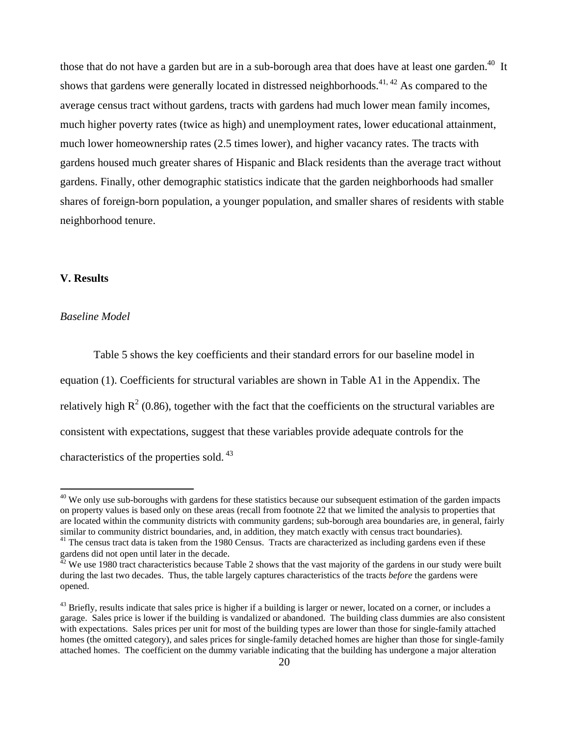those that do not have a garden but are in a sub-borough area that does have at least one garden.[40] It shows that gardens were generally located in distressed neighborhoods.[41, 42] As compared to the average census tract without gardens, tracts with gardens had much lower mean family incomes, much higher poverty rates (twice as high) and unemployment rates, lower educational attainment, much lower homeownership rates (2.5 times lower), and higher vacancy rates. The tracts with gardens housed much greater shares of Hispanic and Black residents than the average tract without gardens. Finally, other demographic statistics indicate that the garden neighborhoods had smaller shares of foreign-born population, a younger population, and smaller shares of residents with stable neighborhood tenure.

## V. Results

### *Baseline Model*

Table 5 shows the key coefficients and their standard errors for our baseline model in equation (1). Coefficients for structural variables are shown in Table A1 in the Appendix. The relatively high $R^2$ (0.86), together with the fact that the coefficients on the structural variables are consistent with expectations, suggest that these variables provide adequate controls for the characteristics of the properties sold.[43]

---

[40] We only use sub-boroughs with gardens for these statistics because our subsequent estimation of the garden impacts on property values is based only on these areas (recall from footnote 22 that we limited the analysis to properties that are located within the community districts with community gardens; sub-borough area boundaries are, in general, fairly similar to community district boundaries, and, in addition, they match exactly with census tract boundaries).

[41] The census tract data is taken from the 1980 Census. Tracts are characterized as including gardens even if these gardens did not open until later in the decade.

[42] We use 1980 tract characteristics because Table 2 shows that the vast majority of the gardens in our study were built during the last two decades. Thus, the table largely captures characteristics of the tracts *before* the gardens were opened.

[43] Briefly, results indicate that sales price is higher if a building is larger or newer, located on a corner, or includes a garage. Sales price is lower if the building is vandalized or abandoned. The building class dummies are also consistent with expectations. Sales prices per unit for most of the building types are lower than those for single-family attached homes (the omitted category), and sales prices for single-family detached homes are higher than those for single-family attached homes. The coefficient on the dummy variable indicating that the building has undergone a major alteration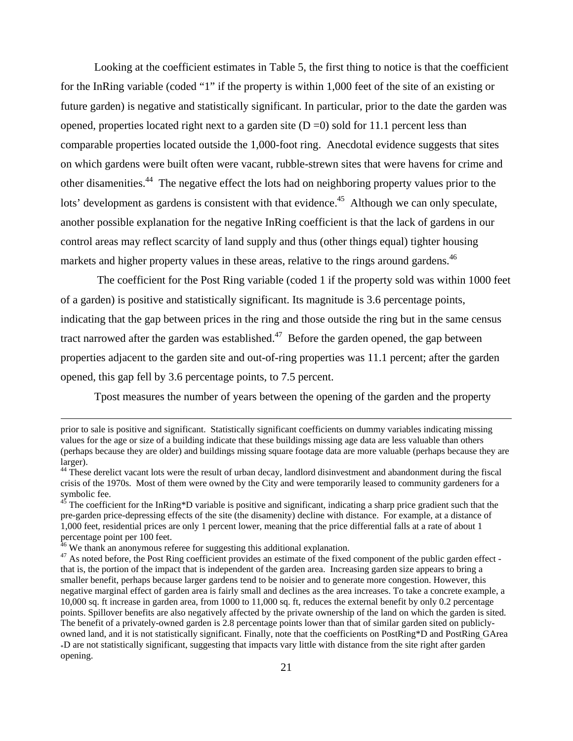Looking at the coefficient estimates in Table 5, the first thing to notice is that the coefficient for the InRing variable (coded "1" if the property is within 1,000 feet of the site of an existing or future garden) is negative and statistically significant. In particular, prior to the date the garden was opened, properties located right next to a garden site (D =0) sold for 11.1 percent less than comparable properties located outside the 1,000-foot ring. Anecdotal evidence suggests that sites on which gardens were built often were vacant, rubble-strewn sites that were havens for crime and other disamenities.[44] The negative effect the lots had on neighboring property values prior to the lots' development as gardens is consistent with that evidence.[45] Although we can only speculate, another possible explanation for the negative InRing coefficient is that the lack of gardens in our control areas may reflect scarcity of land supply and thus (other things equal) tighter housing markets and higher property values in these areas, relative to the rings around gardens.[46]

The coefficient for the Post Ring variable (coded 1 if the property sold was within 1000 feet of a garden) is positive and statistically significant. Its magnitude is 3.6 percentage points, indicating that the gap between prices in the ring and those outside the ring but in the same census tract narrowed after the garden was established.[47] Before the garden opened, the gap between properties adjacent to the garden site and out-of-ring properties was 11.1 percent; after the garden opened, this gap fell by 3.6 percentage points, to 7.5 percent.

Tpost measures the number of years between the opening of the garden and the property

---

prior to sale is positive and significant. Statistically significant coefficients on dummy variables indicating missing values for the age or size of a building indicate that these buildings missing age data are less valuable than others (perhaps because they are older) and buildings missing square footage data are more valuable (perhaps because they are larger).

[44] These derelict vacant lots were the result of urban decay, landlord disinvestment and abandonment during the fiscal crisis of the 1970s. Most of them were owned by the City and were temporarily leased to community gardeners for a symbolic fee.

[45] The coefficient for the InRing*D variable is positive and significant, indicating a sharp price gradient such that the pre-garden price-depressing effects of the site (the disamenity) decline with distance. For example, at a distance of 1,000 feet, residential prices are only 1 percent lower, meaning that the price differential falls at a rate of about 1 percentage point per 100 feet.

[46] We thank an anonymous referee for suggesting this additional explanation.

[47] As noted before, the Post Ring coefficient provides an estimate of the fixed component of the public garden effect - that is, the portion of the impact that is independent of the garden area. Increasing garden size appears to bring a smaller benefit, perhaps because larger gardens tend to be noisier and to generate more congestion. However, this negative marginal effect of garden area is fairly small and declines as the area increases. To take a concrete example, a 10,000 sq. ft increase in garden area, from 1000 to 11,000 sq. ft, reduces the external benefit by only 0.2 percentage points. Spillover benefits are also negatively affected by the private ownership of the land on which the garden is sited. The benefit of a privately-owned garden is 2.8 percentage points lower than that of similar garden sited on publicly-owned land, and it is not statistically significant. Finally, note that the coefficients on PostRing*D and PostRing_GArea *D are not statistically significant, suggesting that impacts vary little with distance from the site right after garden opening.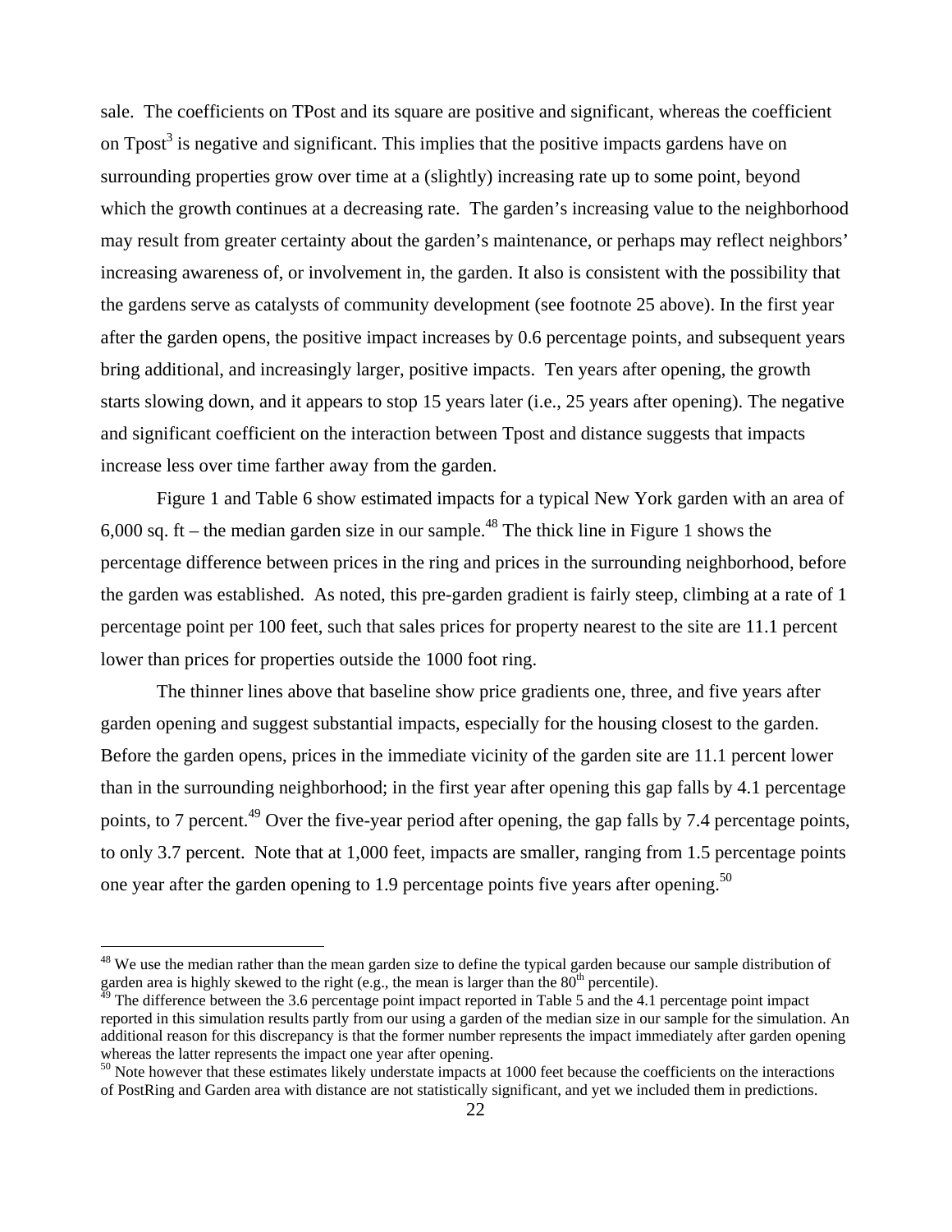sale. The coefficients on TPost and its square are positive and significant, whereas the coefficient on $Tpost^3$ is negative and significant. This implies that the positive impacts gardens have on surrounding properties grow over time at a (slightly) increasing rate up to some point, beyond which the growth continues at a decreasing rate. The garden's increasing value to the neighborhood may result from greater certainty about the garden's maintenance, or perhaps may reflect neighbors' increasing awareness of, or involvement in, the garden. It also is consistent with the possibility that the gardens serve as catalysts of community development (see footnote 25 above). In the first year after the garden opens, the positive impact increases by 0.6 percentage points, and subsequent years bring additional, and increasingly larger, positive impacts. Ten years after opening, the growth starts slowing down, and it appears to stop 15 years later (i.e., 25 years after opening). The negative and significant coefficient on the interaction between Tpost and distance suggests that impacts increase less over time farther away from the garden.

Figure 1 and Table 6 show estimated impacts for a typical New York garden with an area of 6,000 sq. ft – the median garden size in our sample.[48] The thick line in Figure 1 shows the percentage difference between prices in the ring and prices in the surrounding neighborhood, before the garden was established. As noted, this pre-garden gradient is fairly steep, climbing at a rate of 1 percentage point per 100 feet, such that sales prices for property nearest to the site are 11.1 percent lower than prices for properties outside the 1000 foot ring.

The thinner lines above that baseline show price gradients one, three, and five years after garden opening and suggest substantial impacts, especially for the housing closest to the garden. Before the garden opens, prices in the immediate vicinity of the garden site are 11.1 percent lower than in the surrounding neighborhood; in the first year after opening this gap falls by 4.1 percentage points, to 7 percent.[49] Over the five-year period after opening, the gap falls by 7.4 percentage points, to only 3.7 percent. Note that at 1,000 feet, impacts are smaller, ranging from 1.5 percentage points one year after the garden opening to 1.9 percentage points five years after opening.[50]

---

[48] We use the median rather than the mean garden size to define the typical garden because our sample distribution of garden area is highly skewed to the right (e.g., the mean is larger than the 80th percentile).

[49] The difference between the 3.6 percentage point impact reported in Table 5 and the 4.1 percentage point impact reported in this simulation results partly from our using a garden of the median size in our sample for the simulation. An additional reason for this discrepancy is that the former number represents the impact immediately after garden opening whereas the latter represents the impact one year after opening.

[50] Note however that these estimates likely understate impacts at 1000 feet because the coefficients on the interactions of PostRing and Garden area with distance are not statistically significant, and yet we included them in predictions.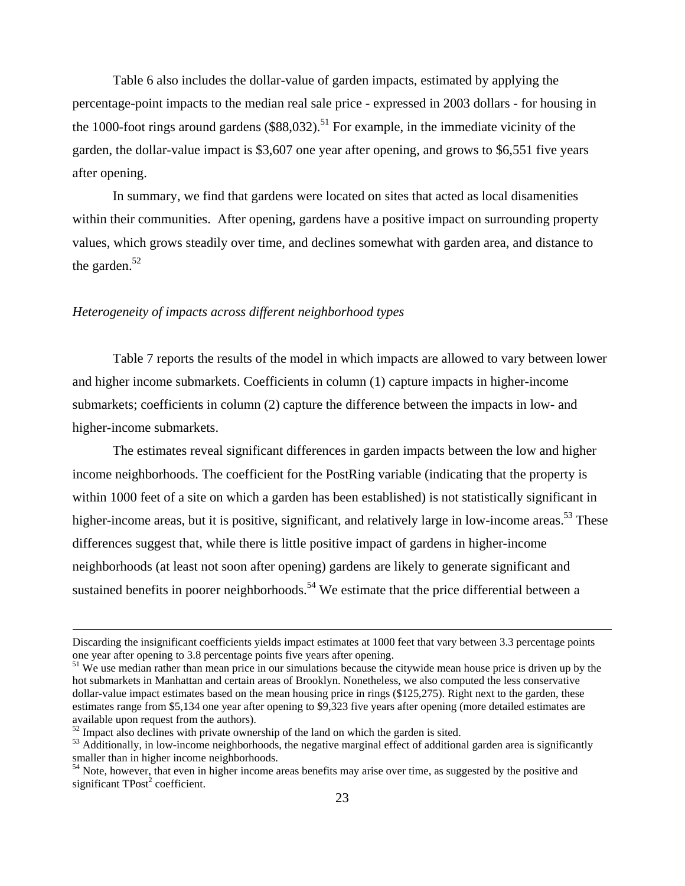Table 6 also includes the dollar-value of garden impacts, estimated by applying the percentage-point impacts to the median real sale price - expressed in 2003 dollars - for housing in the 1000-foot rings around gardens ($88,032).[51] For example, in the immediate vicinity of the garden, the dollar-value impact is $3,607 one year after opening, and grows to $6,551 five years after opening.

In summary, we find that gardens were located on sites that acted as local disamenities within their communities. After opening, gardens have a positive impact on surrounding property values, which grows steadily over time, and declines somewhat with garden area, and distance to the garden.[52]

*Heterogeneity of impacts across different neighborhood types*

Table 7 reports the results of the model in which impacts are allowed to vary between lower and higher income submarkets. Coefficients in column (1) capture impacts in higher-income submarkets; coefficients in column (2) capture the difference between the impacts in low- and higher-income submarkets.

The estimates reveal significant differences in garden impacts between the low and higher income neighborhoods. The coefficient for the PostRing variable (indicating that the property is within 1000 feet of a site on which a garden has been established) is not statistically significant in higher-income areas, but it is positive, significant, and relatively large in low-income areas.[53] These differences suggest that, while there is little positive impact of gardens in higher-income neighborhoods (at least not soon after opening) gardens are likely to generate significant and sustained benefits in poorer neighborhoods.[54] We estimate that the price differential between a

---

Discarding the insignificant coefficients yields impact estimates at 1000 feet that vary between 3.3 percentage points one year after opening to 3.8 percentage points five years after opening.

[51] We use median rather than mean price in our simulations because the citywide mean house price is driven up by the hot submarkets in Manhattan and certain areas of Brooklyn. Nonetheless, we also computed the less conservative dollar-value impact estimates based on the mean housing price in rings ($125,275). Right next to the garden, these estimates range from $5,134 one year after opening to $9,323 five years after opening (more detailed estimates are available upon request from the authors).

[52] Impact also declines with private ownership of the land on which the garden is sited.

[53] Additionally, in low-income neighborhoods, the negative marginal effect of additional garden area is significantly smaller than in higher income neighborhoods.

[54] Note, however, that even in higher income areas benefits may arise over time, as suggested by the positive and significant $TPost^2$ coefficient.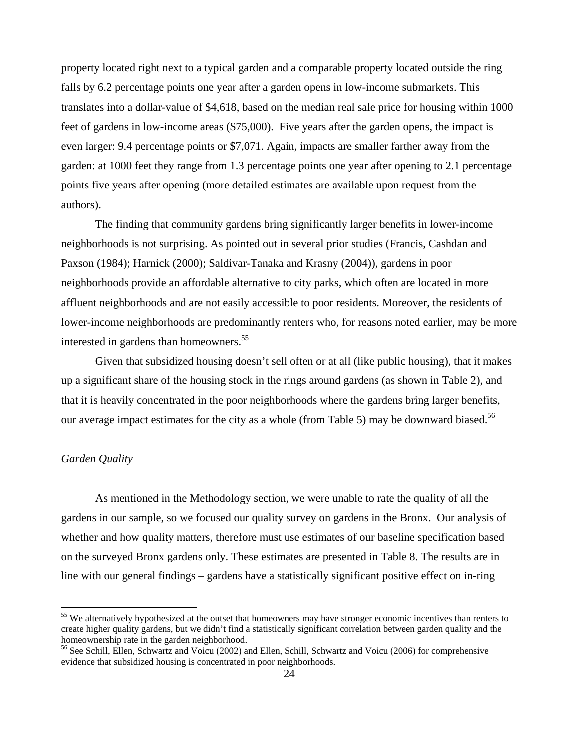property located right next to a typical garden and a comparable property located outside the ring falls by 6.2 percentage points one year after a garden opens in low-income submarkets. This translates into a dollar-value of $4,618, based on the median real sale price for housing within 1000 feet of gardens in low-income areas ($75,000). Five years after the garden opens, the impact is even larger: 9.4 percentage points or $7,071. Again, impacts are smaller farther away from the garden: at 1000 feet they range from 1.3 percentage points one year after opening to 2.1 percentage points five years after opening (more detailed estimates are available upon request from the authors).

The finding that community gardens bring significantly larger benefits in lower-income neighborhoods is not surprising. As pointed out in several prior studies (Francis, Cashdan and Paxson (1984); Harnick (2000); Saldivar-Tanaka and Krasny (2004)), gardens in poor neighborhoods provide an affordable alternative to city parks, which often are located in more affluent neighborhoods and are not easily accessible to poor residents. Moreover, the residents of lower-income neighborhoods are predominantly renters who, for reasons noted earlier, may be more interested in gardens than homeowners.[55]

Given that subsidized housing doesn't sell often or at all (like public housing), that it makes up a significant share of the housing stock in the rings around gardens (as shown in Table 2), and that it is heavily concentrated in the poor neighborhoods where the gardens bring larger benefits, our average impact estimates for the city as a whole (from Table 5) may be downward biased.[56]

*Garden Quality*

As mentioned in the Methodology section, we were unable to rate the quality of all the gardens in our sample, so we focused our quality survey on gardens in the Bronx. Our analysis of whether and how quality matters, therefore must use estimates of our baseline specification based on the surveyed Bronx gardens only. These estimates are presented in Table 8. The results are in line with our general findings – gardens have a statistically significant positive effect on in-ring

[55] We alternatively hypothesized at the outset that homeowners may have stronger economic incentives than renters to create higher quality gardens, but we didn't find a statistically significant correlation between garden quality and the homeownership rate in the garden neighborhood.

[56] See Schill, Ellen, Schwartz and Voicu (2002) and Ellen, Schill, Schwartz and Voicu (2006) for comprehensive evidence that subsidized housing is concentrated in poor neighborhoods.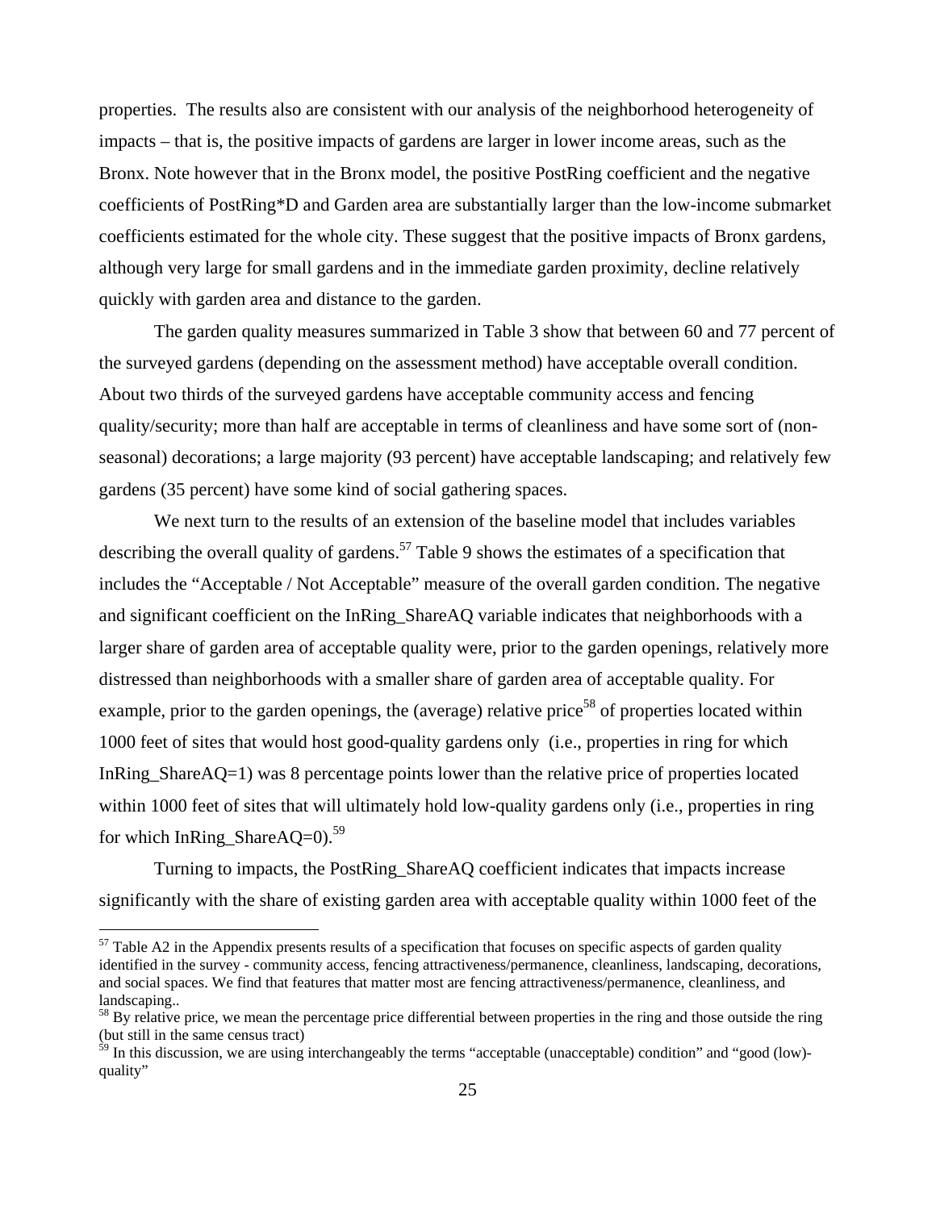properties. The results also are consistent with our analysis of the neighborhood heterogeneity of impacts – that is, the positive impacts of gardens are larger in lower income areas, such as the Bronx. Note however that in the Bronx model, the positive PostRing coefficient and the negative coefficients of PostRing*D and Garden area are substantially larger than the low-income submarket coefficients estimated for the whole city. These suggest that the positive impacts of Bronx gardens, although very large for small gardens and in the immediate garden proximity, decline relatively quickly with garden area and distance to the garden.

The garden quality measures summarized in Table 3 show that between 60 and 77 percent of the surveyed gardens (depending on the assessment method) have acceptable overall condition. About two thirds of the surveyed gardens have acceptable community access and fencing quality/security; more than half are acceptable in terms of cleanliness and have some sort of (non-seasonal) decorations; a large majority (93 percent) have acceptable landscaping; and relatively few gardens (35 percent) have some kind of social gathering spaces.

We next turn to the results of an extension of the baseline model that includes variables describing the overall quality of gardens.[57] Table 9 shows the estimates of a specification that includes the "Acceptable / Not Acceptable" measure of the overall garden condition. The negative and significant coefficient on the InRing_ShareAQ variable indicates that neighborhoods with a larger share of garden area of acceptable quality were, prior to the garden openings, relatively more distressed than neighborhoods with a smaller share of garden area of acceptable quality. For example, prior to the garden openings, the (average) relative price[58] of properties located within 1000 feet of sites that would host good-quality gardens only (i.e., properties in ring for which InRing_ShareAQ=1) was 8 percentage points lower than the relative price of properties located within 1000 feet of sites that will ultimately hold low-quality gardens only (i.e., properties in ring for which InRing_ShareAQ=0).[59]

Turning to impacts, the PostRing_ShareAQ coefficient indicates that impacts increase significantly with the share of existing garden area with acceptable quality within 1000 feet of the

---

[57] Table A2 in the Appendix presents results of a specification that focuses on specific aspects of garden quality identified in the survey - community access, fencing attractiveness/permanence, cleanliness, landscaping, decorations, and social spaces. We find that features that matter most are fencing attractiveness/permanence, cleanliness, and landscaping..

[58] By relative price, we mean the percentage price differential between properties in the ring and those outside the ring (but still in the same census tract)

[59] In this discussion, we are using interchangeably the terms "acceptable (unacceptable) condition" and "good (low)-quality"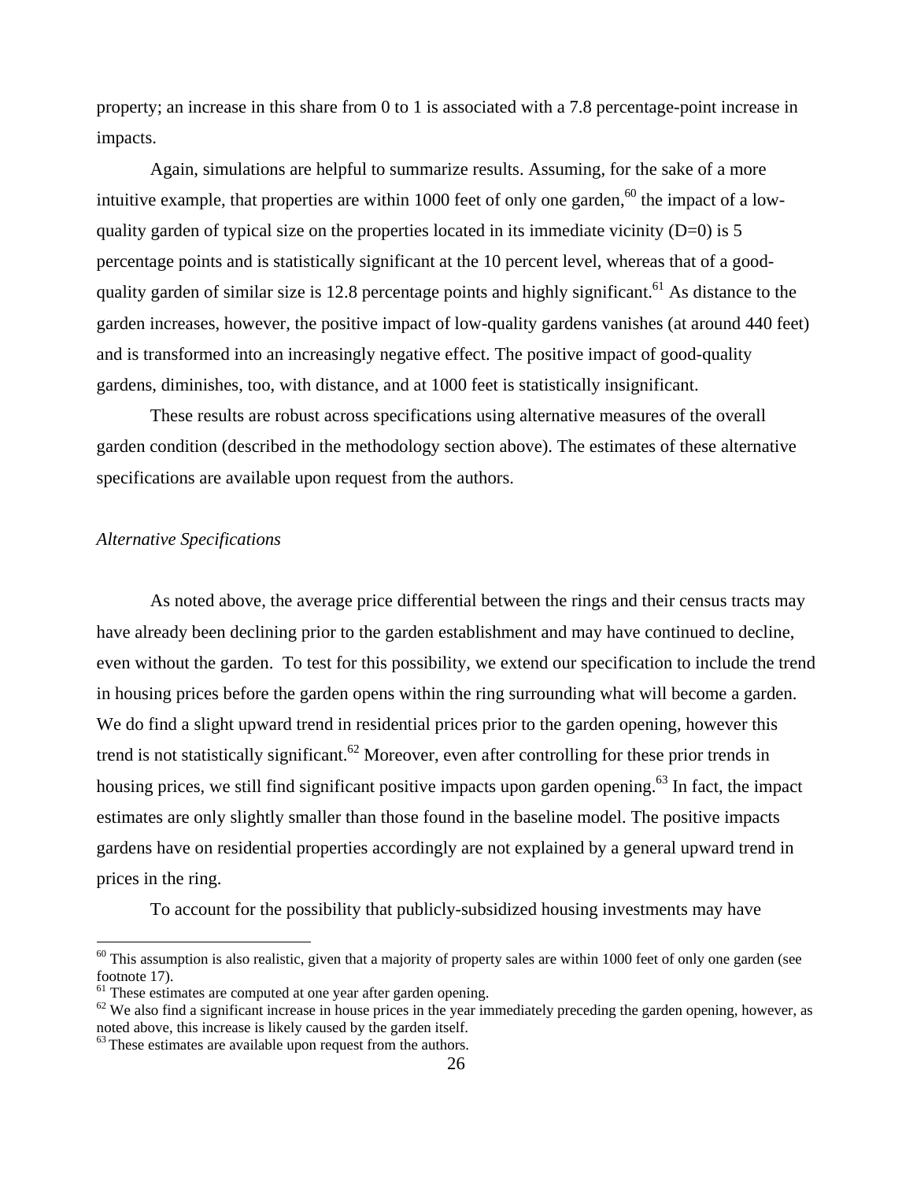property; an increase in this share from 0 to 1 is associated with a 7.8 percentage-point increase in impacts.

Again, simulations are helpful to summarize results. Assuming, for the sake of a more intuitive example, that properties are within 1000 feet of only one garden,[60] the impact of a low-quality garden of typical size on the properties located in its immediate vicinity (D=0) is 5 percentage points and is statistically significant at the 10 percent level, whereas that of a good-quality garden of similar size is 12.8 percentage points and highly significant.[61] As distance to the garden increases, however, the positive impact of low-quality gardens vanishes (at around 440 feet) and is transformed into an increasingly negative effect. The positive impact of good-quality gardens, diminishes, too, with distance, and at 1000 feet is statistically insignificant.

These results are robust across specifications using alternative measures of the overall garden condition (described in the methodology section above). The estimates of these alternative specifications are available upon request from the authors.

*Alternative Specifications*

As noted above, the average price differential between the rings and their census tracts may have already been declining prior to the garden establishment and may have continued to decline, even without the garden. To test for this possibility, we extend our specification to include the trend in housing prices before the garden opens within the ring surrounding what will become a garden. We do find a slight upward trend in residential prices prior to the garden opening, however this trend is not statistically significant.[62] Moreover, even after controlling for these prior trends in housing prices, we still find significant positive impacts upon garden opening.[63] In fact, the impact estimates are only slightly smaller than those found in the baseline model. The positive impacts gardens have on residential properties accordingly are not explained by a general upward trend in prices in the ring.

To account for the possibility that publicly-subsidized housing investments may have

[60] This assumption is also realistic, given that a majority of property sales are within 1000 feet of only one garden (see footnote 17).

[61] These estimates are computed at one year after garden opening.

[62] We also find a significant increase in house prices in the year immediately preceding the garden opening, however, as noted above, this increase is likely caused by the garden itself.

[63] These estimates are available upon request from the authors.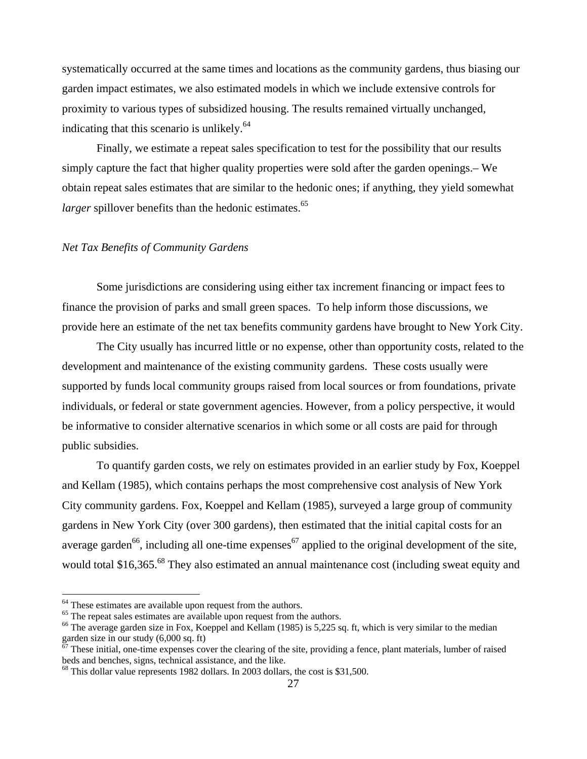systematically occurred at the same times and locations as the community gardens, thus biasing our garden impact estimates, we also estimated models in which we include extensive controls for proximity to various types of subsidized housing. The results remained virtually unchanged, indicating that this scenario is unlikely.[64]

Finally, we estimate a repeat sales specification to test for the possibility that our results simply capture the fact that higher quality properties were sold after the garden openings.– We obtain repeat sales estimates that are similar to the hedonic ones; if anything, they yield somewhat *larger* spillover benefits than the hedonic estimates.[65]

*Net Tax Benefits of Community Gardens*

Some jurisdictions are considering using either tax increment financing or impact fees to finance the provision of parks and small green spaces. To help inform those discussions, we provide here an estimate of the net tax benefits community gardens have brought to New York City.

The City usually has incurred little or no expense, other than opportunity costs, related to the development and maintenance of the existing community gardens. These costs usually were supported by funds local community groups raised from local sources or from foundations, private individuals, or federal or state government agencies. However, from a policy perspective, it would be informative to consider alternative scenarios in which some or all costs are paid for through public subsidies.

To quantify garden costs, we rely on estimates provided in an earlier study by Fox, Koeppel and Kellam (1985), which contains perhaps the most comprehensive cost analysis of New York City community gardens. Fox, Koeppel and Kellam (1985), surveyed a large group of community gardens in New York City (over 300 gardens), then estimated that the initial capital costs for an average garden[66], including all one-time expenses[67] applied to the original development of the site, would total $16,365.[68] They also estimated an annual maintenance cost (including sweat equity and

[64] These estimates are available upon request from the authors.
[65] The repeat sales estimates are available upon request from the authors.
[66] The average garden size in Fox, Koeppel and Kellam (1985) is 5,225 sq. ft, which is very similar to the median garden size in our study (6,000 sq. ft)
[67] These initial, one-time expenses cover the clearing of the site, providing a fence, plant materials, lumber of raised beds and benches, signs, technical assistance, and the like.
[68] This dollar value represents 1982 dollars. In 2003 dollars, the cost is $31,500.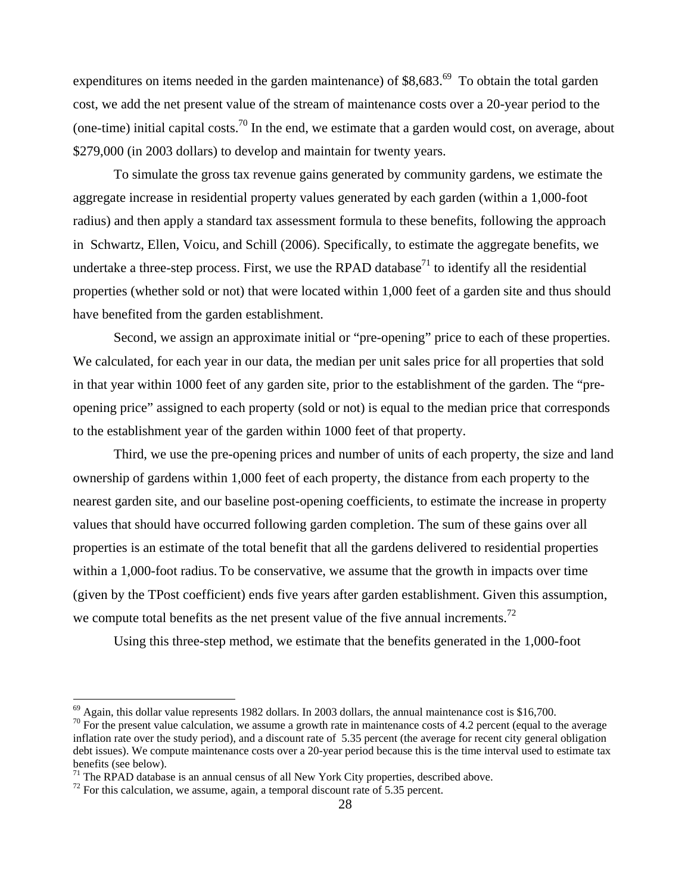expenditures on items needed in the garden maintenance) of $8,683.[69] To obtain the total garden cost, we add the net present value of the stream of maintenance costs over a 20-year period to the (one-time) initial capital costs.[70] In the end, we estimate that a garden would cost, on average, about $279,000 (in 2003 dollars) to develop and maintain for twenty years.

To simulate the gross tax revenue gains generated by community gardens, we estimate the aggregate increase in residential property values generated by each garden (within a 1,000-foot radius) and then apply a standard tax assessment formula to these benefits, following the approach in Schwartz, Ellen, Voicu, and Schill (2006). Specifically, to estimate the aggregate benefits, we undertake a three-step process. First, we use the RPAD database[71] to identify all the residential properties (whether sold or not) that were located within 1,000 feet of a garden site and thus should have benefited from the garden establishment.

Second, we assign an approximate initial or "pre-opening" price to each of these properties. We calculated, for each year in our data, the median per unit sales price for all properties that sold in that year within 1000 feet of any garden site, prior to the establishment of the garden. The "pre-opening price" assigned to each property (sold or not) is equal to the median price that corresponds to the establishment year of the garden within 1000 feet of that property.

Third, we use the pre-opening prices and number of units of each property, the size and land ownership of gardens within 1,000 feet of each property, the distance from each property to the nearest garden site, and our baseline post-opening coefficients, to estimate the increase in property values that should have occurred following garden completion. The sum of these gains over all properties is an estimate of the total benefit that all the gardens delivered to residential properties within a 1,000-foot radius. To be conservative, we assume that the growth in impacts over time (given by the TPost coefficient) ends five years after garden establishment. Given this assumption, we compute total benefits as the net present value of the five annual increments.[72]

Using this three-step method, we estimate that the benefits generated in the 1,000-foot

---

[69] Again, this dollar value represents 1982 dollars. In 2003 dollars, the annual maintenance cost is $16,700.

[70] For the present value calculation, we assume a growth rate in maintenance costs of 4.2 percent (equal to the average inflation rate over the study period), and a discount rate of 5.35 percent (the average for recent city general obligation debt issues). We compute maintenance costs over a 20-year period because this is the time interval used to estimate tax benefits (see below).

[71] The RPAD database is an annual census of all New York City properties, described above.

[72] For this calculation, we assume, again, a temporal discount rate of 5.35 percent.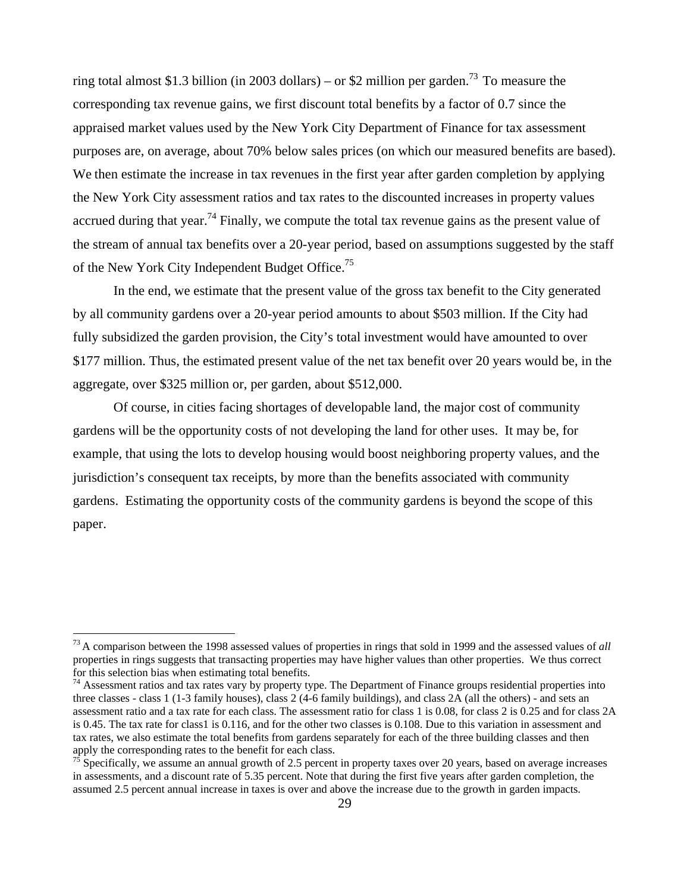ring total almost $1.3 billion (in 2003 dollars) – or $2 million per garden.[73] To measure the corresponding tax revenue gains, we first discount total benefits by a factor of 0.7 since the appraised market values used by the New York City Department of Finance for tax assessment purposes are, on average, about 70% below sales prices (on which our measured benefits are based). We then estimate the increase in tax revenues in the first year after garden completion by applying the New York City assessment ratios and tax rates to the discounted increases in property values accrued during that year.[74] Finally, we compute the total tax revenue gains as the present value of the stream of annual tax benefits over a 20-year period, based on assumptions suggested by the staff of the New York City Independent Budget Office.[75]

In the end, we estimate that the present value of the gross tax benefit to the City generated by all community gardens over a 20-year period amounts to about $503 million. If the City had fully subsidized the garden provision, the City's total investment would have amounted to over $177 million. Thus, the estimated present value of the net tax benefit over 20 years would be, in the aggregate, over $325 million or, per garden, about $512,000.

Of course, in cities facing shortages of developable land, the major cost of community gardens will be the opportunity costs of not developing the land for other uses. It may be, for example, that using the lots to develop housing would boost neighboring property values, and the jurisdiction's consequent tax receipts, by more than the benefits associated with community gardens. Estimating the opportunity costs of the community gardens is beyond the scope of this paper.

---

[73] A comparison between the 1998 assessed values of properties in rings that sold in 1999 and the assessed values of *all* properties in rings suggests that transacting properties may have higher values than other properties. We thus correct for this selection bias when estimating total benefits.

[74] Assessment ratios and tax rates vary by property type. The Department of Finance groups residential properties into three classes - class 1 (1-3 family houses), class 2 (4-6 family buildings), and class 2A (all the others) - and sets an assessment ratio and a tax rate for each class. The assessment ratio for class 1 is 0.08, for class 2 is 0.25 and for class 2A is 0.45. The tax rate for class1 is 0.116, and for the other two classes is 0.108. Due to this variation in assessment and tax rates, we also estimate the total benefits from gardens separately for each of the three building classes and then apply the corresponding rates to the benefit for each class.

[75] Specifically, we assume an annual growth of 2.5 percent in property taxes over 20 years, based on average increases in assessments, and a discount rate of 5.35 percent. Note that during the first five years after garden completion, the assumed 2.5 percent annual increase in taxes is over and above the increase due to the growth in garden impacts.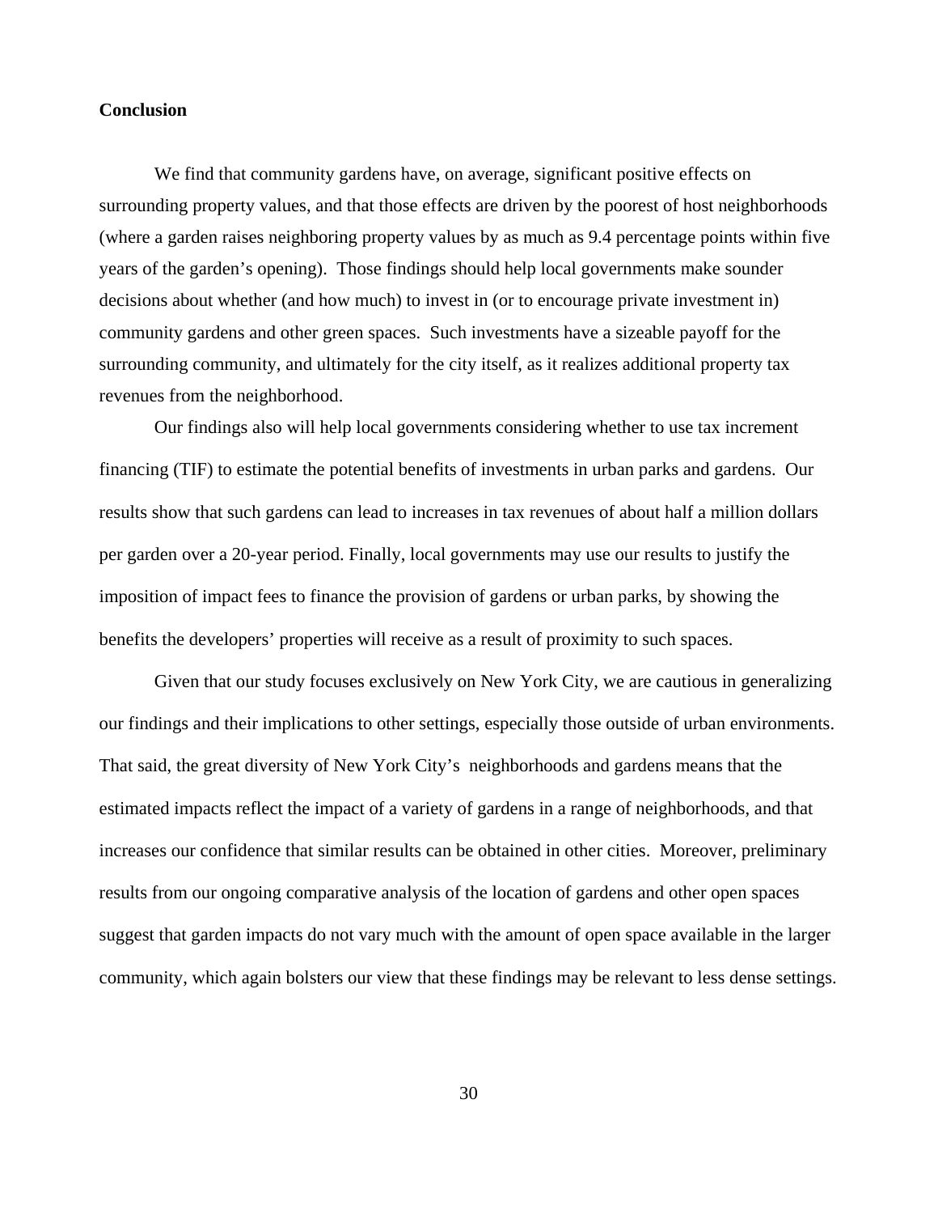**Conclusion**

We find that community gardens have, on average, significant positive effects on surrounding property values, and that those effects are driven by the poorest of host neighborhoods (where a garden raises neighboring property values by as much as 9.4 percentage points within five years of the garden's opening). Those findings should help local governments make sounder decisions about whether (and how much) to invest in (or to encourage private investment in) community gardens and other green spaces. Such investments have a sizeable payoff for the surrounding community, and ultimately for the city itself, as it realizes additional property tax revenues from the neighborhood.

Our findings also will help local governments considering whether to use tax increment financing (TIF) to estimate the potential benefits of investments in urban parks and gardens. Our results show that such gardens can lead to increases in tax revenues of about half a million dollars per garden over a 20-year period. Finally, local governments may use our results to justify the imposition of impact fees to finance the provision of gardens or urban parks, by showing the benefits the developers' properties will receive as a result of proximity to such spaces.

Given that our study focuses exclusively on New York City, we are cautious in generalizing our findings and their implications to other settings, especially those outside of urban environments. That said, the great diversity of New York City's neighborhoods and gardens means that the estimated impacts reflect the impact of a variety of gardens in a range of neighborhoods, and that increases our confidence that similar results can be obtained in other cities. Moreover, preliminary results from our ongoing comparative analysis of the location of gardens and other open spaces suggest that garden impacts do not vary much with the amount of open space available in the larger community, which again bolsters our view that these findings may be relevant to less dense settings.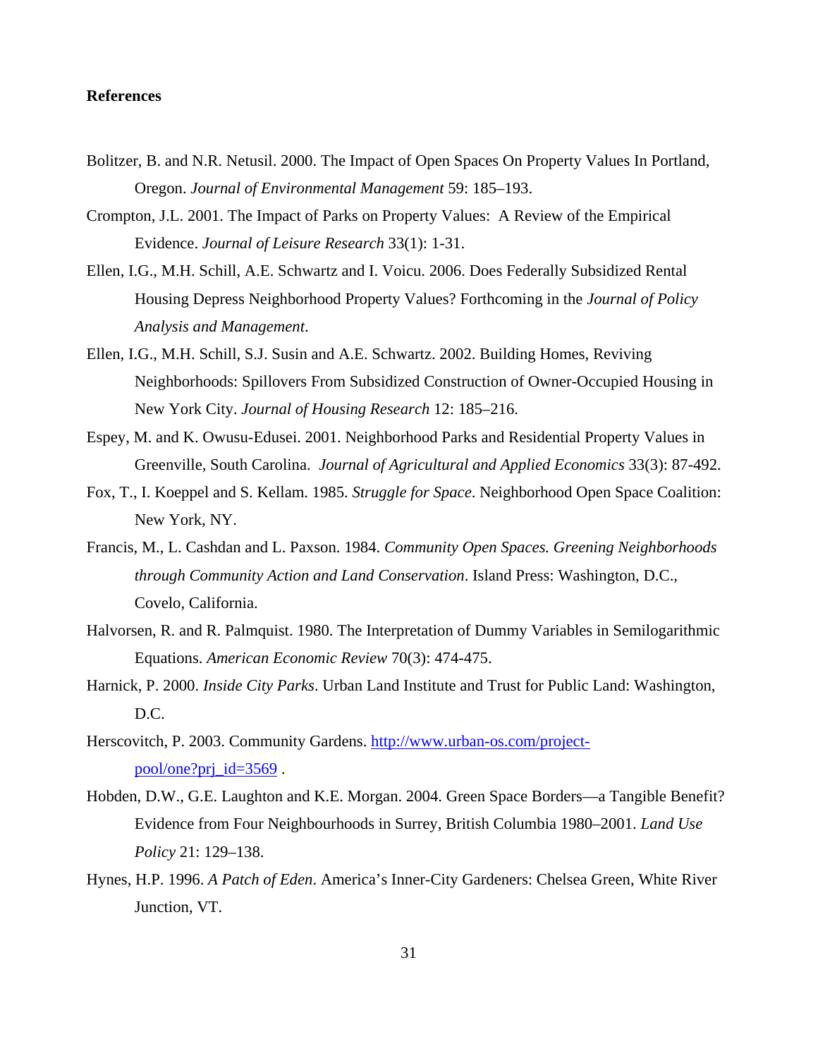**References**

Bolitzer, B. and N.R. Netusil. 2000. The Impact of Open Spaces On Property Values In Portland, Oregon. *Journal of Environmental Management* 59: 185–193.

Crompton, J.L. 2001. The Impact of Parks on Property Values: A Review of the Empirical Evidence. *Journal of Leisure Research* 33(1): 1-31.

Ellen, I.G., M.H. Schill, A.E. Schwartz and I. Voicu. 2006. Does Federally Subsidized Rental Housing Depress Neighborhood Property Values? Forthcoming in the *Journal of Policy Analysis and Management*.

Ellen, I.G., M.H. Schill, S.J. Susin and A.E. Schwartz. 2002. Building Homes, Reviving Neighborhoods: Spillovers From Subsidized Construction of Owner-Occupied Housing in New York City. *Journal of Housing Research* 12: 185–216.

Espey, M. and K. Owusu-Edusei. 2001. Neighborhood Parks and Residential Property Values in Greenville, South Carolina. *Journal of Agricultural and Applied Economics* 33(3): 87-492.

Fox, T., I. Koeppel and S. Kellam. 1985. *Struggle for Space*. Neighborhood Open Space Coalition: New York, NY.

Francis, M., L. Cashdan and L. Paxson. 1984. *Community Open Spaces. Greening Neighborhoods through Community Action and Land Conservation*. Island Press: Washington, D.C., Covelo, California.

Halvorsen, R. and R. Palmquist. 1980. The Interpretation of Dummy Variables in Semilogarithmic Equations. *American Economic Review* 70(3): 474-475.

Harnick, P. 2000. *Inside City Parks*. Urban Land Institute and Trust for Public Land: Washington, D.C.

Herscovitch, P. 2003. Community Gardens. [http://www.urban-os.com/project-pool/one?prj_id=3569](http://www.urban-os.com/project-pool/one?prj_id=3569) .

Hobden, D.W., G.E. Laughton and K.E. Morgan. 2004. Green Space Borders—a Tangible Benefit? Evidence from Four Neighbourhoods in Surrey, British Columbia 1980–2001. *Land Use Policy* 21: 129–138.

Hynes, H.P. 1996. *A Patch of Eden*. America's Inner-City Gardeners: Chelsea Green, White River Junction, VT.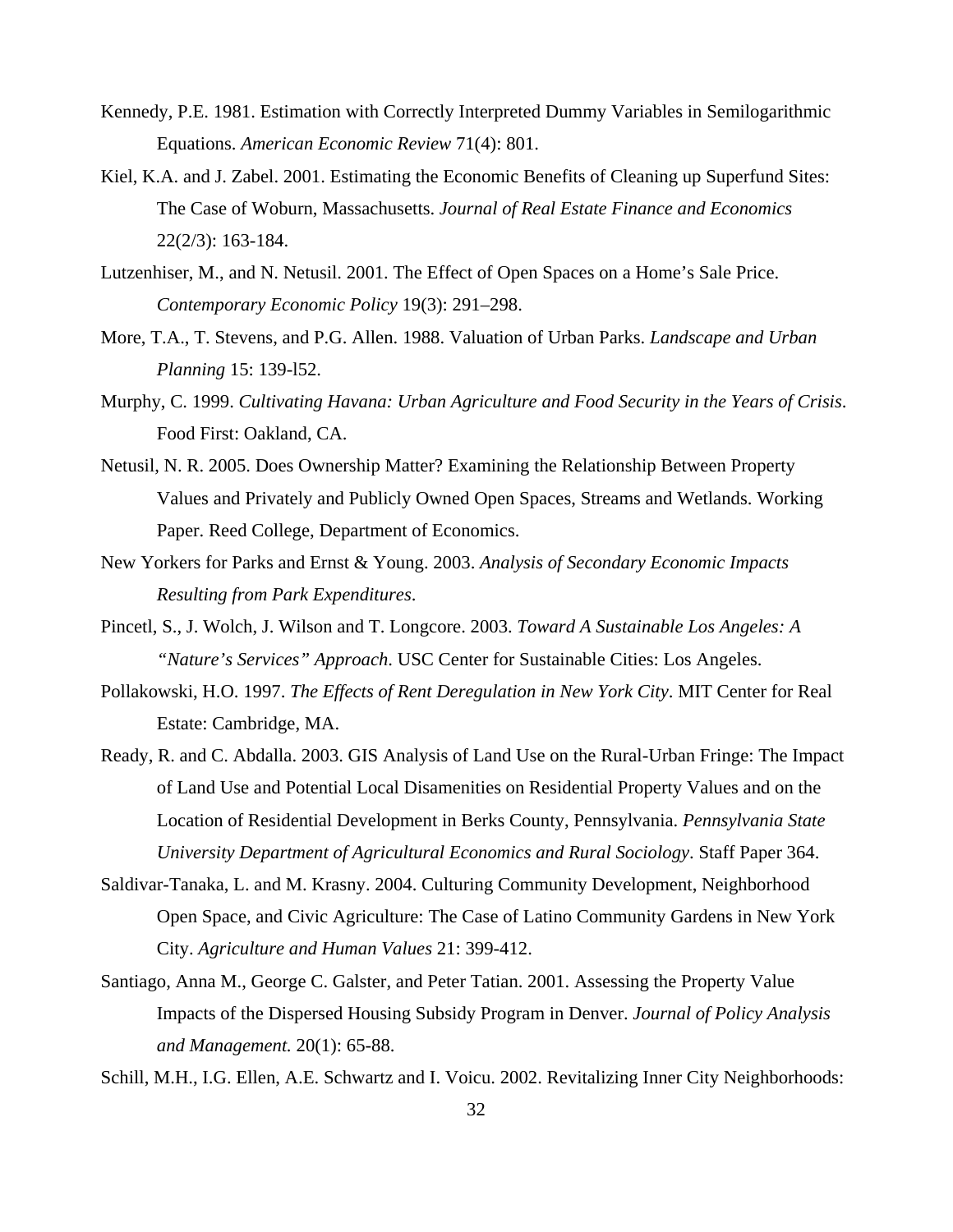Kennedy, P.E. 1981. Estimation with Correctly Interpreted Dummy Variables in Semilogarithmic Equations. *American Economic Review* 71(4): 801.

Kiel, K.A. and J. Zabel. 2001. Estimating the Economic Benefits of Cleaning up Superfund Sites: The Case of Woburn, Massachusetts. *Journal of Real Estate Finance and Economics* 22(2/3): 163-184.

Lutzenhiser, M., and N. Netusil. 2001. The Effect of Open Spaces on a Home's Sale Price. *Contemporary Economic Policy* 19(3): 291–298.

More, T.A., T. Stevens, and P.G. Allen. 1988. Valuation of Urban Parks. *Landscape and Urban Planning* 15: 139-l52.

Murphy, C. 1999. *Cultivating Havana: Urban Agriculture and Food Security in the Years of Crisis*. Food First: Oakland, CA.

Netusil, N. R. 2005. Does Ownership Matter? Examining the Relationship Between Property Values and Privately and Publicly Owned Open Spaces, Streams and Wetlands. Working Paper. Reed College, Department of Economics.

New Yorkers for Parks and Ernst & Young. 2003. *Analysis of Secondary Economic Impacts Resulting from Park Expenditures*.

Pincetl, S., J. Wolch, J. Wilson and T. Longcore. 2003. *Toward A Sustainable Los Angeles: A "Nature's Services" Approach*. USC Center for Sustainable Cities: Los Angeles.

Pollakowski, H.O. 1997. *The Effects of Rent Deregulation in New York City*. MIT Center for Real Estate: Cambridge, MA.

Ready, R. and C. Abdalla. 2003. GIS Analysis of Land Use on the Rural-Urban Fringe: The Impact of Land Use and Potential Local Disamenities on Residential Property Values and on the Location of Residential Development in Berks County, Pennsylvania. *Pennsylvania State University Department of Agricultural Economics and Rural Sociology*. Staff Paper 364.

Saldivar-Tanaka, L. and M. Krasny. 2004. Culturing Community Development, Neighborhood Open Space, and Civic Agriculture: The Case of Latino Community Gardens in New York City. *Agriculture and Human Values* 21: 399-412.

Santiago, Anna M., George C. Galster, and Peter Tatian. 2001. Assessing the Property Value Impacts of the Dispersed Housing Subsidy Program in Denver. *Journal of Policy Analysis and Management.* 20(1): 65-88.

Schill, M.H., I.G. Ellen, A.E. Schwartz and I. Voicu. 2002. Revitalizing Inner City Neighborhoods: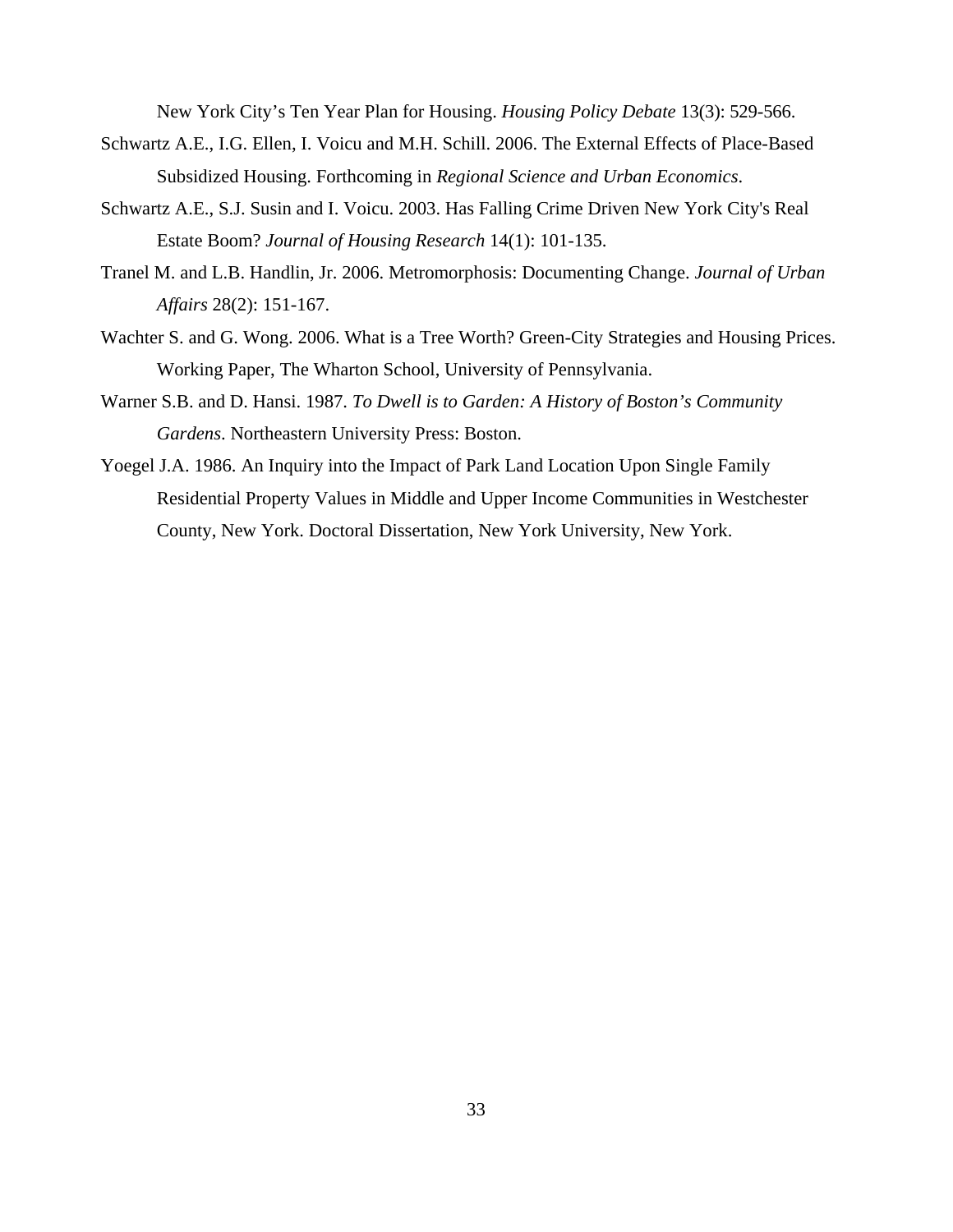New York City's Ten Year Plan for Housing. *Housing Policy Debate* 13(3): 529-566.

Schwartz A.E., I.G. Ellen, I. Voicu and M.H. Schill. 2006. The External Effects of Place-Based Subsidized Housing. Forthcoming in *Regional Science and Urban Economics*.

Schwartz A.E., S.J. Susin and I. Voicu. 2003. Has Falling Crime Driven New York City's Real Estate Boom? *Journal of Housing Research* 14(1): 101-135.

Tranel M. and L.B. Handlin, Jr. 2006. Metromorphosis: Documenting Change. *Journal of Urban Affairs* 28(2): 151-167.

Wachter S. and G. Wong. 2006. What is a Tree Worth? Green-City Strategies and Housing Prices. Working Paper, The Wharton School, University of Pennsylvania.

Warner S.B. and D. Hansi. 1987. *To Dwell is to Garden: A History of Boston's Community Gardens*. Northeastern University Press: Boston.

Yoegel J.A. 1986. An Inquiry into the Impact of Park Land Location Upon Single Family Residential Property Values in Middle and Upper Income Communities in Westchester County, New York. Doctoral Dissertation, New York University, New York.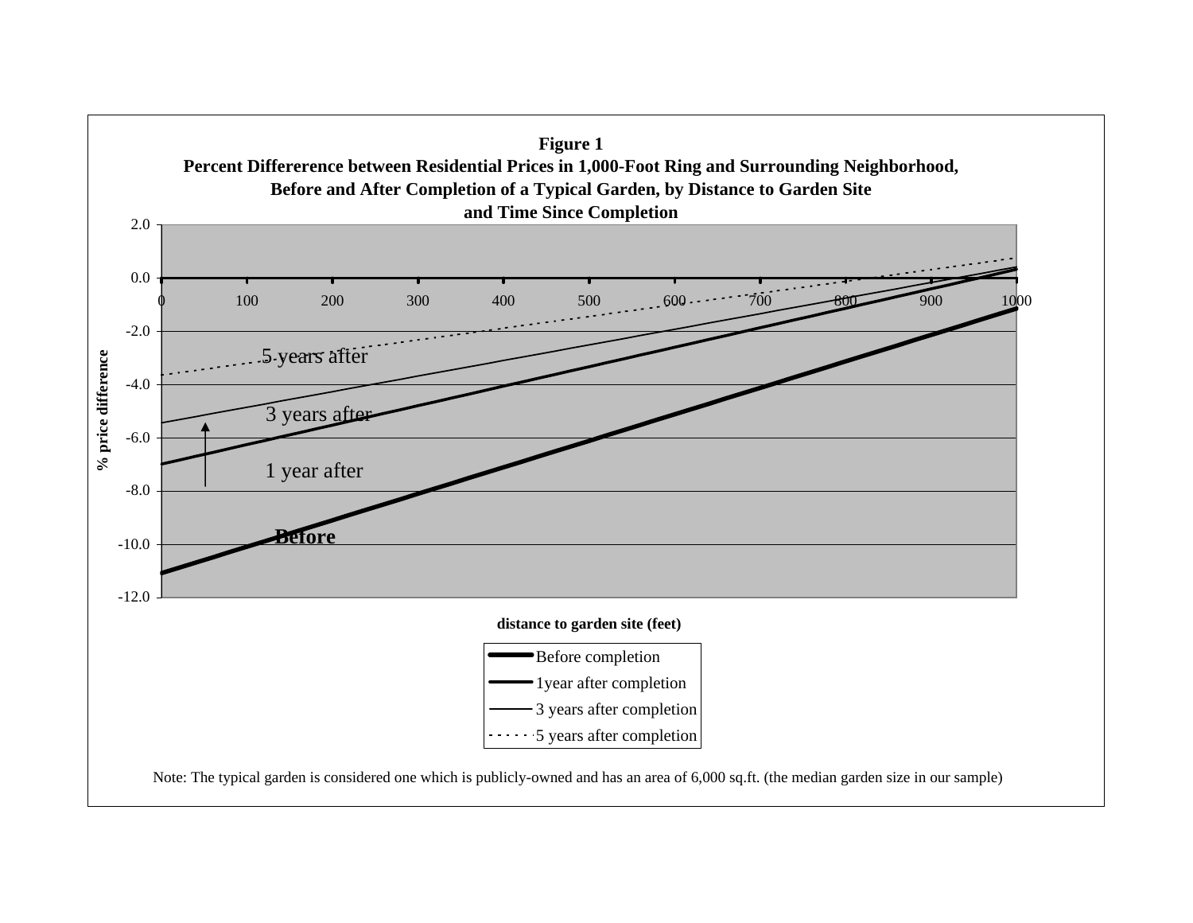**Figure 1**

**Percent Differerence between Residential Prices in 1,000-Foot Ring and Surrounding Neighborhood, Before and After Completion of a Typical Garden, by Distance to Garden Site and Time Since Completion**

Note: The typical garden is considered one which is publicly-owned and has an area of 6,000 sq.ft. (the median garden size in our sample)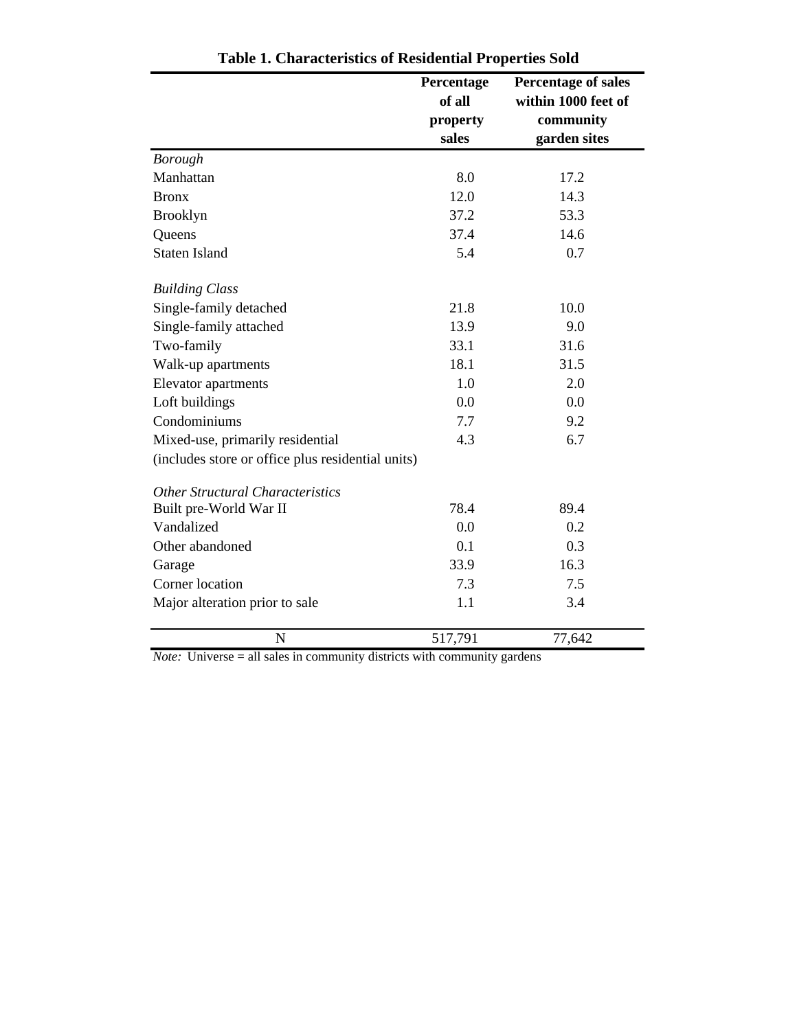**Table 1. Characteristics of Residential Properties Sold**

| | Percentage of all property sales | Percentage of sales within 1000 feet of community garden sites |
|---|---|---|
| *Borough* | | |
| Manhattan | 8.0 | 17.2 |
| Bronx | 12.0 | 14.3 |
| Brooklyn | 37.2 | 53.3 |
| Queens | 37.4 | 14.6 |
| Staten Island | 5.4 | 0.7 |
| *Building Class* | | |
| Single-family detached | 21.8 | 10.0 |
| Single-family attached | 13.9 | 9.0 |
| Two-family | 33.1 | 31.6 |
| Walk-up apartments | 18.1 | 31.5 |
| Elevator apartments | 1.0 | 2.0 |
| Loft buildings | 0.0 | 0.0 |
| Condominiums | 7.7 | 9.2 |
| Mixed-use, primarily residential (includes store or office plus residential units) | 4.3 | 6.7 |
| *Other Structural Characteristics* | | |
| Built pre-World War II | 78.4 | 89.4 |
| Vandalized | 0.0 | 0.2 |
| Other abandoned | 0.1 | 0.3 |
| Garage | 33.9 | 16.3 |
| Corner location | 7.3 | 7.5 |
| Major alteration prior to sale | 1.1 | 3.4 |
| N | 517,791 | 77,642 |

*Note:* Universe = all sales in community districts with community gardens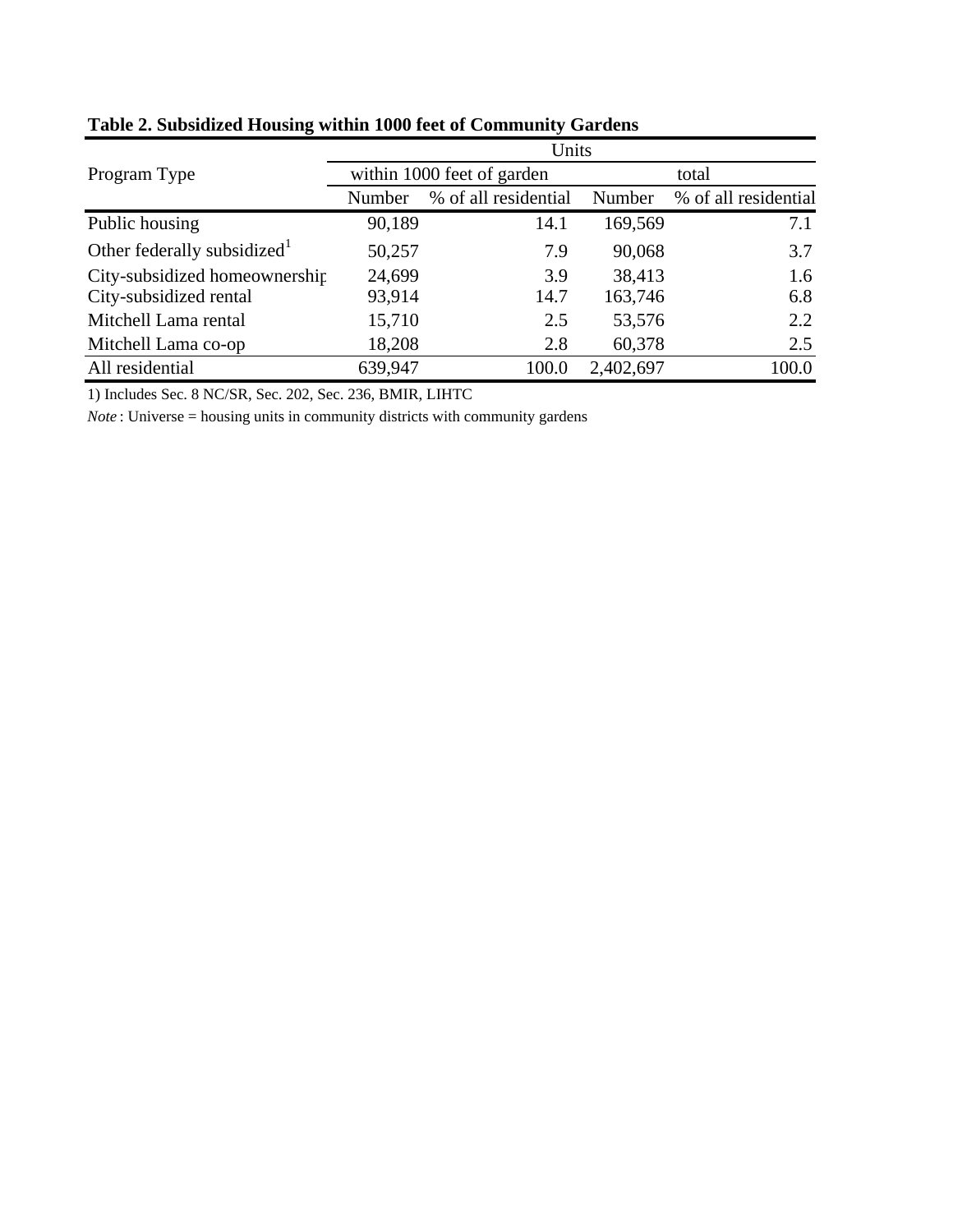**Table 2. Subsidized Housing within 1000 feet of Community Gardens**

| Program Type | Units | | | |
|---|---|---|---|---|
| | within 1000 feet of garden | | total | |
| | Number | % of all residential | Number | % of all residential |
| Public housing | 90,189 | 14.1 | 169,569 | 7.1 |
| Other federally subsidized[1] | 50,257 | 7.9 | 90,068 | 3.7 |
| City-subsidized homeownership | 24,699 | 3.9 | 38,413 | 1.6 |
| City-subsidized rental | 93,914 | 14.7 | 163,746 | 6.8 |
| Mitchell Lama rental | 15,710 | 2.5 | 53,576 | 2.2 |
| Mitchell Lama co-op | 18,208 | 2.8 | 60,378 | 2.5 |
| All residential | 639,947 | 100.0 | 2,402,697 | 100.0 |

1) Includes Sec. 8 NC/SR, Sec. 202, Sec. 236, BMIR, LIHTC

*Note* : Universe = housing units in community districts with community gardens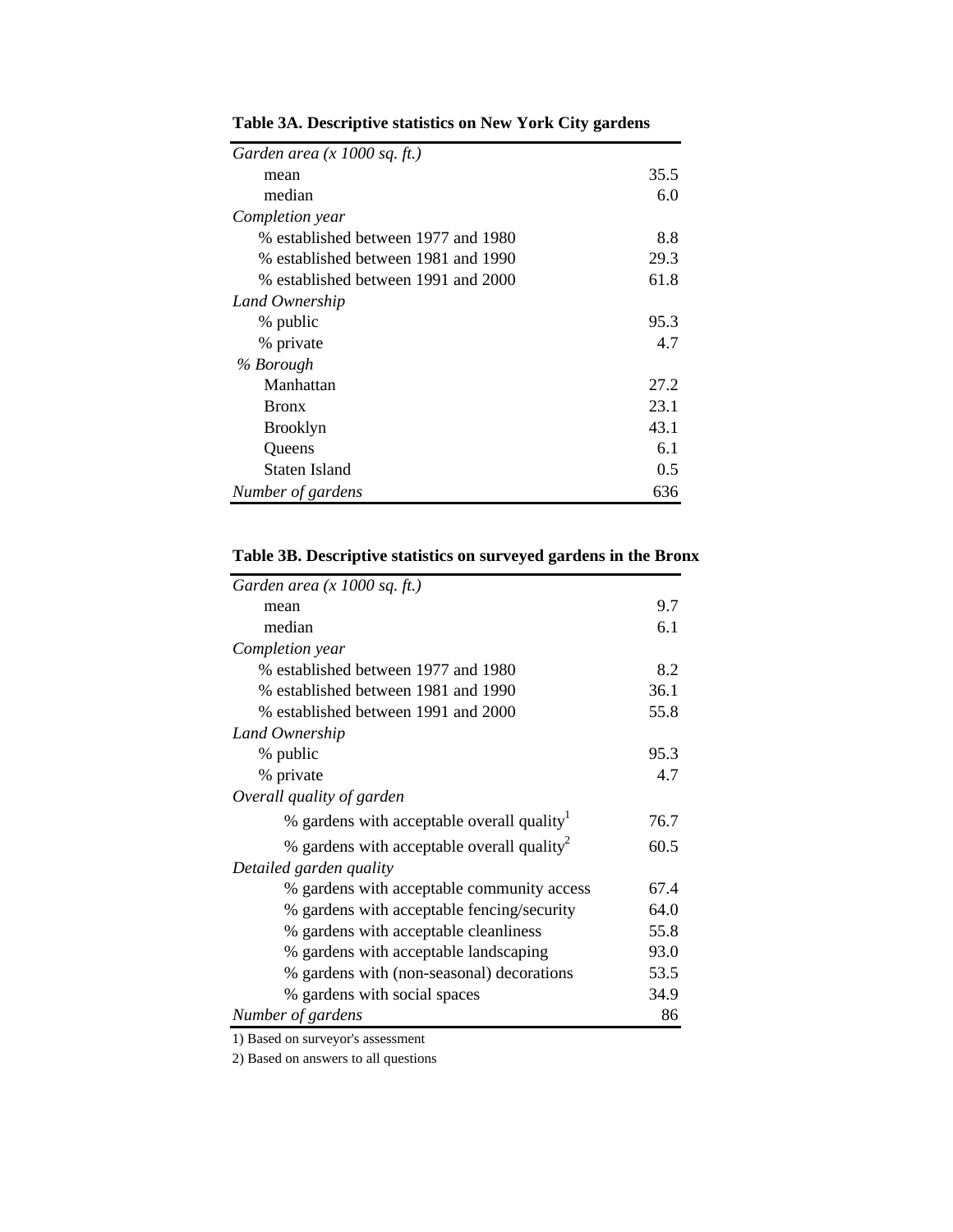**Table 3A. Descriptive statistics on New York City gardens**

| | |
|---|---|
| *Garden area (x 1000 sq. ft.)* | |
| mean | 35.5 |
| median | 6.0 |
| *Completion year* | |
| % established between 1977 and 1980 | 8.8 |
| % established between 1981 and 1990 | 29.3 |
| % established between 1991 and 2000 | 61.8 |
| *Land Ownership* | |
| % public | 95.3 |
| % private | 4.7 |
| *% Borough* | |
| Manhattan | 27.2 |
| Bronx | 23.1 |
| Brooklyn | 43.1 |
| Queens | 6.1 |
| Staten Island | 0.5 |
| *Number of gardens* | 636 |

**Table 3B. Descriptive statistics on surveyed gardens in the Bronx**

| | |
|---|---|
| *Garden area (x 1000 sq. ft.)* | |
| mean | 9.7 |
| median | 6.1 |
| *Completion year* | |
| % established between 1977 and 1980 | 8.2 |
| % established between 1981 and 1990 | 36.1 |
| % established between 1991 and 2000 | 55.8 |
| *Land Ownership* | |
| % public | 95.3 |
| % private | 4.7 |
| *Overall quality of garden* | |
| % gardens with acceptable overall quality[1] | 76.7 |
| % gardens with acceptable overall quality[2] | 60.5 |
| *Detailed garden quality* | |
| % gardens with acceptable community access | 67.4 |
| % gardens with acceptable fencing/security | 64.0 |
| % gardens with acceptable cleanliness | 55.8 |
| % gardens with acceptable landscaping | 93.0 |
| % gardens with (non-seasonal) decorations | 53.5 |
| % gardens with social spaces | 34.9 |
| *Number of gardens* | 86 |

1) Based on surveyor's assessment

2) Based on answers to all questions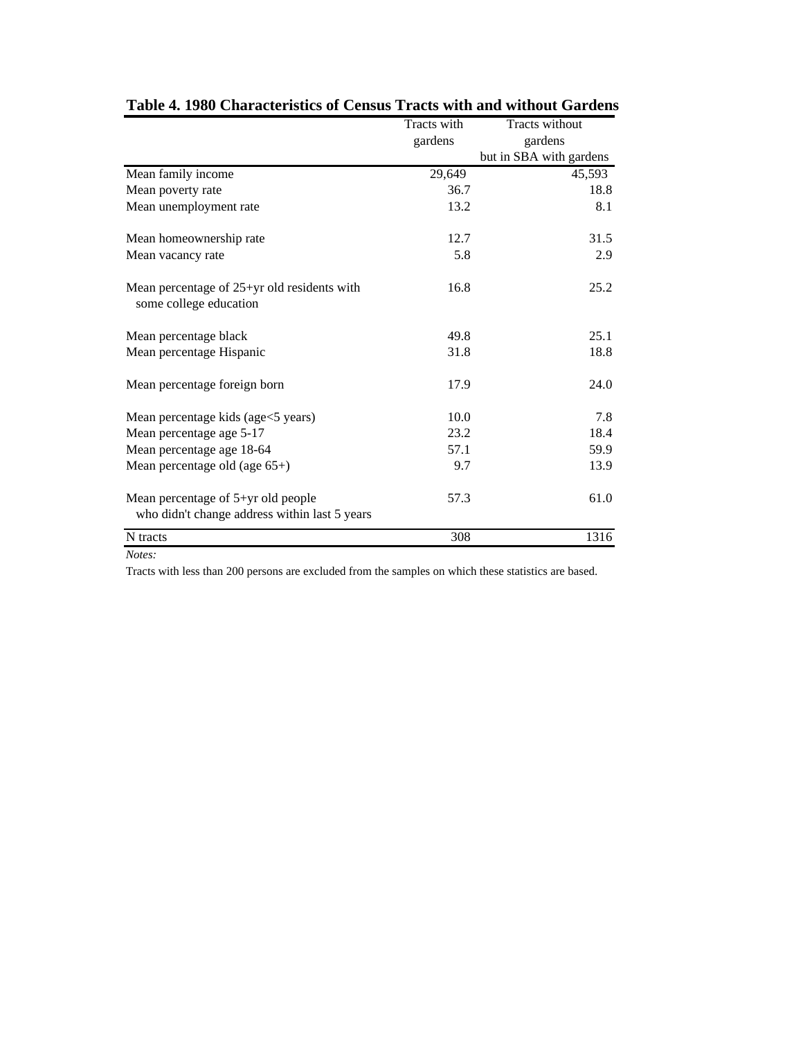## Table 4. 1980 Characteristics of Census Tracts with and without Gardens

| | Tracts with gardens | Tracts without gardens but in SBA with gardens |
|---|---|---|
| Mean family income | 29,649 | 45,593 |
| Mean poverty rate | 36.7 | 18.8 |
| Mean unemployment rate | 13.2 | 8.1 |
| Mean homeownership rate | 12.7 | 31.5 |
| Mean vacancy rate | 5.8 | 2.9 |
| Mean percentage of 25+yr old residents with some college education | 16.8 | 25.2 |
| Mean percentage black | 49.8 | 25.1 |
| Mean percentage Hispanic | 31.8 | 18.8 |
| Mean percentage foreign born | 17.9 | 24.0 |
| Mean percentage kids (age<5 years) | 10.0 | 7.8 |
| Mean percentage age 5-17 | 23.2 | 18.4 |
| Mean percentage age 18-64 | 57.1 | 59.9 |
| Mean percentage old (age 65+) | 9.7 | 13.9 |
| Mean percentage of 5+yr old people who didn't change address within last 5 years | 57.3 | 61.0 |
| N tracts | 308 | 1316 |

*Notes:*

Tracts with less than 200 persons are excluded from the samples on which these statistics are based.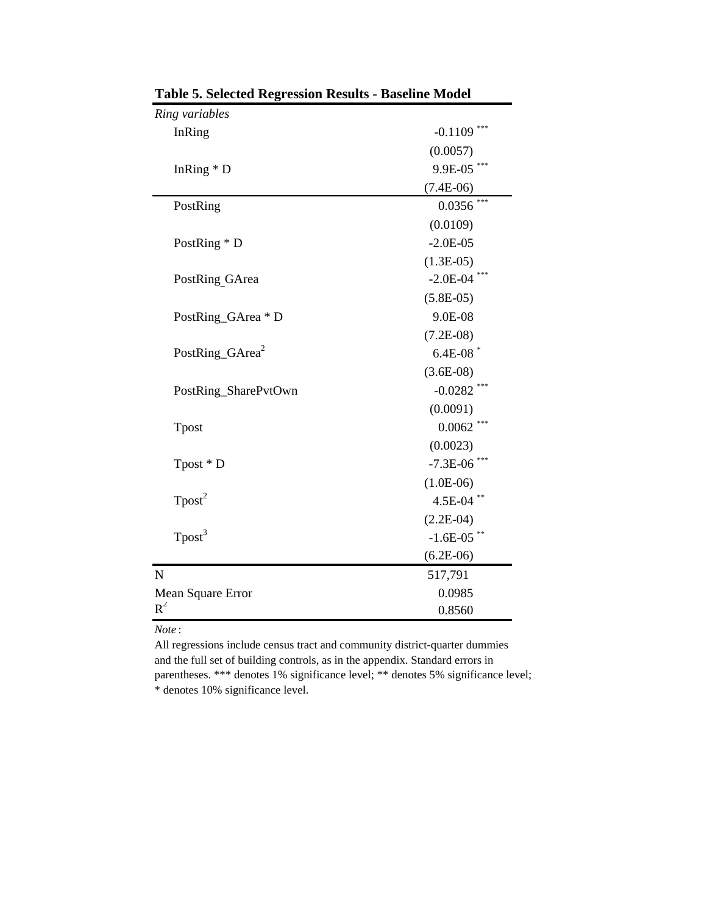**Table 5. Selected Regression Results - Baseline Model**

| | |
|---|---|
| *Ring variables* | |
| InRing | -0.1109 *** |
| | (0.0057) |
| InRing * D | 9.9E-05 *** |
| | (7.4E-06) |
| PostRing | 0.0356 *** |
| | (0.0109) |
| PostRing * D | -2.0E-05 |
| | (1.3E-05) |
| PostRing_GArea | -2.0E-04 *** |
| | (5.8E-05) |
| PostRing_GArea * D | 9.0E-08 |
| | (7.2E-08) |
| PostRing_GArea$^2$ | 6.4E-08 * |
| | (3.6E-08) |
| PostRing_SharePvtOwn | -0.0282 *** |
| | (0.0091) |
| Tpost | 0.0062 *** |
| | (0.0023) |
| Tpost * D | -7.3E-06 *** |
| | (1.0E-06) |
| Tpost$^2$ | 4.5E-04 ** |
| | (2.2E-04) |
| Tpost$^3$ | -1.6E-05 ** |
| | (6.2E-06) |
| N | 517,791 |
| Mean Square Error | 0.0985 |
| $R^2$ | 0.8560 |

*Note*:
All regressions include census tract and community district-quarter dummies and the full set of building controls, as in the appendix. Standard errors in parentheses. *** denotes 1% significance level; ** denotes 5% significance level; * denotes 10% significance level.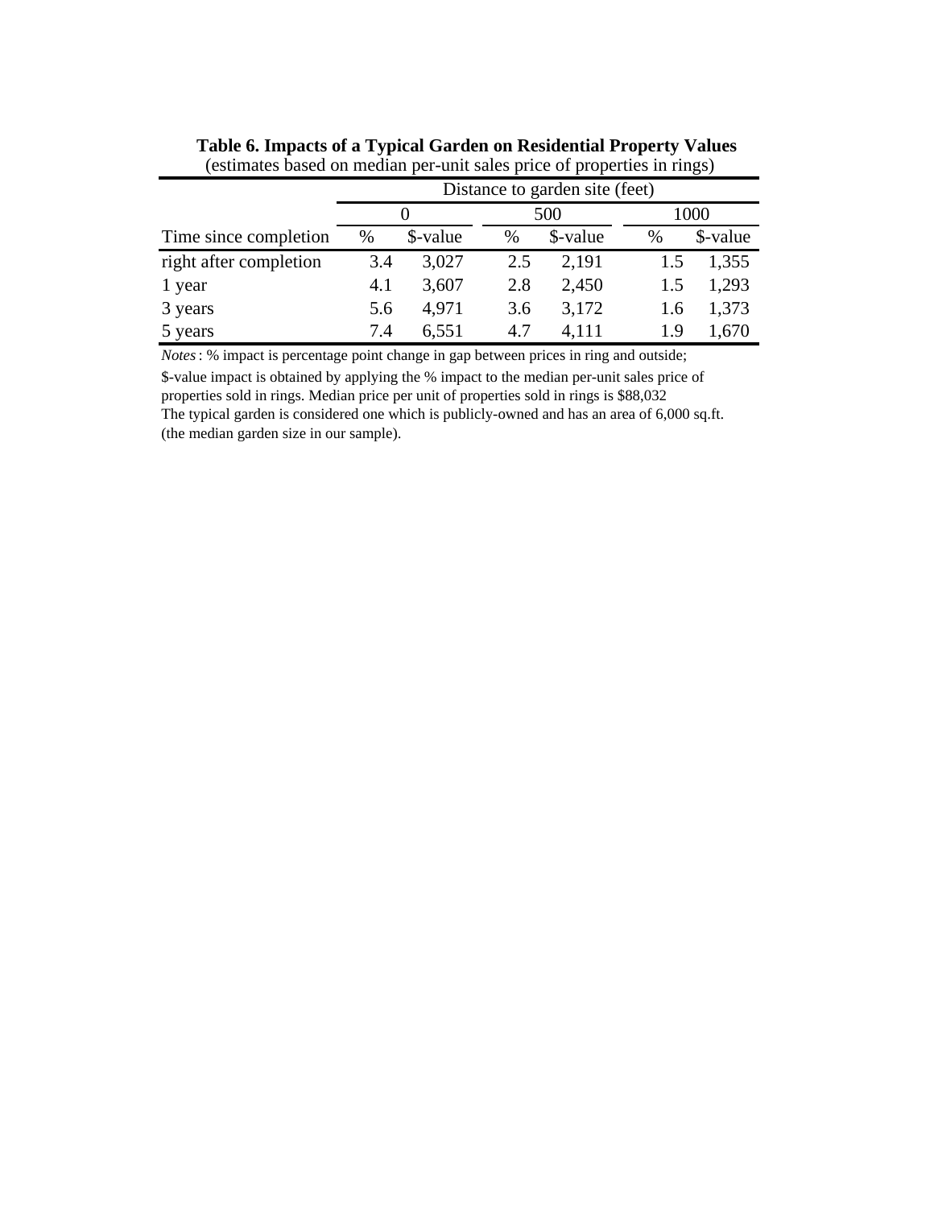**Table 6. Impacts of a Typical Garden on Residential Property Values**
(estimates based on median per-unit sales price of properties in rings)

| | Distance to garden site (feet) | | | | | |
|---|---|---|---|---|---|---|
| | 0 | | 500 | | 1000 | |
| Time since completion | % | $-value | % | $-value | % | $-value |
| right after completion | 3.4 | 3,027 | 2.5 | 2,191 | 1.5 | 1,355 |
| 1 year | 4.1 | 3,607 | 2.8 | 2,450 | 1.5 | 1,293 |
| 3 years | 5.6 | 4,971 | 3.6 | 3,172 | 1.6 | 1,373 |
| 5 years | 7.4 | 6,551 | 4.7 | 4,111 | 1.9 | 1,670 |

*Notes*: % impact is percentage point change in gap between prices in ring and outside;
$-value impact is obtained by applying the % impact to the median per-unit sales price of properties sold in rings. Median price per unit of properties sold in rings is $88,032
The typical garden is considered one which is publicly-owned and has an area of 6,000 sq.ft. (the median garden size in our sample).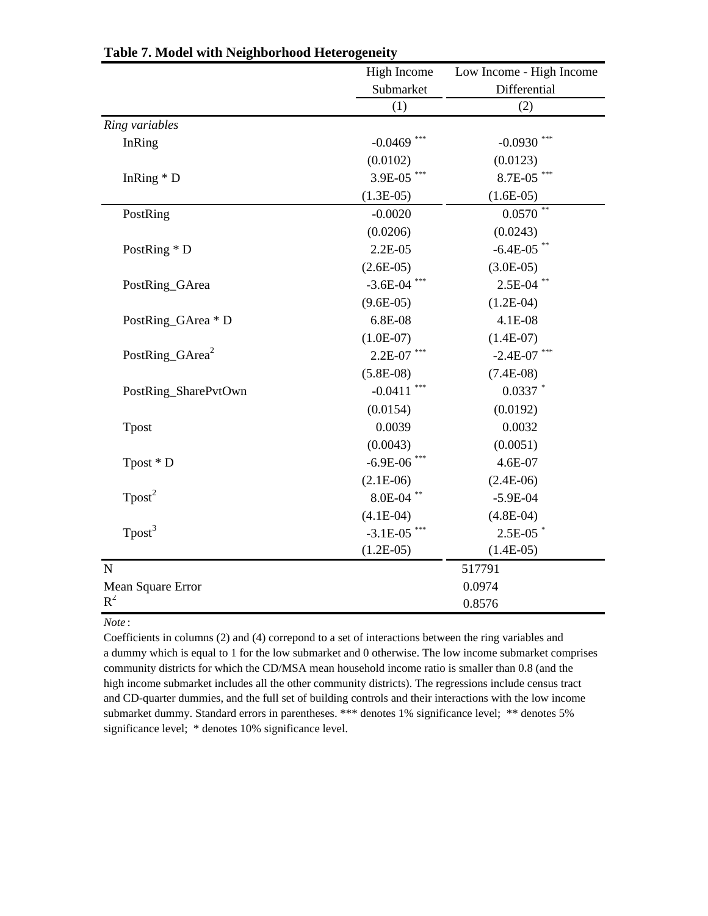**Table 7. Model with Neighborhood Heterogeneity**

| | High Income Submarket | Low Income - High Income Differential |
|---|---|---|
| | (1) | (2) |
| *Ring variables* | | |
| InRing | -0.0469 *** | -0.0930 *** |
| | (0.0102) | (0.0123) |
| InRing * D | 3.9E-05 *** | 8.7E-05 *** |
| | (1.3E-05) | (1.6E-05) |
| PostRing | -0.0020 | 0.0570 ** |
| | (0.0206) | (0.0243) |
| PostRing * D | 2.2E-05 | -6.4E-05 ** |
| | (2.6E-05) | (3.0E-05) |
| PostRing_GArea | -3.6E-04 *** | 2.5E-04 ** |
| | (9.6E-05) | (1.2E-04) |
| PostRing_GArea * D | 6.8E-08 | 4.1E-08 |
| | (1.0E-07) | (1.4E-07) |
| $\text{PostRing\_GArea}^2$ | 2.2E-07 *** | -2.4E-07 *** |
| | (5.8E-08) | (7.4E-08) |
| PostRing_SharePvtOwn | -0.0411 *** | 0.0337 * |
| | (0.0154) | (0.0192) |
| Tpost | 0.0039 | 0.0032 |
| | (0.0043) | (0.0051) |
| Tpost * D | -6.9E-06 *** | 4.6E-07 |
| | (2.1E-06) | (2.4E-06) |
| $\text{Tpost}^2$ | 8.0E-04 ** | -5.9E-04 |
| | (4.1E-04) | (4.8E-04) |
| $\text{Tpost}^3$ | -3.1E-05 *** | 2.5E-05 * |
| | (1.2E-05) | (1.4E-05) |
| N | | 517791 |
| Mean Square Error | | 0.0974 |
| $R^2$ | | 0.8576 |

*Note* :
Coefficients in columns (2) and (4) correpond to a set of interactions between the ring variables and a dummy which is equal to 1 for the low submarket and 0 otherwise. The low income submarket comprises community districts for which the CD/MSA mean household income ratio is smaller than 0.8 (and the high income submarket includes all the other community districts). The regressions include census tract and CD-quarter dummies, and the full set of building controls and their interactions with the low income submarket dummy. Standard errors in parentheses. *** denotes 1% significance level; ** denotes 5% significance level; * denotes 10% significance level.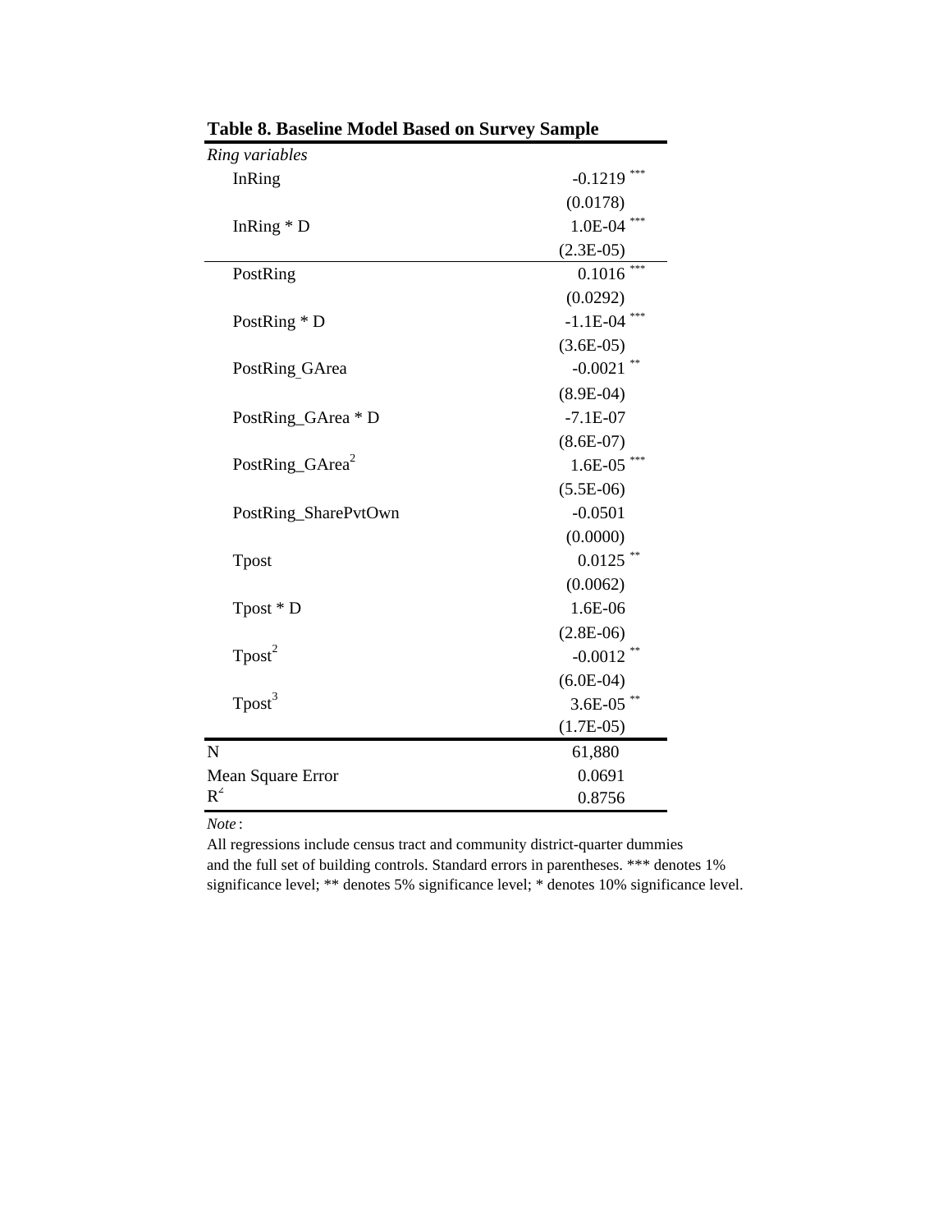**Table 8. Baseline Model Based on Survey Sample**

| | |
|---|---|
| *Ring variables* | |
| InRing | -0.1219 *** |
| | (0.0178) |
| InRing * D | 1.0E-04 *** |
| | (2.3E-05) |
| PostRing | 0.1016 *** |
| | (0.0292) |
| PostRing * D | -1.1E-04 *** |
| | (3.6E-05) |
| PostRing_GArea | -0.0021 ** |
| | (8.9E-04) |
| PostRing_GArea * D | -7.1E-07 |
| | (8.6E-07) |
| $\text{PostRing\_GArea}^2$ | 1.6E-05 *** |
| | (5.5E-06) |
| PostRing_SharePvtOwn | -0.0501 |
| | (0.0000) |
| Tpost | 0.0125 ** |
| | (0.0062) |
| Tpost * D | 1.6E-06 |
| | (2.8E-06) |
| $\text{Tpost}^2$ | -0.0012 ** |
| | (6.0E-04) |
| $\text{Tpost}^3$ | 3.6E-05 ** |
| | (1.7E-05) |
| N | 61,880 |
| Mean Square Error | 0.0691 |
| $R^2$ | 0.8756 |

*Note*:

All regressions include census tract and community district-quarter dummies and the full set of building controls. Standard errors in parentheses. *** denotes 1% significance level; ** denotes 5% significance level; * denotes 10% significance level.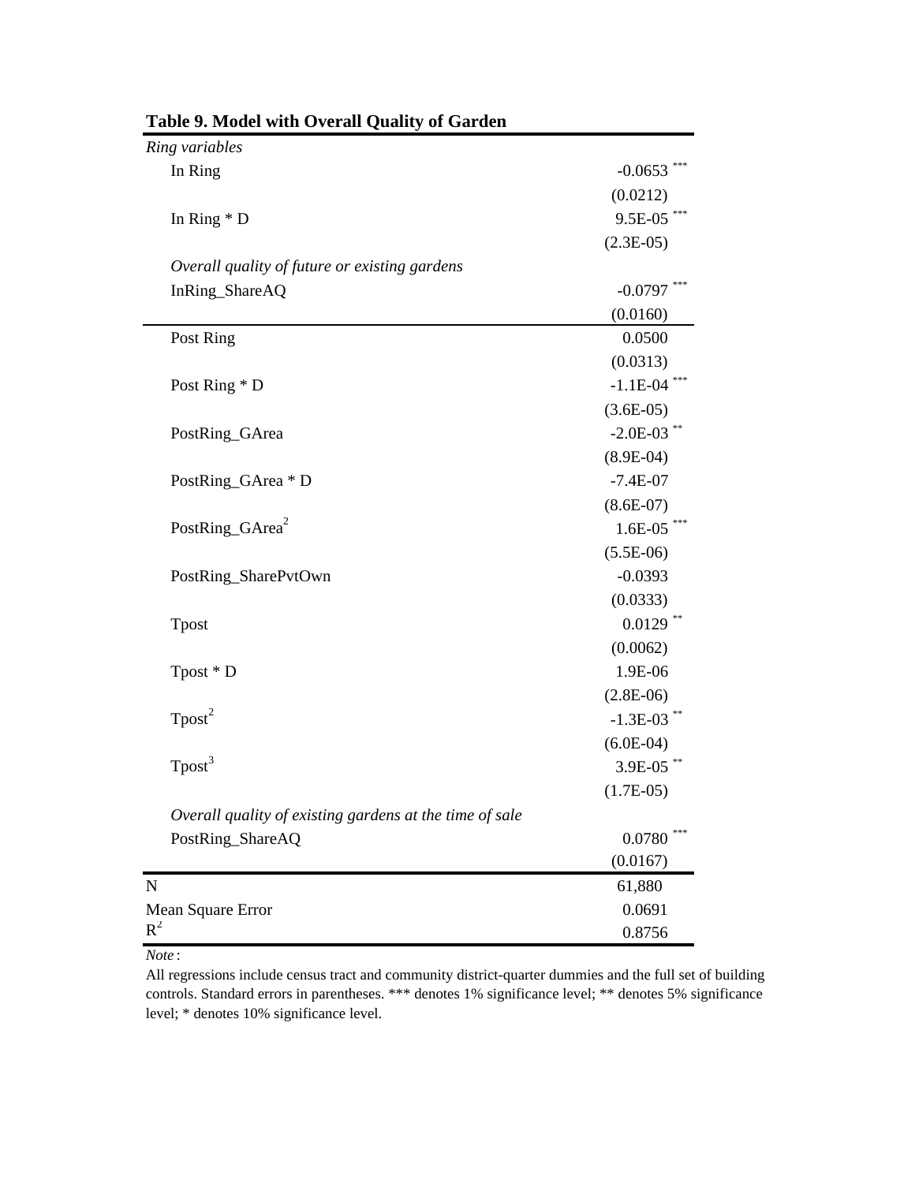**Table 9. Model with Overall Quality of Garden**

| | |
|---|---|
| *Ring variables* | |
| In Ring | -0.0653 *** |
| | (0.0212) |
| In Ring * D | 9.5E-05 *** |
| | (2.3E-05) |
| *Overall quality of future or existing gardens* | |
| InRing_ShareAQ | -0.0797 *** |
| | (0.0160) |
| Post Ring | 0.0500 |
| | (0.0313) |
| Post Ring * D | -1.1E-04 *** |
| | (3.6E-05) |
| PostRing_GArea | -2.0E-03 ** |
| | (8.9E-04) |
| PostRing_GArea * D | -7.4E-07 |
| | (8.6E-07) |
| $\text{PostRing\_GArea}^2$ | 1.6E-05 *** |
| | (5.5E-06) |
| PostRing_SharePvtOwn | -0.0393 |
| | (0.0333) |
| Tpost | 0.0129 ** |
| | (0.0062) |
| Tpost * D | 1.9E-06 |
| | (2.8E-06) |
| $\text{Tpost}^2$ | -1.3E-03 ** |
| | (6.0E-04) |
| $\text{Tpost}^3$ | 3.9E-05 ** |
| | (1.7E-05) |
| *Overall quality of existing gardens at the time of sale* | |
| PostRing_ShareAQ | 0.0780 *** |
| | (0.0167) |
| N | 61,880 |
| Mean Square Error | 0.0691 |
| $R^2$ | 0.8756 |

*Note*:

All regressions include census tract and community district-quarter dummies and the full set of building controls. Standard errors in parentheses. *** denotes 1% significance level; ** denotes 5% significance level; * denotes 10% significance level.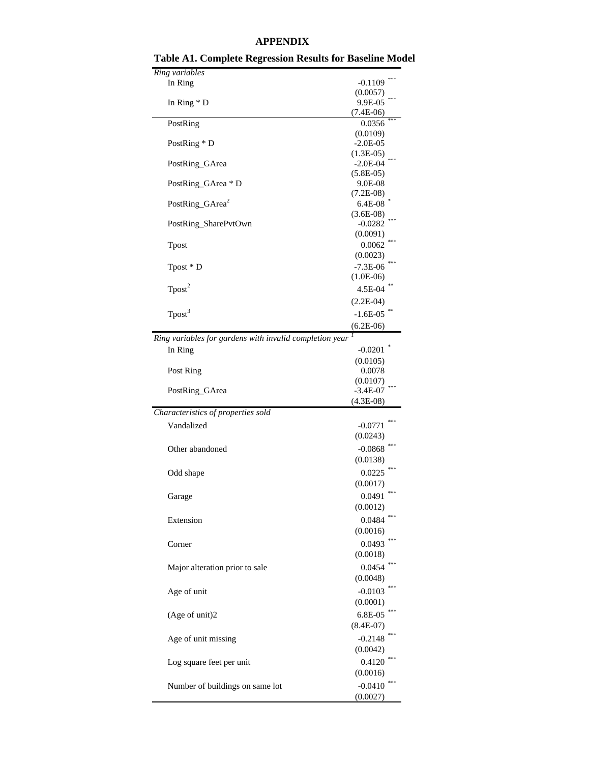# APPENDIX

## Table A1. Complete Regression Results for Baseline Model

| | |
|---|---|
| *Ring variables* | |
| In Ring | -0.1109 *** |
| | (0.0057) |
| In Ring * D | 9.9E-05 *** |
| | (7.4E-06) |
| PostRing | 0.0356 *** |
| | (0.0109) |
| PostRing * D | -2.0E-05 |
| | (1.3E-05) |
| PostRing_GArea | -2.0E-04 *** |
| | (5.8E-05) |
| PostRing_GArea * D | 9.0E-08 |
| | (7.2E-08) |
| PostRing_GArea$^2$ | 6.4E-08 * |
| | (3.6E-08) |
| PostRing_SharePvtOwn | -0.0282 *** |
| | (0.0091) |
| Tpost | 0.0062 *** |
| | (0.0023) |
| Tpost * D | -7.3E-06 *** |
| | (1.0E-06) |
| Tpost$^2$ | 4.5E-04 ** |
| | (2.2E-04) |
| Tpost$^3$ | -1.6E-05 ** |
| | (6.2E-06) |
| *Ring variables for gardens with invalid completion year* [1] | |
| In Ring | -0.0201 * |
| | (0.0105) |
| Post Ring | 0.0078 |
| | (0.0107) |
| PostRing_GArea | -3.4E-07 *** |
| | (4.3E-08) |
| *Characteristics of properties sold* | |
| Vandalized | -0.0771 *** |
| | (0.0243) |
| Other abandoned | -0.0868 *** |
| | (0.0138) |
| Odd shape | 0.0225 *** |
| | (0.0017) |
| Garage | 0.0491 *** |
| | (0.0012) |
| Extension | 0.0484 *** |
| | (0.0016) |
| Corner | 0.0493 *** |
| | (0.0018) |
| Major alteration prior to sale | 0.0454 *** |
| | (0.0048) |
| Age of unit | -0.0103 *** |
| | (0.0001) |
| (Age of unit)2 | 6.8E-05 *** |
| | (8.4E-07) |
| Age of unit missing | -0.2148 *** |
| | (0.0042) |
| Log square feet per unit | 0.4120 *** |
| | (0.0016) |
| Number of buildings on same lot | -0.0410 *** |
| | (0.0027) |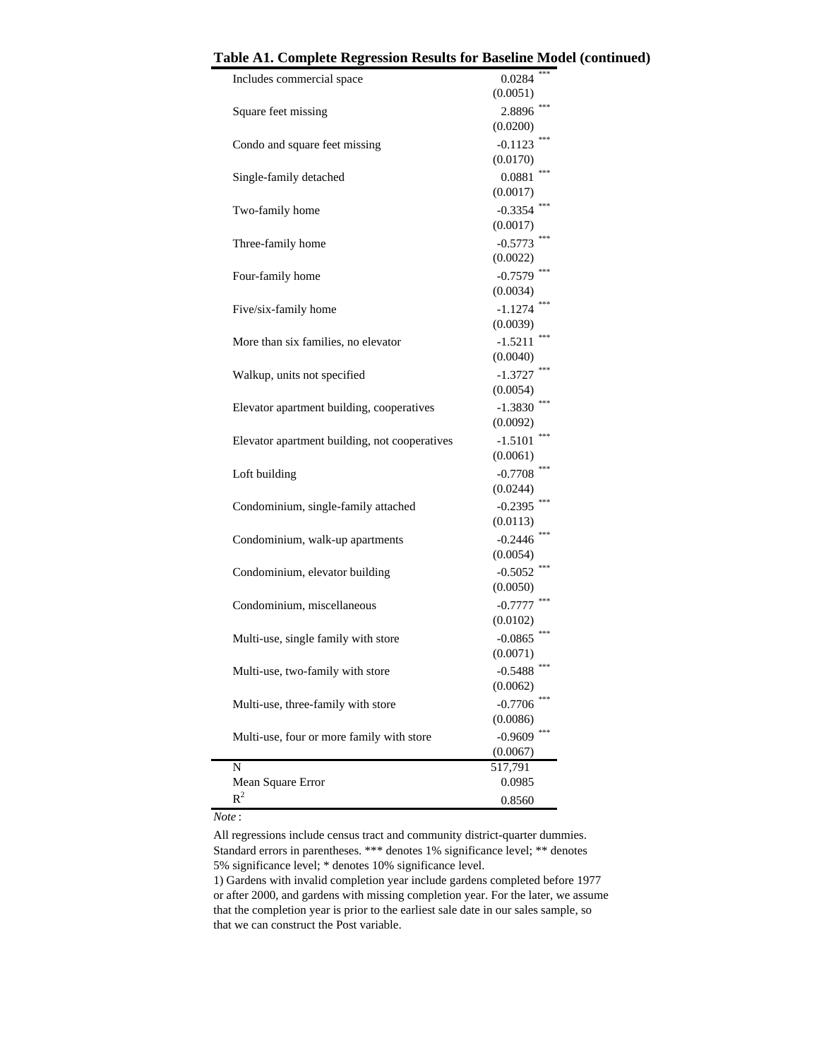**Table A1. Complete Regression Results for Baseline Model (continued)**

| | |
|---|---|
| Includes commercial space | 0.0284 *** |
| | (0.0051) |
| Square feet missing | 2.8896 *** |
| | (0.0200) |
| Condo and square feet missing | -0.1123 *** |
| | (0.0170) |
| Single-family detached | 0.0881 *** |
| | (0.0017) |
| Two-family home | -0.3354 *** |
| | (0.0017) |
| Three-family home | -0.5773 *** |
| | (0.0022) |
| Four-family home | -0.7579 *** |
| | (0.0034) |
| Five/six-family home | -1.1274 *** |
| | (0.0039) |
| More than six families, no elevator | -1.5211 *** |
| | (0.0040) |
| Walkup, units not specified | -1.3727 *** |
| | (0.0054) |
| Elevator apartment building, cooperatives | -1.3830 *** |
| | (0.0092) |
| Elevator apartment building, not cooperatives | -1.5101 *** |
| | (0.0061) |
| Loft building | -0.7708 *** |
| | (0.0244) |
| Condominium, single-family attached | -0.2395 *** |
| | (0.0113) |
| Condominium, walk-up apartments | -0.2446 *** |
| | (0.0054) |
| Condominium, elevator building | -0.5052 *** |
| | (0.0050) |
| Condominium, miscellaneous | -0.7777 *** |
| | (0.0102) |
| Multi-use, single family with store | -0.0865 *** |
| | (0.0071) |
| Multi-use, two-family with store | -0.5488 *** |
| | (0.0062) |
| Multi-use, three-family with store | -0.7706 *** |
| | (0.0086) |
| Multi-use, four or more family with store | -0.9609 *** |
| | (0.0067) |
| N | 517,791 |
| Mean Square Error | 0.0985 |
| $R^2$ | 0.8560 |

*Note* :

All regressions include census tract and community district-quarter dummies. Standard errors in parentheses. *** denotes 1% significance level; ** denotes 5% significance level; * denotes 10% significance level.

1) Gardens with invalid completion year include gardens completed before 1977 or after 2000, and gardens with missing completion year. For the later, we assume that the completion year is prior to the earliest sale date in our sales sample, so that we can construct the Post variable.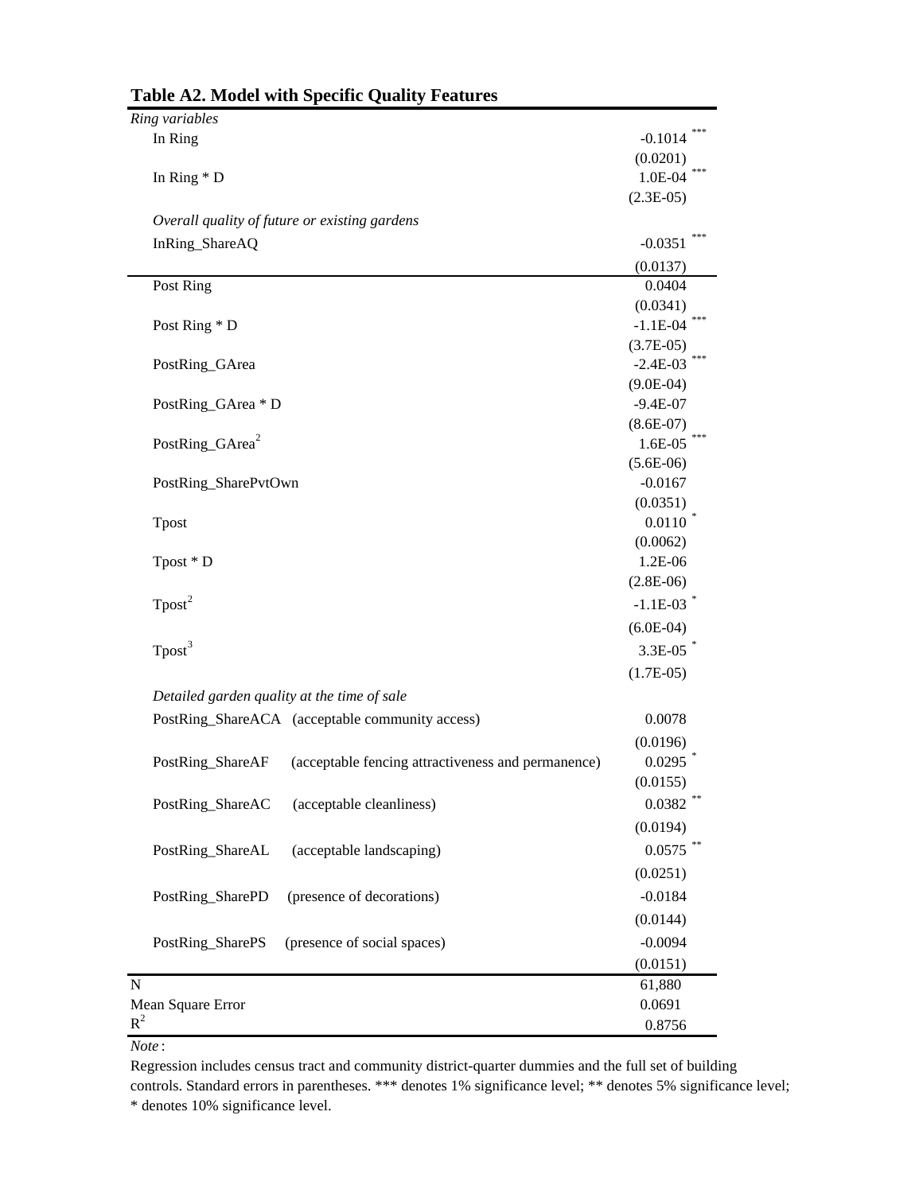**Table A2. Model with Specific Quality Features**

| | | |
|---|---|---|
| *Ring variables* | | |
| In Ring | | -0.1014 *** |
| | | (0.0201) |
| In Ring * D | | 1.0E-04 *** |
| | | (2.3E-05) |
| *Overall quality of future or existing gardens* | | |
| InRing_ShareAQ | | -0.0351 *** |
| | | (0.0137) |
| Post Ring | | 0.0404 |
| | | (0.0341) |
| Post Ring * D | | -1.1E-04 *** |
| | | (3.7E-05) |
| PostRing_GArea | | -2.4E-03 *** |
| | | (9.0E-04) |
| PostRing_GArea * D | | -9.4E-07 |
| | | (8.6E-07) |
| $PostRing\_GArea^2$ | | 1.6E-05 *** |
| | | (5.6E-06) |
| PostRing_SharePvtOwn | | -0.0167 |
| | | (0.0351) |
| Tpost | | 0.0110 * |
| | | (0.0062) |
| Tpost * D | | 1.2E-06 |
| | | (2.8E-06) |
| $Tpost^2$ | | -1.1E-03 * |
| | | (6.0E-04) |
| $Tpost^3$ | | 3.3E-05 * |
| | | (1.7E-05) |
| *Detailed garden quality at the time of sale* | | |
| PostRing_ShareACA | (acceptable community access) | 0.0078 |
| | | (0.0196) |
| PostRing_ShareAF | (acceptable fencing attractiveness and permanence) | 0.0295 * |
| | | (0.0155) |
| PostRing_ShareAC | (acceptable cleanliness) | 0.0382 ** |
| | | (0.0194) |
| PostRing_ShareAL | (acceptable landscaping) | 0.0575 ** |
| | | (0.0251) |
| PostRing_SharePD | (presence of decorations) | -0.0184 |
| | | (0.0144) |
| PostRing_SharePS | (presence of social spaces) | -0.0094 |
| | | (0.0151) |
| N | | 61,880 |
| Mean Square Error | | 0.0691 |
| $R^2$ | | 0.8756 |

*Note*:

Regression includes census tract and community district-quarter dummies and the full set of building controls. Standard errors in parentheses. *** denotes 1% significance level; ** denotes 5% significance level; * denotes 10% significance level.